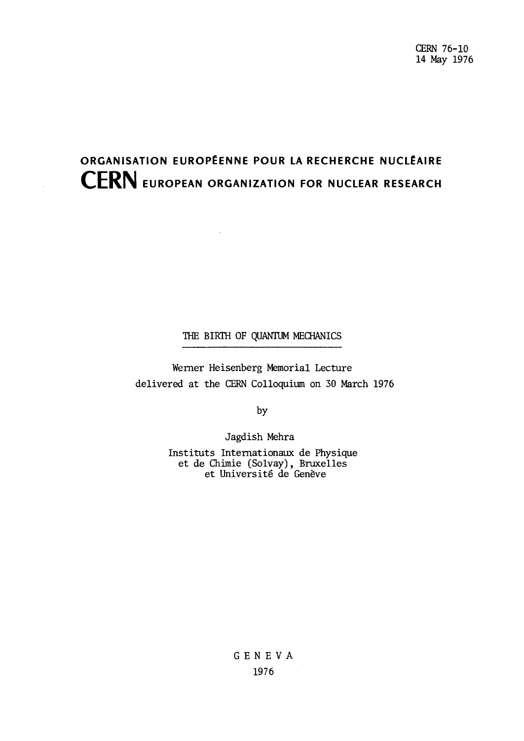CERN 76-10
14 May 1976

# ORGANISATION EUROPÉENNE POUR LA RECHERCHE NUCLÉAIRE
# CERN EUROPEAN ORGANIZATION FOR NUCLEAR RESEARCH

## THE BIRTH OF QUANTUM MECHANICS

Werner Heisenberg Memorial Lecture
delivered at the CERN Colloquium on 30 March 1976

by

Jagdish Mehra

Instituts Internationaux de Physique
et de Chimie (Solvay), Bruxelles
et Université de Genève

GENEVA
1976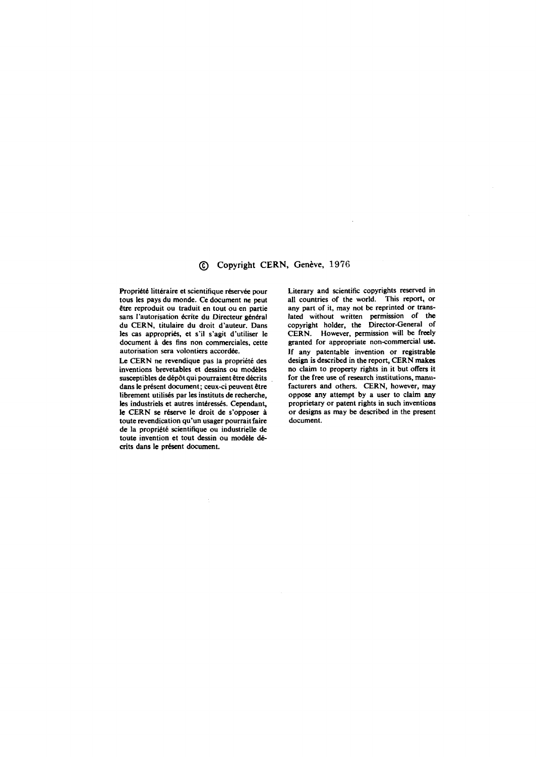© Copyright CERN, Genève, 1976

Propriété littéraire et scientifique réservée pour tous les pays du monde. Ce document ne peut être reproduit ou traduit en tout ou en partie sans l'autorisation écrite du Directeur général du CERN, titulaire du droit d'auteur. Dans les cas appropriés, et s'il s'agit d'utiliser le document à des fins non commerciales, cette autorisation sera volontiers accordée.

Le CERN ne revendique pas la propriété des inventions brevetables et dessins ou modèles susceptibles de dépôt qui pourraient être décrits dans le présent document; ceux-ci peuvent être librement utilisés par les instituts de recherche, les industriels et autres intéressés. Cependant, le CERN se réserve le droit de s'opposer à toute revendication qu'un usager pourrait faire de la propriété scientifique ou industrielle de toute invention et tout dessin ou modèle décrits dans le présent document.

Literary and scientific copyrights reserved in all countries of the world. This report, or any part of it, may not be reprinted or translated without written permission of the copyright holder, the Director-General of CERN. However, permission will be freely granted for appropriate non-commercial use.

If any patentable invention or registrable design is described in the report, CERN makes no claim to property rights in it but offers it for the free use of research institutions, manufacturers and others. CERN, however, may oppose any attempt by a user to claim any proprietary or patent rights in such inventions or designs as may be described in the present document.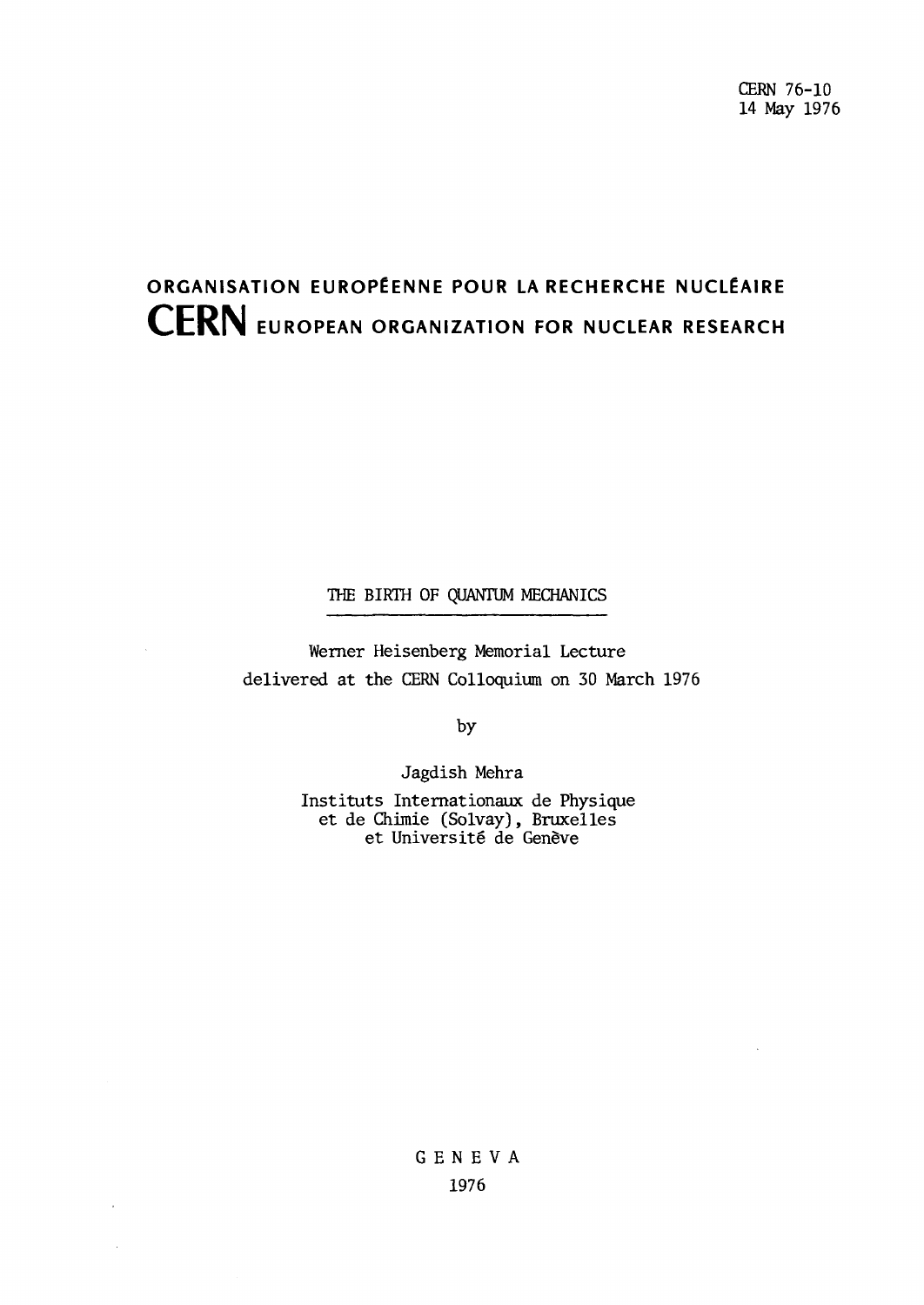CERN 76-10
14 May 1976

ORGANISATION EUROPÉENNE POUR LA RECHERCHE NUCLÉAIRE
**CERN** EUROPEAN ORGANIZATION FOR NUCLEAR RESEARCH

# THE BIRTH OF QUANTUM MECHANICS

Werner Heisenberg Memorial Lecture
delivered at the CERN Colloquium on 30 March 1976

by

Jagdish Mehra

Instituts Internationaux de Physique
et de Chimie (Solvay), Bruxelles
et Université de Genève

GENEVA
1976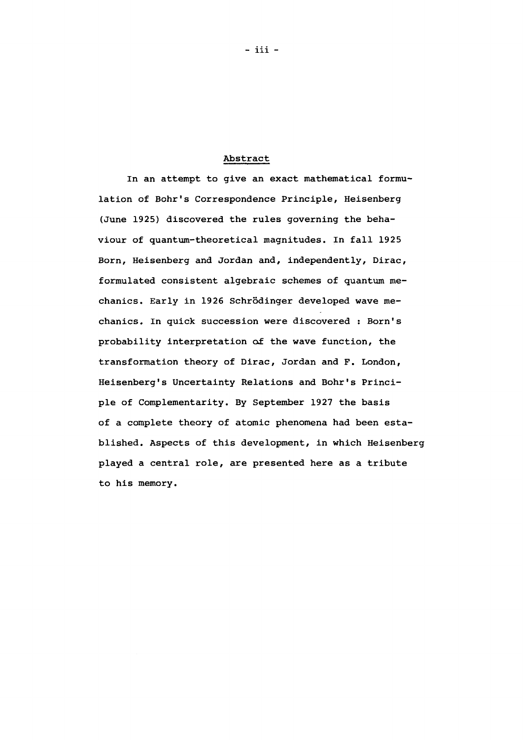## Abstract

In an attempt to give an exact mathematical formulation of Bohr's Correspondence Principle, Heisenberg (June 1925) discovered the rules governing the behaviour of quantum-theoretical magnitudes. In fall 1925 Born, Heisenberg and Jordan and, independently, Dirac, formulated consistent algebraic schemes of quantum mechanics. Early in 1926 Schrödinger developed wave mechanics. In quick succession were discovered : Born's probability interpretation of the wave function, the transformation theory of Dirac, Jordan and F. London, Heisenberg's Uncertainty Relations and Bohr's Principle of Complementarity. By September 1927 the basis of a complete theory of atomic phenomena had been established. Aspects of this development, in which Heisenberg played a central role, are presented here as a tribute to his memory.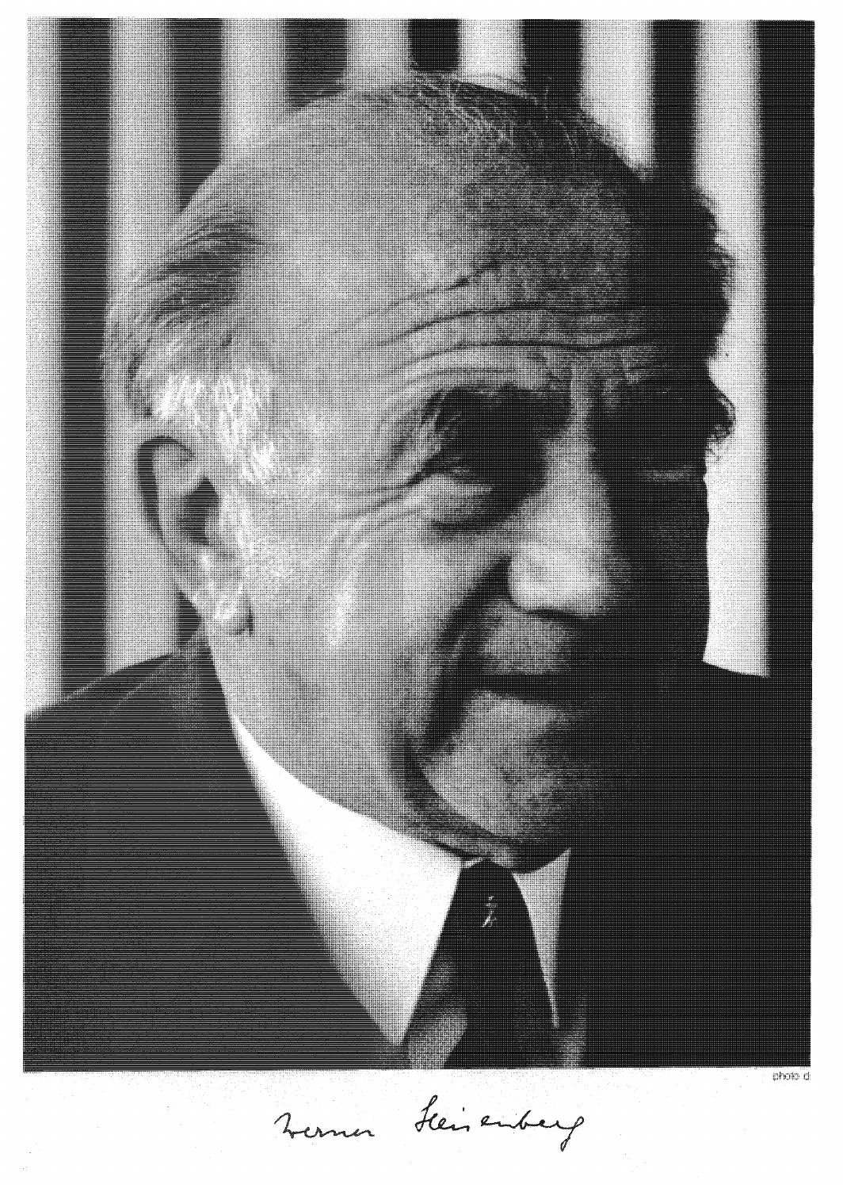photo d

Werner Heisenberg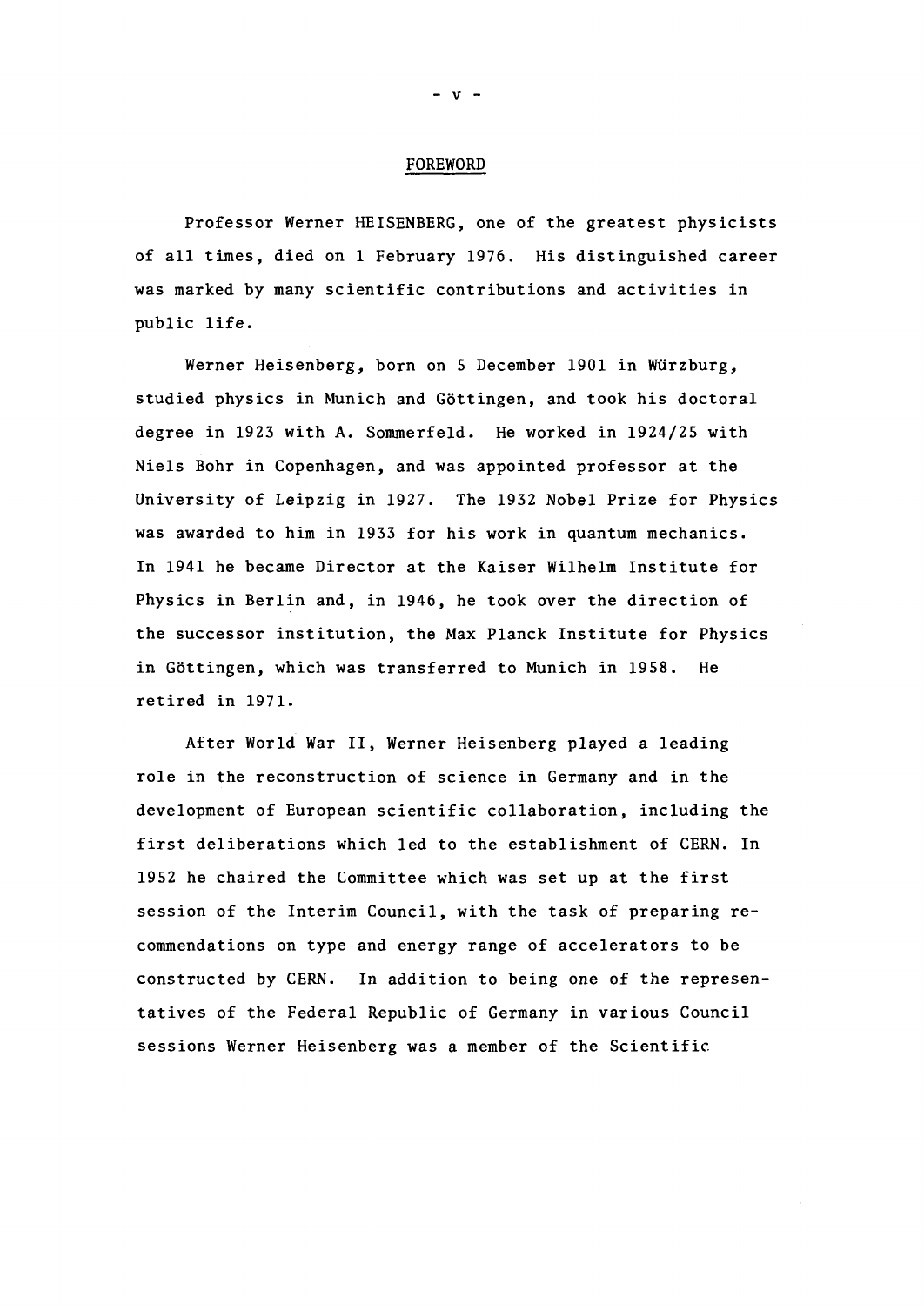# FOREWORD

Professor Werner HEISENBERG, one of the greatest physicists of all times, died on 1 February 1976. His distinguished career was marked by many scientific contributions and activities in public life.

Werner Heisenberg, born on 5 December 1901 in Würzburg, studied physics in Munich and Göttingen, and took his doctoral degree in 1923 with A. Sommerfeld. He worked in 1924/25 with Niels Bohr in Copenhagen, and was appointed professor at the University of Leipzig in 1927. The 1932 Nobel Prize for Physics was awarded to him in 1933 for his work in quantum mechanics. In 1941 he became Director at the Kaiser Wilhelm Institute for Physics in Berlin and, in 1946, he took over the direction of the successor institution, the Max Planck Institute for Physics in Göttingen, which was transferred to Munich in 1958. He retired in 1971.

After World War II, Werner Heisenberg played a leading role in the reconstruction of science in Germany and in the development of European scientific collaboration, including the first deliberations which led to the establishment of CERN. In 1952 he chaired the Committee which was set up at the first session of the Interim Council, with the task of preparing recommendations on type and energy range of accelerators to be constructed by CERN. In addition to being one of the representatives of the Federal Republic of Germany in various Council sessions Werner Heisenberg was a member of the Scientific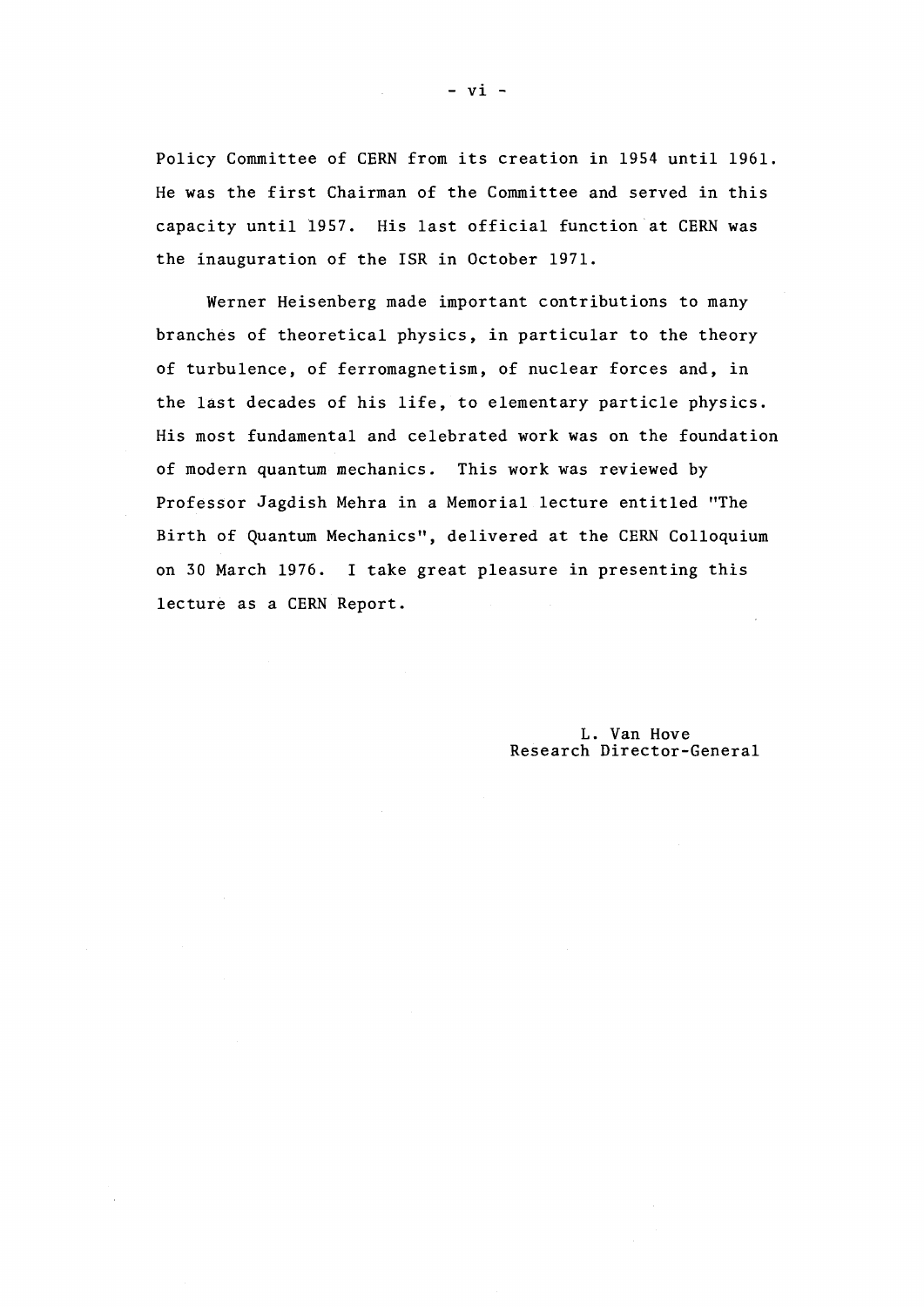Policy Committee of CERN from its creation in 1954 until 1961. He was the first Chairman of the Committee and served in this capacity until 1957. His last official function at CERN was the inauguration of the ISR in October 1971.

Werner Heisenberg made important contributions to many branches of theoretical physics, in particular to the theory of turbulence, of ferromagnetism, of nuclear forces and, in the last decades of his life, to elementary particle physics. His most fundamental and celebrated work was on the foundation of modern quantum mechanics. This work was reviewed by Professor Jagdish Mehra in a Memorial lecture entitled "The Birth of Quantum Mechanics", delivered at the CERN Colloquium on 30 March 1976. I take great pleasure in presenting this lecture as a CERN Report.

L. Van Hove
Research Director-General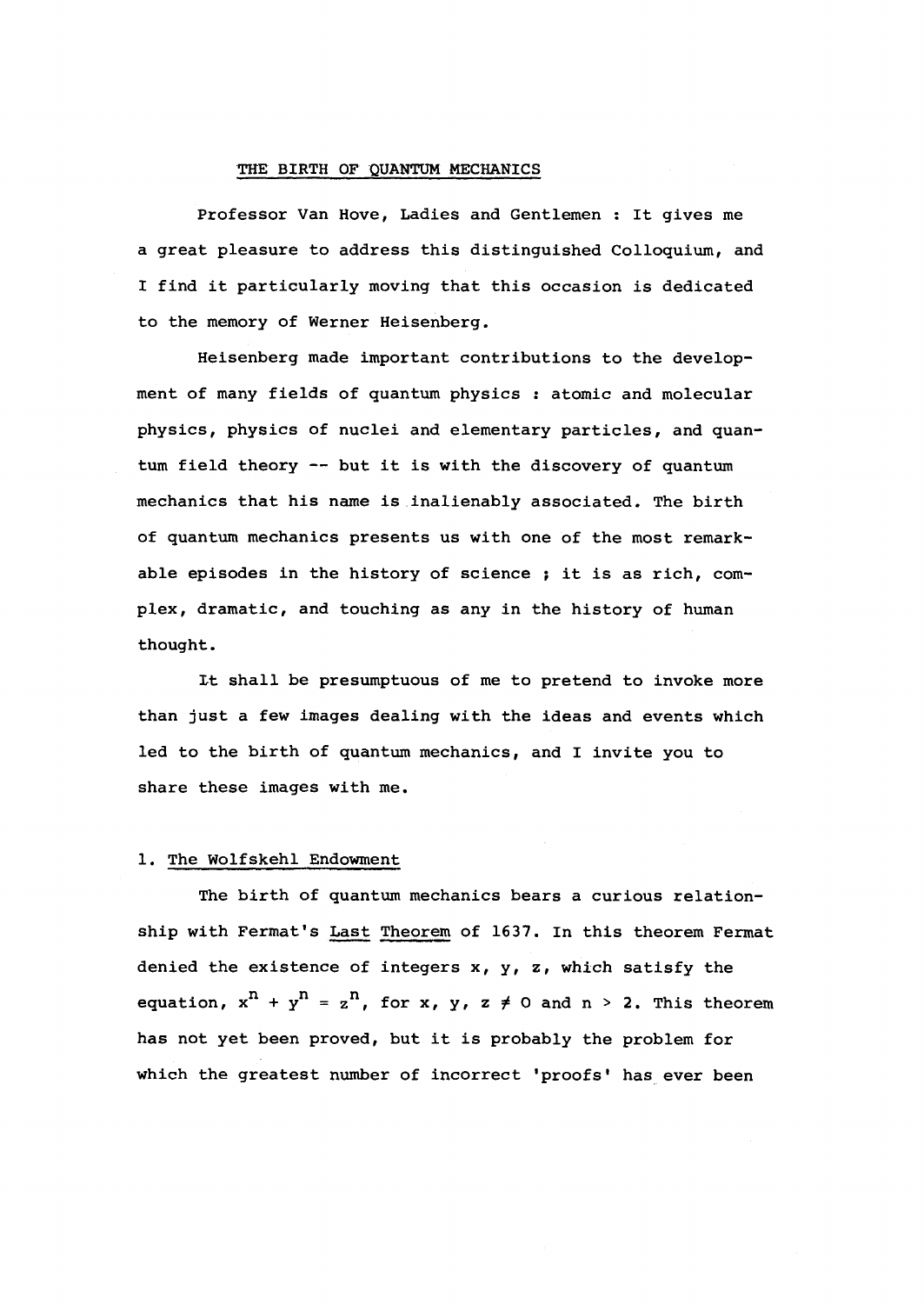# THE BIRTH OF QUANTUM MECHANICS

Professor Van Hove, Ladies and Gentlemen : It gives me a great pleasure to address this distinguished Colloquium, and I find it particularly moving that this occasion is dedicated to the memory of Werner Heisenberg.

Heisenberg made important contributions to the development of many fields of quantum physics : atomic and molecular physics, physics of nuclei and elementary particles, and quantum field theory -- but it is with the discovery of quantum mechanics that his name is inalienably associated. The birth of quantum mechanics presents us with one of the most remarkable episodes in the history of science ; it is as rich, complex, dramatic, and touching as any in the history of human thought.

It shall be presumptuous of me to pretend to invoke more than just a few images dealing with the ideas and events which led to the birth of quantum mechanics, and I invite you to share these images with me.

## 1. The Wolfskehl Endowment

The birth of quantum mechanics bears a curious relationship with Fermat's Last Theorem of 1637. In this theorem Fermat denied the existence of integers x, y, z, which satisfy the equation, $x^n + y^n = z^n$, for $x, y, z \neq 0$ and $n > 2$. This theorem has not yet been proved, but it is probably the problem for which the greatest number of incorrect 'proofs' has ever been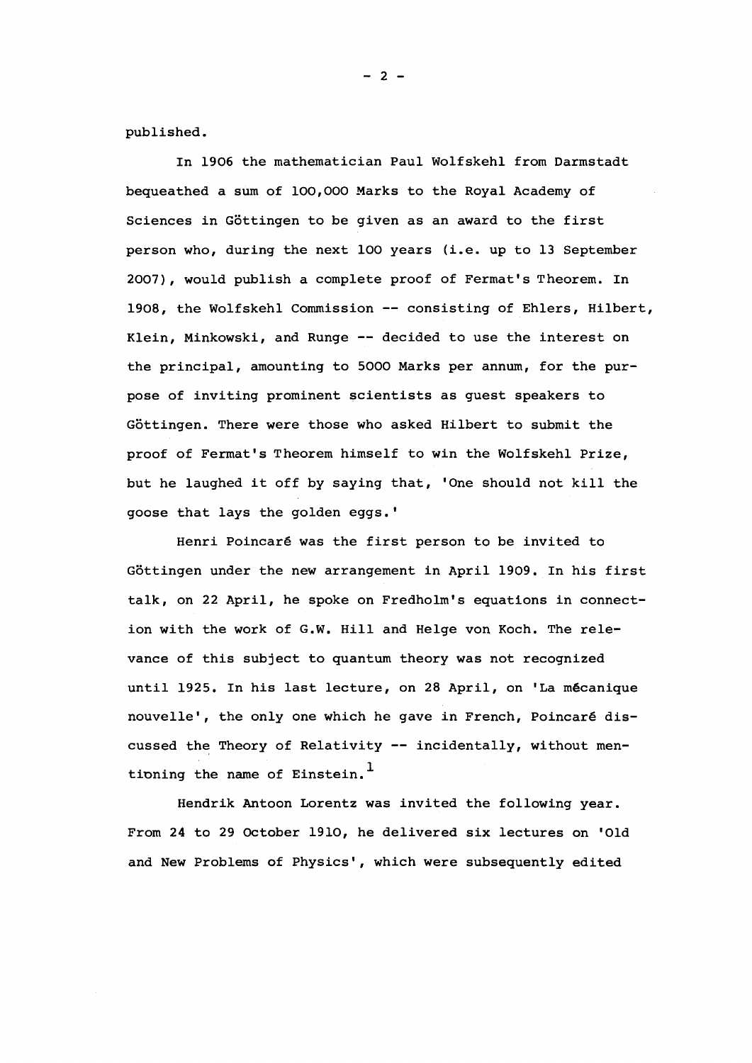published.

In 1906 the mathematician Paul Wolfskehl from Darmstadt bequeathed a sum of 100,000 Marks to the Royal Academy of Sciences in Göttingen to be given as an award to the first person who, during the next 100 years (i.e. up to 13 September 2007), would publish a complete proof of Fermat's Theorem. In 1908, the Wolfskehl Commission -- consisting of Ehlers, Hilbert, Klein, Minkowski, and Runge -- decided to use the interest on the principal, amounting to 5000 Marks per annum, for the purpose of inviting prominent scientists as guest speakers to Göttingen. There were those who asked Hilbert to submit the proof of Fermat's Theorem himself to win the Wolfskehl Prize, but he laughed it off by saying that, 'One should not kill the goose that lays the golden eggs.'

Henri Poincaré was the first person to be invited to Göttingen under the new arrangement in April 1909. In his first talk, on 22 April, he spoke on Fredholm's equations in connection with the work of G.W. Hill and Helge von Koch. The relevance of this subject to quantum theory was not recognized until 1925. In his last lecture, on 28 April, on 'La mécanique nouvelle', the only one which he gave in French, Poincaré discussed the Theory of Relativity -- incidentally, without mentioning the name of Einstein.[1]

Hendrik Antoon Lorentz was invited the following year. From 24 to 29 October 1910, he delivered six lectures on 'Old and New Problems of Physics', which were subsequently edited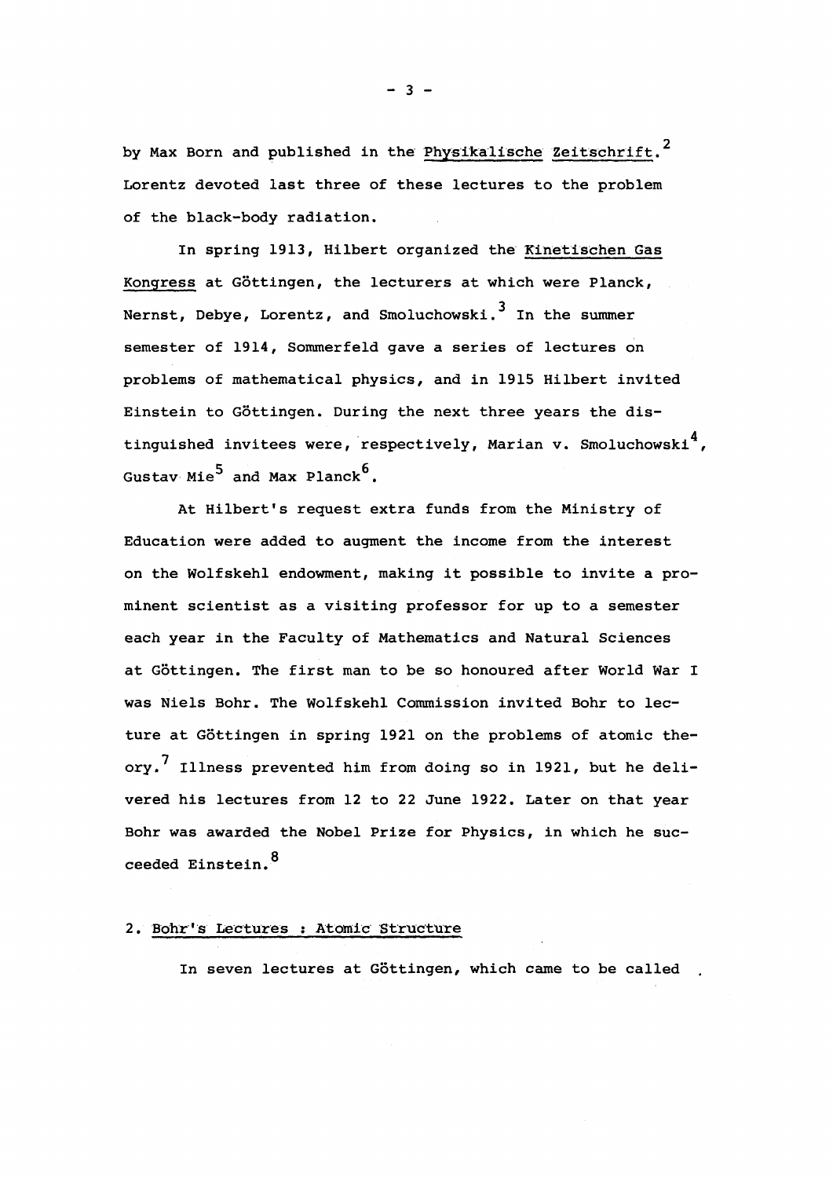by Max Born and published in the Physikalische Zeitschrift.[2] Lorentz devoted last three of these lectures to the problem of the black-body radiation.

In spring 1913, Hilbert organized the Kinetischen Gas Kongress at Göttingen, the lecturers at which were Planck, Nernst, Debye, Lorentz, and Smoluchowski.[3] In the summer semester of 1914, Sommerfeld gave a series of lectures on problems of mathematical physics, and in 1915 Hilbert invited Einstein to Göttingen. During the next three years the distinguished invitees were, respectively, Marian v. Smoluchowski[4], Gustav Mie[5] and Max Planck[6].

At Hilbert's request extra funds from the Ministry of Education were added to augment the income from the interest on the Wolfskehl endowment, making it possible to invite a prominent scientist as a visiting professor for up to a semester each year in the Faculty of Mathematics and Natural Sciences at Göttingen. The first man to be so honoured after World War I was Niels Bohr. The Wolfskehl Commission invited Bohr to lecture at Göttingen in spring 1921 on the problems of atomic theory.[7] Illness prevented him from doing so in 1921, but he delivered his lectures from 12 to 22 June 1922. Later on that year Bohr was awarded the Nobel Prize for Physics, in which he succeeded Einstein.[8]

## 2. Bohr's Lectures : Atomic Structure

In seven lectures at Göttingen, which came to be called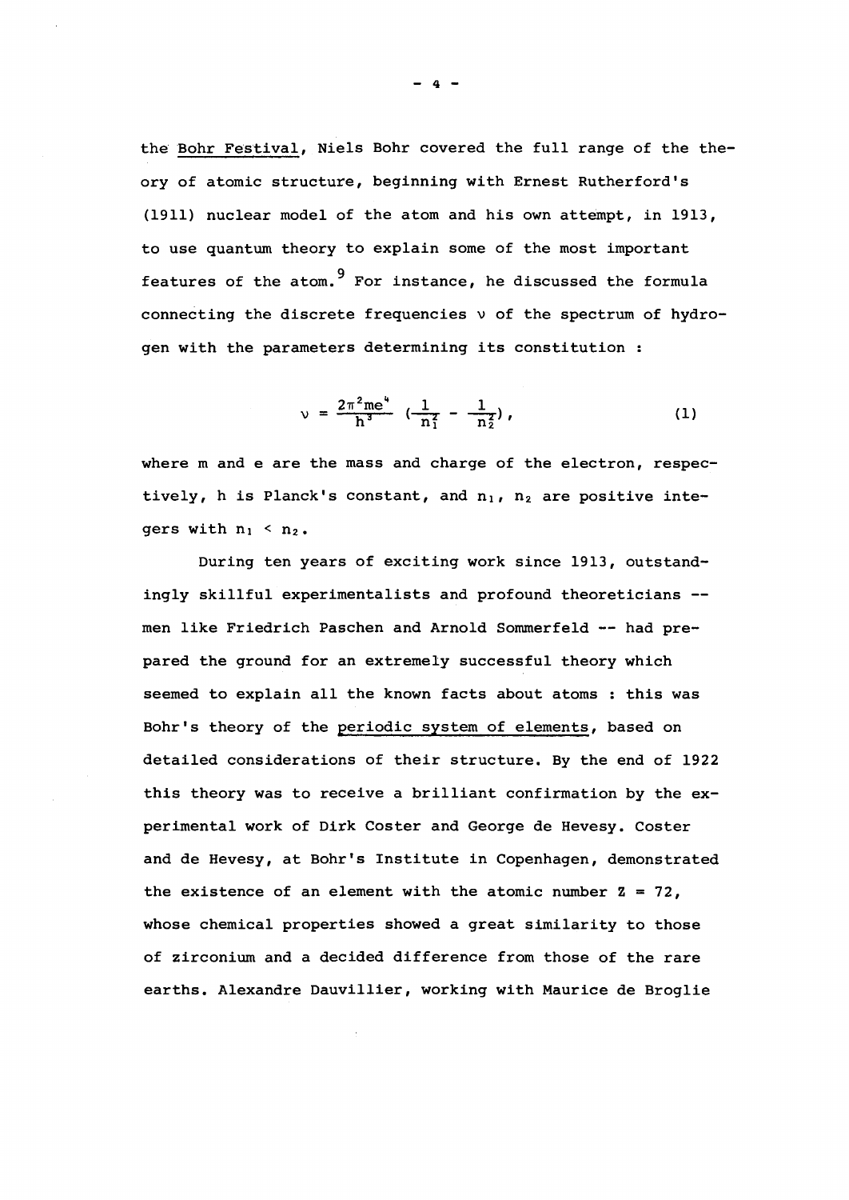the Bohr Festival, Niels Bohr covered the full range of the theory of atomic structure, beginning with Ernest Rutherford's (1911) nuclear model of the atom and his own attempt, in 1913, to use quantum theory to explain some of the most important features of the atom.[9] For instance, he discussed the formula connecting the discrete frequencies $\nu$ of the spectrum of hydrogen with the parameters determining its constitution :

$$\nu = \frac{2\pi^2 me^4}{h^3} \left(\frac{1}{n_1^2} - \frac{1}{n_2^2}\right), \tag{1}$$

where m and e are the mass and charge of the electron, respectively, h is Planck's constant, and $n_1$, $n_2$ are positive integers with $n_1 < n_2$.

During ten years of exciting work since 1913, outstandingly skillful experimentalists and profound theoreticians -- men like Friedrich Paschen and Arnold Sommerfeld -- had prepared the ground for an extremely successful theory which seemed to explain all the known facts about atoms : this was Bohr's theory of the periodic system of elements, based on detailed considerations of their structure. By the end of 1922 this theory was to receive a brilliant confirmation by the experimental work of Dirk Coster and George de Hevesy. Coster and de Hevesy, at Bohr's Institute in Copenhagen, demonstrated the existence of an element with the atomic number $Z = 72$, whose chemical properties showed a great similarity to those of zirconium and a decided difference from those of the rare earths. Alexandre Dauvillier, working with Maurice de Broglie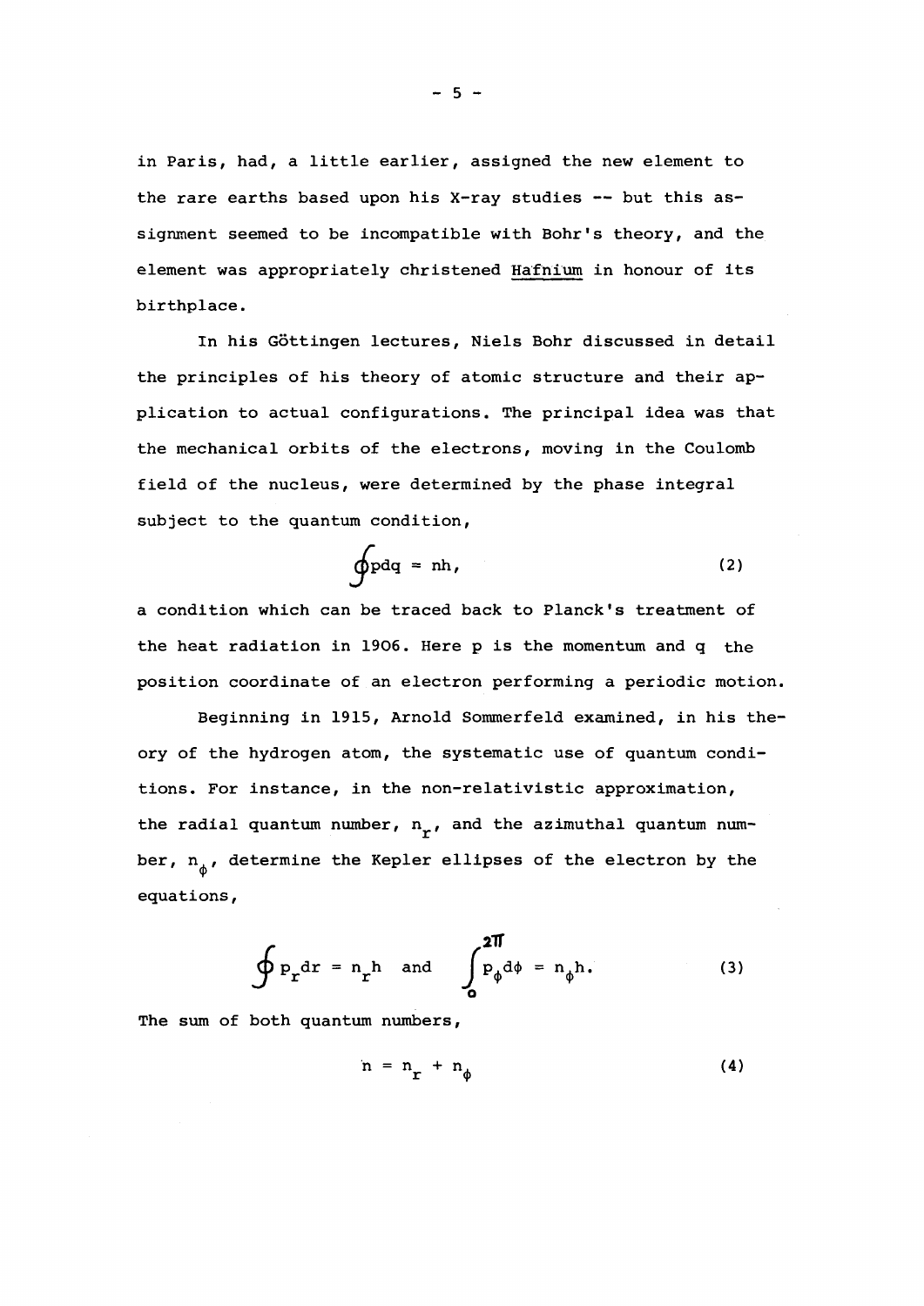in Paris, had, a little earlier, assigned the new element to the rare earths based upon his X-ray studies -- but this assignment seemed to be incompatible with Bohr's theory, and the element was appropriately christened Hafnium in honour of its birthplace.

In his Göttingen lectures, Niels Bohr discussed in detail the principles of his theory of atomic structure and their application to actual configurations. The principal idea was that the mechanical orbits of the electrons, moving in the Coulomb field of the nucleus, were determined by the phase integral subject to the quantum condition,

$$\oint p dq = nh, \tag{2}$$

a condition which can be traced back to Planck's treatment of the heat radiation in 1906. Here p is the momentum and q the position coordinate of an electron performing a periodic motion.

Beginning in 1915, Arnold Sommerfeld examined, in his theory of the hydrogen atom, the systematic use of quantum conditions. For instance, in the non-relativistic approximation, the radial quantum number, $n_r$, and the azimuthal quantum number, $n_\phi$, determine the Kepler ellipses of the electron by the equations,

$$\oint p_r dr = n_r h \quad \text{and} \quad \int_0^{2\pi} p_\phi d\phi = n_\phi h. \tag{3}$$

The sum of both quantum numbers,

$$n = n_r + n_\phi \tag{4}$$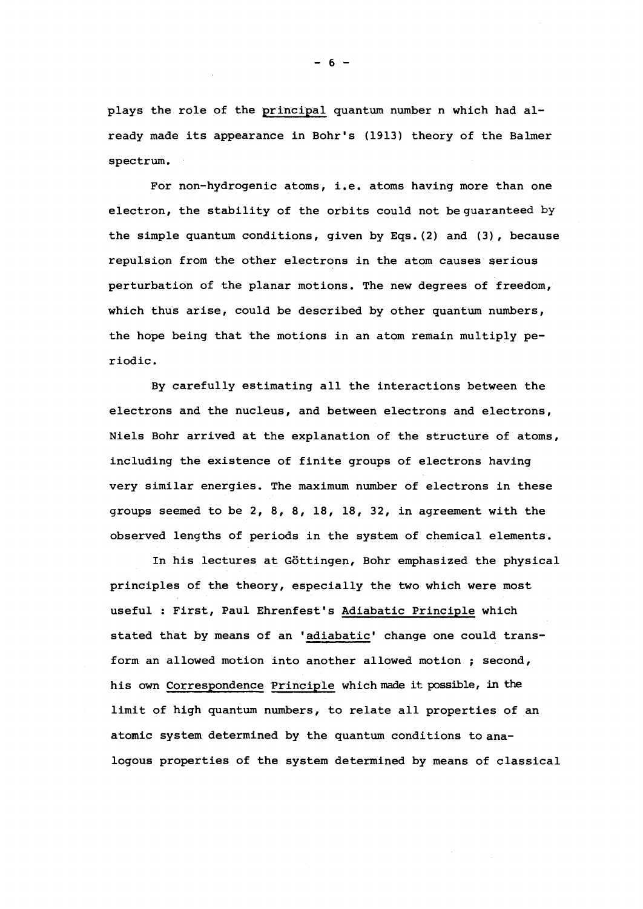plays the role of the principal quantum number n which had already made its appearance in Bohr's (1913) theory of the Balmer spectrum.

For non-hydrogenic atoms, i.e. atoms having more than one electron, the stability of the orbits could not be guaranteed by the simple quantum conditions, given by Eqs. (2) and (3), because repulsion from the other electrons in the atom causes serious perturbation of the planar motions. The new degrees of freedom, which thus arise, could be described by other quantum numbers, the hope being that the motions in an atom remain multiply periodic.

By carefully estimating all the interactions between the electrons and the nucleus, and between electrons and electrons, Niels Bohr arrived at the explanation of the structure of atoms, including the existence of finite groups of electrons having very similar energies. The maximum number of electrons in these groups seemed to be 2, 8, 8, 18, 18, 32, in agreement with the observed lengths of periods in the system of chemical elements.

In his lectures at Göttingen, Bohr emphasized the physical principles of the theory, especially the two which were most useful : First, Paul Ehrenfest's Adiabatic Principle which stated that by means of an 'adiabatic' change one could transform an allowed motion into another allowed motion ; second, his own Correspondence Principle which made it possible, in the limit of high quantum numbers, to relate all properties of an atomic system determined by the quantum conditions to analogous properties of the system determined by means of classical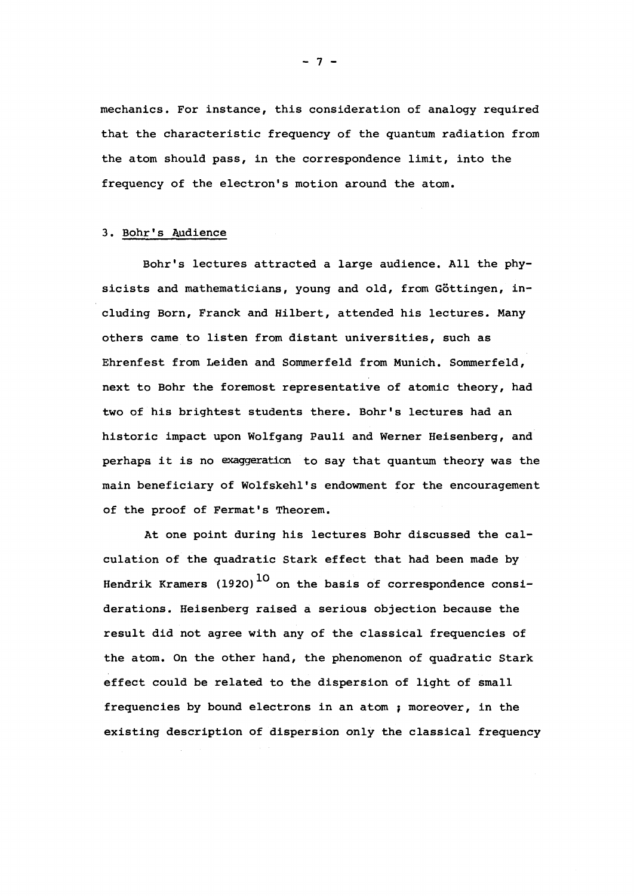mechanics. For instance, this consideration of analogy required that the characteristic frequency of the quantum radiation from the atom should pass, in the correspondence limit, into the frequency of the electron's motion around the atom.

### 3. Bohr's Audience

Bohr's lectures attracted a large audience. All the physicists and mathematicians, young and old, from Göttingen, including Born, Franck and Hilbert, attended his lectures. Many others came to listen from distant universities, such as Ehrenfest from Leiden and Sommerfeld from Munich. Sommerfeld, next to Bohr the foremost representative of atomic theory, had two of his brightest students there. Bohr's lectures had an historic impact upon Wolfgang Pauli and Werner Heisenberg, and perhaps it is no exaggeration to say that quantum theory was the main beneficiary of Wolfskehl's endowment for the encouragement of the proof of Fermat's Theorem.

At one point during his lectures Bohr discussed the calculation of the quadratic Stark effect that had been made by Hendrik Kramers (1920)[10] on the basis of correspondence considerations. Heisenberg raised a serious objection because the result did not agree with any of the classical frequencies of the atom. On the other hand, the phenomenon of quadratic Stark effect could be related to the dispersion of light of small frequencies by bound electrons in an atom ; moreover, in the existing description of dispersion only the classical frequency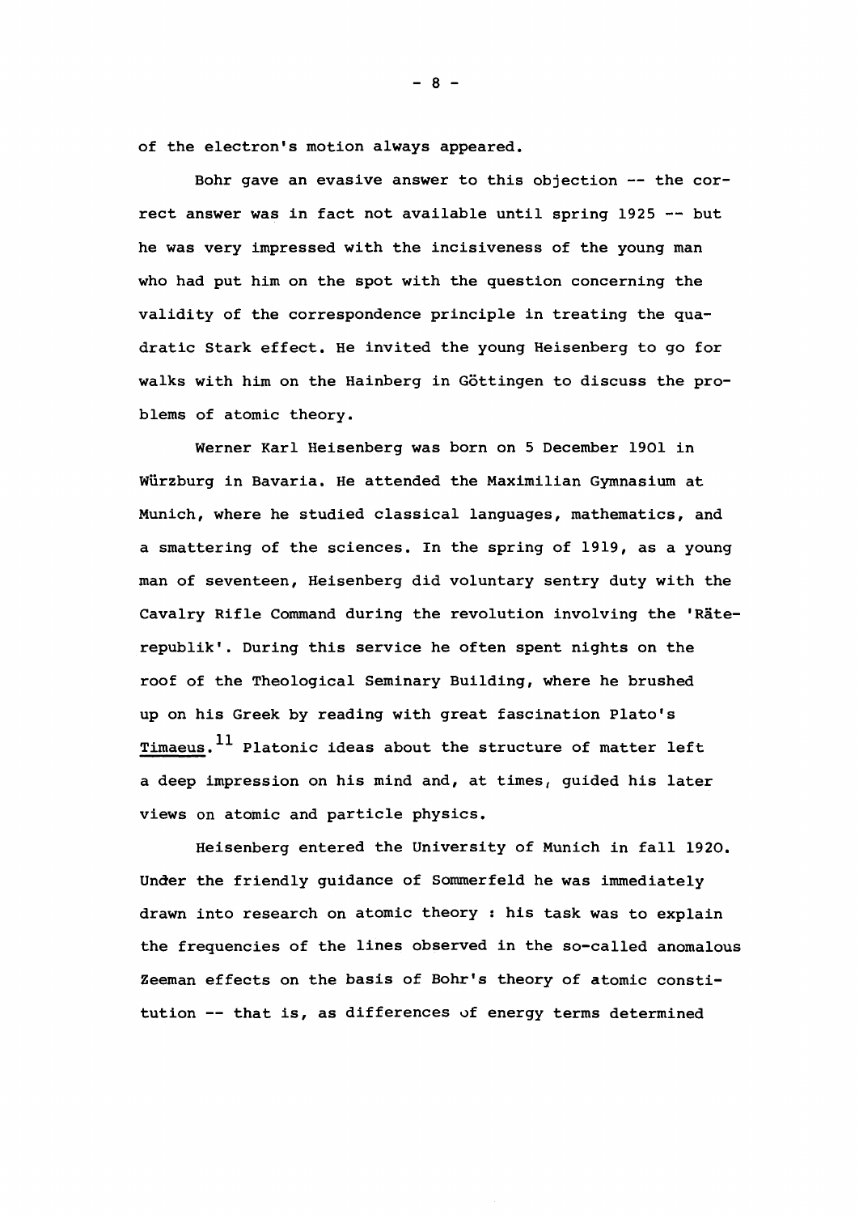of the electron's motion always appeared.

Bohr gave an evasive answer to this objection -- the correct answer was in fact not available until spring 1925 -- but he was very impressed with the incisiveness of the young man who had put him on the spot with the question concerning the validity of the correspondence principle in treating the quadratic Stark effect. He invited the young Heisenberg to go for walks with him on the Hainberg in Göttingen to discuss the problems of atomic theory.

Werner Karl Heisenberg was born on 5 December 1901 in Würzburg in Bavaria. He attended the Maximilian Gymnasium at Munich, where he studied classical languages, mathematics, and a smattering of the sciences. In the spring of 1919, as a young man of seventeen, Heisenberg did voluntary sentry duty with the Cavalry Rifle Command during the revolution involving the 'Räterepublik'. During this service he often spent nights on the roof of the Theological Seminary Building, where he brushed up on his Greek by reading with great fascination Plato's _Timaeus_.[11] Platonic ideas about the structure of matter left a deep impression on his mind and, at times, guided his later views on atomic and particle physics.

Heisenberg entered the University of Munich in fall 1920. Under the friendly guidance of Sommerfeld he was immediately drawn into research on atomic theory : his task was to explain the frequencies of the lines observed in the so-called anomalous Zeeman effects on the basis of Bohr's theory of atomic constitution -- that is, as differences of energy terms determined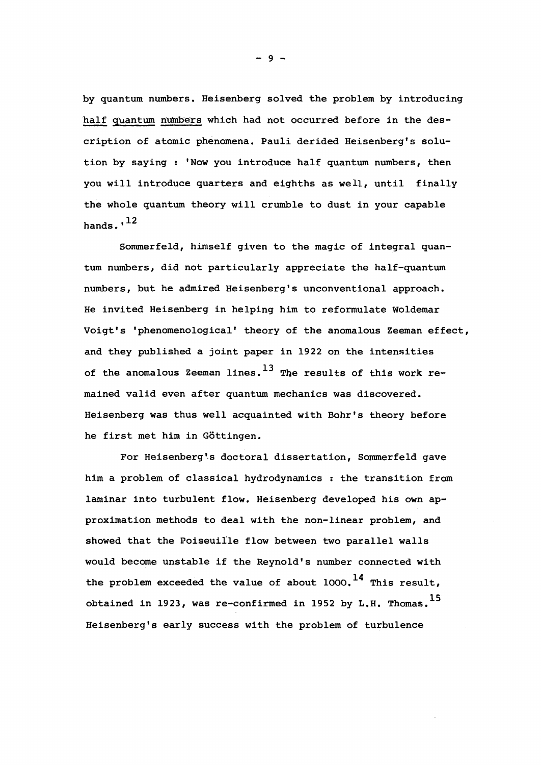by quantum numbers. Heisenberg solved the problem by introducing half quantum numbers which had not occurred before in the description of atomic phenomena. Pauli derided Heisenberg's solution by saying : 'Now you introduce half quantum numbers, then you will introduce quarters and eighths as well, until finally the whole quantum theory will crumble to dust in your capable hands.'[12]

Sommerfeld, himself given to the magic of integral quantum numbers, did not particularly appreciate the half-quantum numbers, but he admired Heisenberg's unconventional approach. He invited Heisenberg in helping him to reformulate Woldemar Voigt's 'phenomenological' theory of the anomalous Zeeman effect, and they published a joint paper in 1922 on the intensities of the anomalous Zeeman lines.[13] The results of this work remained valid even after quantum mechanics was discovered. Heisenberg was thus well acquainted with Bohr's theory before he first met him in Göttingen.

For Heisenberg's doctoral dissertation, Sommerfeld gave him a problem of classical hydrodynamics : the transition from laminar into turbulent flow. Heisenberg developed his own approximation methods to deal with the non-linear problem, and showed that the Poiseuille flow between two parallel walls would become unstable if the Reynold's number connected with the problem exceeded the value of about 1000.[14] This result, obtained in 1923, was re-confirmed in 1952 by L.H. Thomas.[15] Heisenberg's early success with the problem of turbulence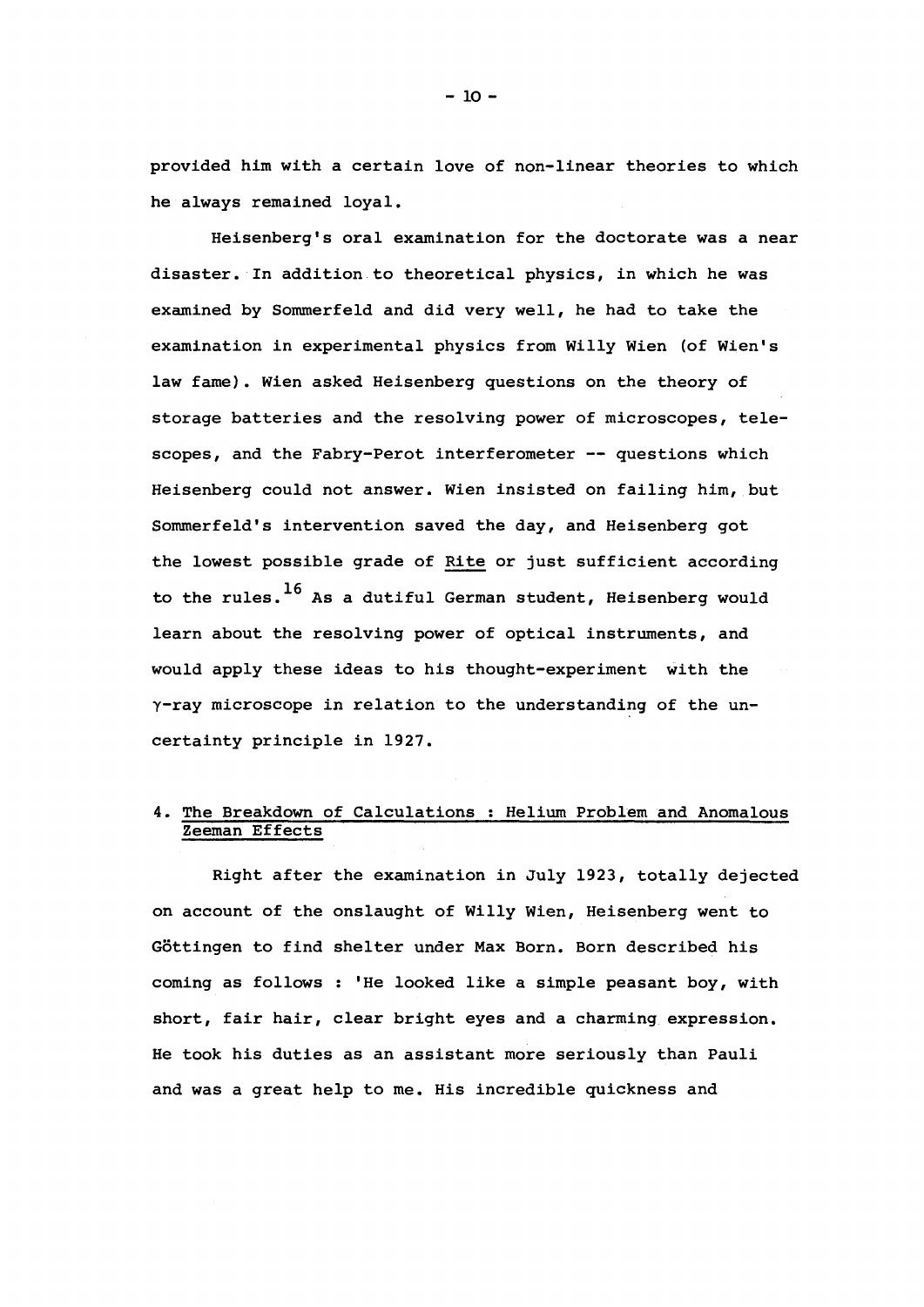provided him with a certain love of non-linear theories to which he always remained loyal.

Heisenberg's oral examination for the doctorate was a near disaster. In addition to theoretical physics, in which he was examined by Sommerfeld and did very well, he had to take the examination in experimental physics from Willy Wien (of Wien's law fame). Wien asked Heisenberg questions on the theory of storage batteries and the resolving power of microscopes, telescopes, and the Fabry-Perot interferometer -- questions which Heisenberg could not answer. Wien insisted on failing him, but Sommerfeld's intervention saved the day, and Heisenberg got the lowest possible grade of Rite or just sufficient according to the rules.[16] As a dutiful German student, Heisenberg would learn about the resolving power of optical instruments, and would apply these ideas to his thought-experiment with the $\gamma$-ray microscope in relation to the understanding of the uncertainty principle in 1927.

## 4. The Breakdown of Calculations : Helium Problem and Anomalous Zeeman Effects

Right after the examination in July 1923, totally dejected on account of the onslaught of Willy Wien, Heisenberg went to Göttingen to find shelter under Max Born. Born described his coming as follows : 'He looked like a simple peasant boy, with short, fair hair, clear bright eyes and a charming expression. He took his duties as an assistant more seriously than Pauli and was a great help to me. His incredible quickness and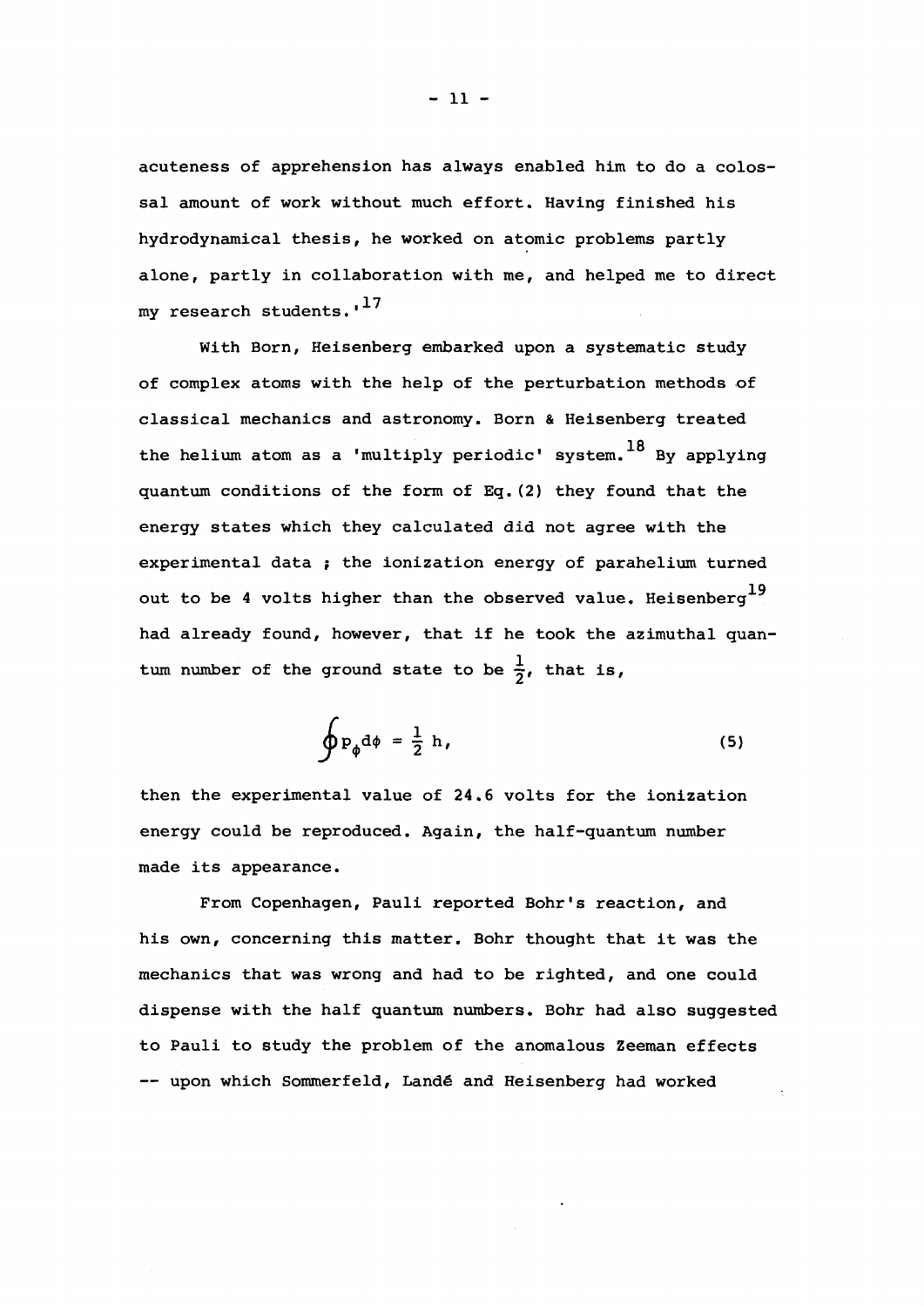acuteness of apprehension has always enabled him to do a colossal amount of work without much effort. Having finished his hydrodynamical thesis, he worked on atomic problems partly alone, partly in collaboration with me, and helped me to direct my research students.'[17]

With Born, Heisenberg embarked upon a systematic study of complex atoms with the help of the perturbation methods of classical mechanics and astronomy. Born & Heisenberg treated the helium atom as a 'multiply periodic' system.[18] By applying quantum conditions of the form of Eq. (2) they found that the energy states which they calculated did not agree with the experimental data ; the ionization energy of parahelium turned out to be 4 volts higher than the observed value. Heisenberg[19] had already found, however, that if he took the azimuthal quantum number of the ground state to be $\frac{1}{2}$, that is,

$$\oint p_\phi d\phi = \frac{1}{2}\, h, \tag{5}$$

then the experimental value of 24.6 volts for the ionization energy could be reproduced. Again, the half-quantum number made its appearance.

From Copenhagen, Pauli reported Bohr's reaction, and his own, concerning this matter. Bohr thought that it was the mechanics that was wrong and had to be righted, and one could dispense with the half quantum numbers. Bohr had also suggested to Pauli to study the problem of the anomalous Zeeman effects -- upon which Sommerfeld, Landé and Heisenberg had worked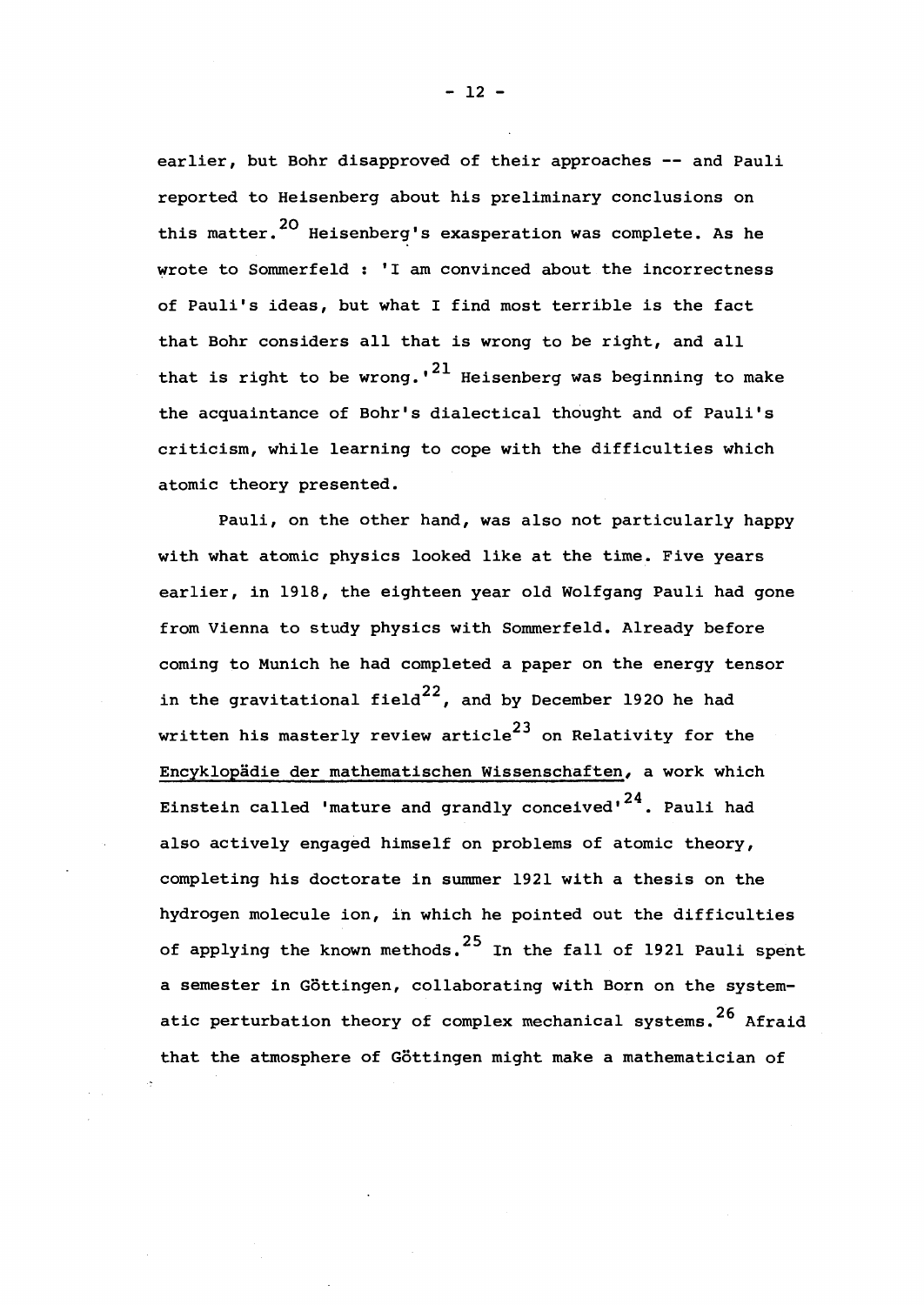earlier, but Bohr disapproved of their approaches -- and Pauli reported to Heisenberg about his preliminary conclusions on this matter.[20] Heisenberg's exasperation was complete. As he wrote to Sommerfeld : 'I am convinced about the incorrectness of Pauli's ideas, but what I find most terrible is the fact that Bohr considers all that is wrong to be right, and all that is right to be wrong.'[21] Heisenberg was beginning to make the acquaintance of Bohr's dialectical thought and of Pauli's criticism, while learning to cope with the difficulties which atomic theory presented.

Pauli, on the other hand, was also not particularly happy with what atomic physics looked like at the time. Five years earlier, in 1918, the eighteen year old Wolfgang Pauli had gone from Vienna to study physics with Sommerfeld. Already before coming to Munich he had completed a paper on the energy tensor in the gravitational field[22], and by December 1920 he had written his masterly review article[23] on Relativity for the Encyklopädie der mathematischen Wissenschaften, a work which Einstein called 'mature and grandly conceived'[24]. Pauli had also actively engaged himself on problems of atomic theory, completing his doctorate in summer 1921 with a thesis on the hydrogen molecule ion, in which he pointed out the difficulties of applying the known methods.[25] In the fall of 1921 Pauli spent a semester in Göttingen, collaborating with Born on the systematic perturbation theory of complex mechanical systems.[26] Afraid that the atmosphere of Göttingen might make a mathematician of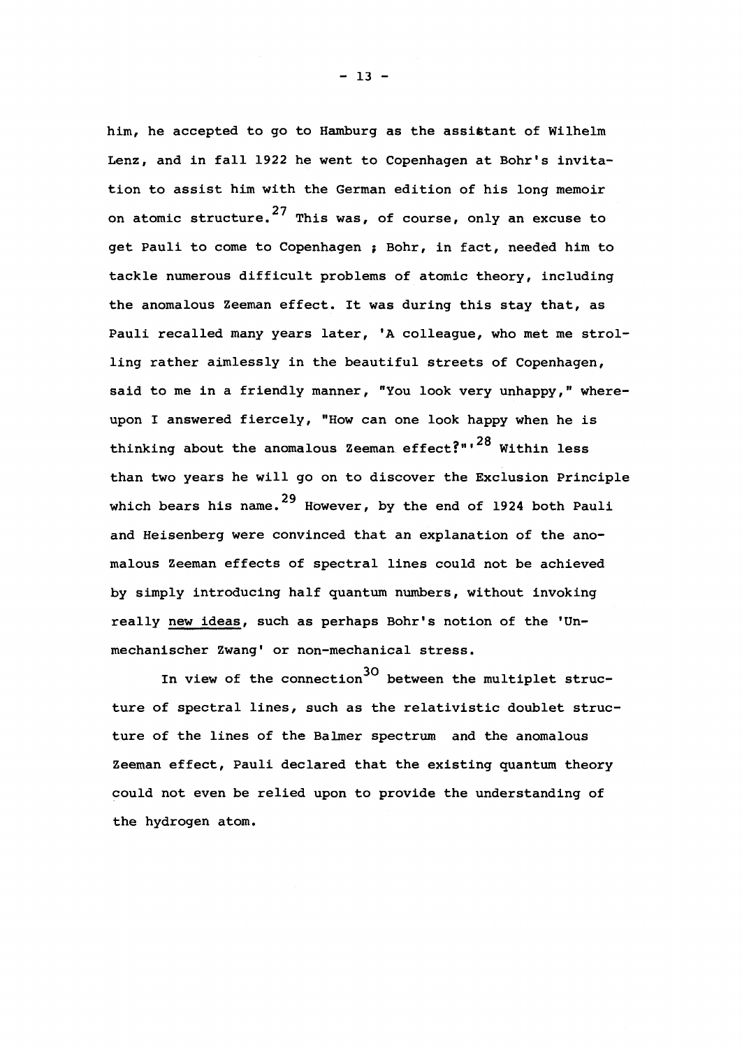him, he accepted to go to Hamburg as the assistant of Wilhelm Lenz, and in fall 1922 he went to Copenhagen at Bohr's invitation to assist him with the German edition of his long memoir on atomic structure.[27] This was, of course, only an excuse to get Pauli to come to Copenhagen ; Bohr, in fact, needed him to tackle numerous difficult problems of atomic theory, including the anomalous Zeeman effect. It was during this stay that, as Pauli recalled many years later, 'A colleague, who met me strolling rather aimlessly in the beautiful streets of Copenhagen, said to me in a friendly manner, "You look very unhappy," whereupon I answered fiercely, "How can one look happy when he is thinking about the anomalous Zeeman effect?"'[28] Within less than two years he will go on to discover the Exclusion Principle which bears his name.[29] However, by the end of 1924 both Pauli and Heisenberg were convinced that an explanation of the anomalous Zeeman effects of spectral lines could not be achieved by simply introducing half quantum numbers, without invoking really new ideas, such as perhaps Bohr's notion of the 'Unmechanischer Zwang' or non-mechanical stress.

In view of the connection[30] between the multiplet structure of spectral lines, such as the relativistic doublet structure of the lines of the Balmer spectrum and the anomalous Zeeman effect, Pauli declared that the existing quantum theory could not even be relied upon to provide the understanding of the hydrogen atom.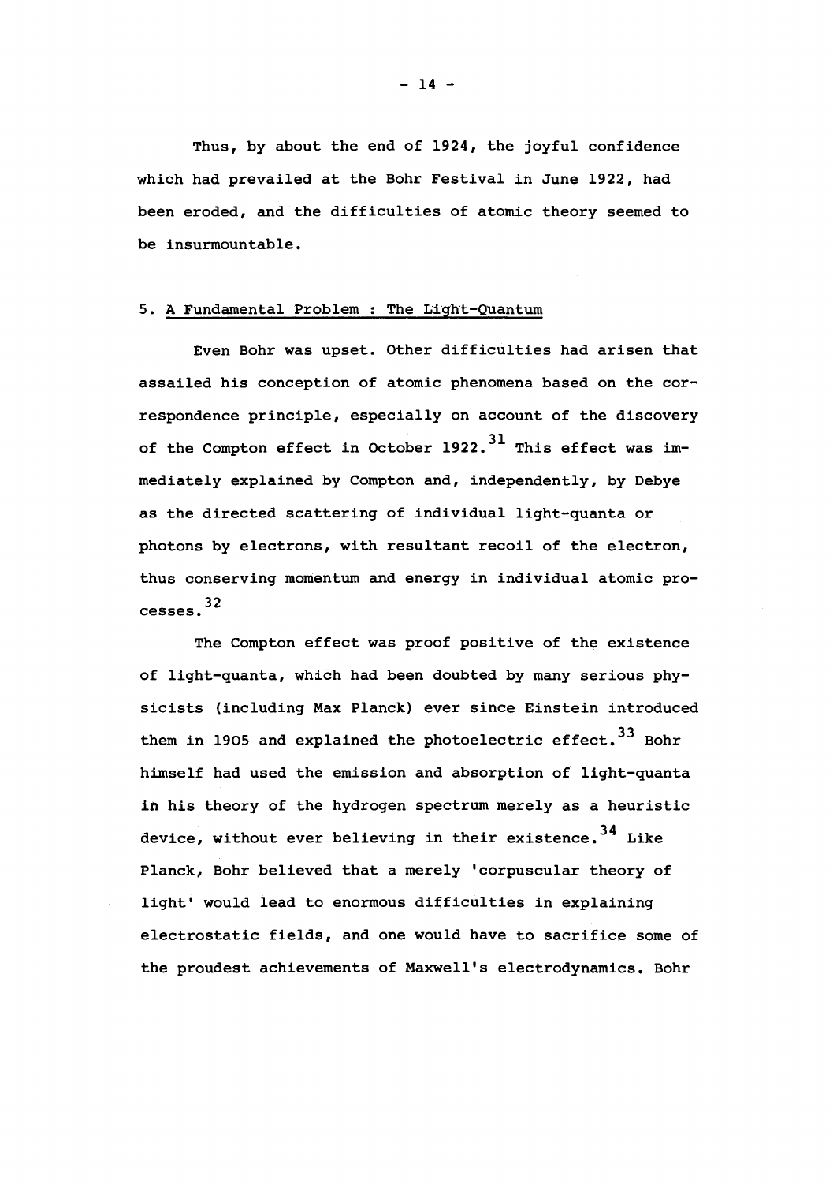Thus, by about the end of 1924, the joyful confidence which had prevailed at the Bohr Festival in June 1922, had been eroded, and the difficulties of atomic theory seemed to be insurmountable.

## 5. A Fundamental Problem : The Light-Quantum

Even Bohr was upset. Other difficulties had arisen that assailed his conception of atomic phenomena based on the correspondence principle, especially on account of the discovery of the Compton effect in October 1922.[31] This effect was immediately explained by Compton and, independently, by Debye as the directed scattering of individual light-quanta or photons by electrons, with resultant recoil of the electron, thus conserving momentum and energy in individual atomic processes.[32]

The Compton effect was proof positive of the existence of light-quanta, which had been doubted by many serious physicists (including Max Planck) ever since Einstein introduced them in 1905 and explained the photoelectric effect.[33] Bohr himself had used the emission and absorption of light-quanta in his theory of the hydrogen spectrum merely as a heuristic device, without ever believing in their existence.[34] Like Planck, Bohr believed that a merely 'corpuscular theory of light' would lead to enormous difficulties in explaining electrostatic fields, and one would have to sacrifice some of the proudest achievements of Maxwell's electrodynamics. Bohr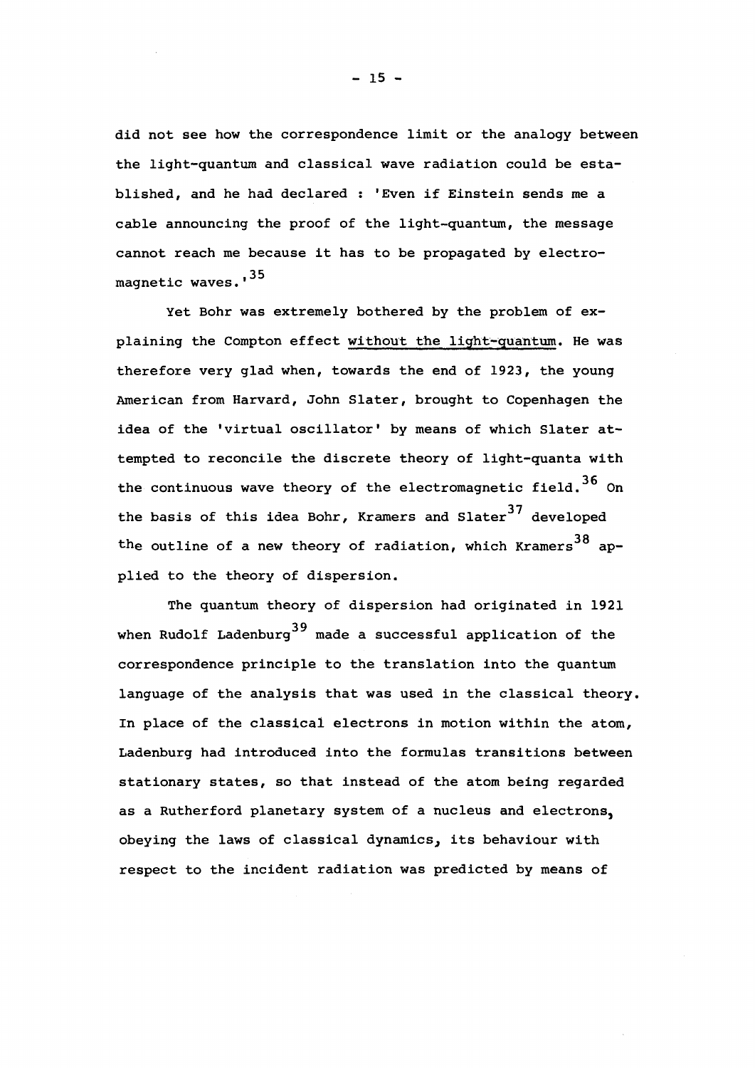did not see how the correspondence limit or the analogy between the light-quantum and classical wave radiation could be established, and he had declared : 'Even if Einstein sends me a cable announcing the proof of the light-quantum, the message cannot reach me because it has to be propagated by electromagnetic waves.'[35]

Yet Bohr was extremely bothered by the problem of explaining the Compton effect without the light-quantum. He was therefore very glad when, towards the end of 1923, the young American from Harvard, John Slater, brought to Copenhagen the idea of the 'virtual oscillator' by means of which Slater attempted to reconcile the discrete theory of light-quanta with the continuous wave theory of the electromagnetic field.[36] On the basis of this idea Bohr, Kramers and Slater[37] developed the outline of a new theory of radiation, which Kramers[38] applied to the theory of dispersion.

The quantum theory of dispersion had originated in 1921 when Rudolf Ladenburg[39] made a successful application of the correspondence principle to the translation into the quantum language of the analysis that was used in the classical theory. In place of the classical electrons in motion within the atom, Ladenburg had introduced into the formulas transitions between stationary states, so that instead of the atom being regarded as a Rutherford planetary system of a nucleus and electrons, obeying the laws of classical dynamics, its behaviour with respect to the incident radiation was predicted by means of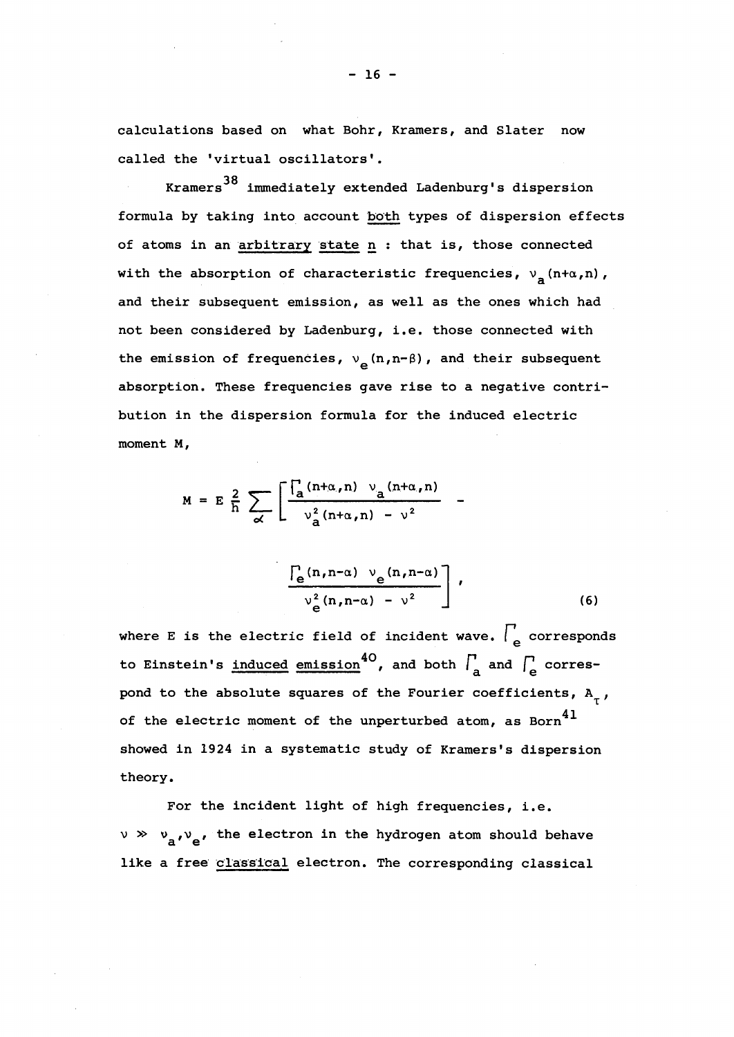calculations based on what Bohr, Kramers, and Slater now called the 'virtual oscillators'.

Kramers[38] immediately extended Ladenburg's dispersion formula by taking into account both types of dispersion effects of atoms in an arbitrary state n : that is, those connected with the absorption of characteristic frequencies, $\nu_a(n+\alpha,n)$, and their subsequent emission, as well as the ones which had not been considered by Ladenburg, i.e. those connected with the emission of frequencies, $\nu_e(n,n-\beta)$, and their subsequent absorption. These frequencies gave rise to a negative contribution in the dispersion formula for the induced electric moment M,

$$M = E\,\frac{2}{h}\sum_{\alpha}\left[\frac{\Gamma_a(n+\alpha,n)\ \nu_a(n+\alpha,n)}{\nu_a^2(n+\alpha,n)-\nu^2} - \frac{\Gamma_e(n,n-\alpha)\ \nu_e(n,n-\alpha)}{\nu_e^2(n,n-\alpha)-\nu^2}\right], \tag{6}$$

where E is the electric field of incident wave. $\Gamma_e$ corresponds to Einstein's induced emission[40], and both $\Gamma_a$ and $\Gamma_e$ correspond to the absolute squares of the Fourier coefficients, $A_\tau$, of the electric moment of the unperturbed atom, as Born[41] showed in 1924 in a systematic study of Kramers's dispersion theory.

For the incident light of high frequencies, i.e. $\nu \gg \nu_a, \nu_e$, the electron in the hydrogen atom should behave like a free classical electron. The corresponding classical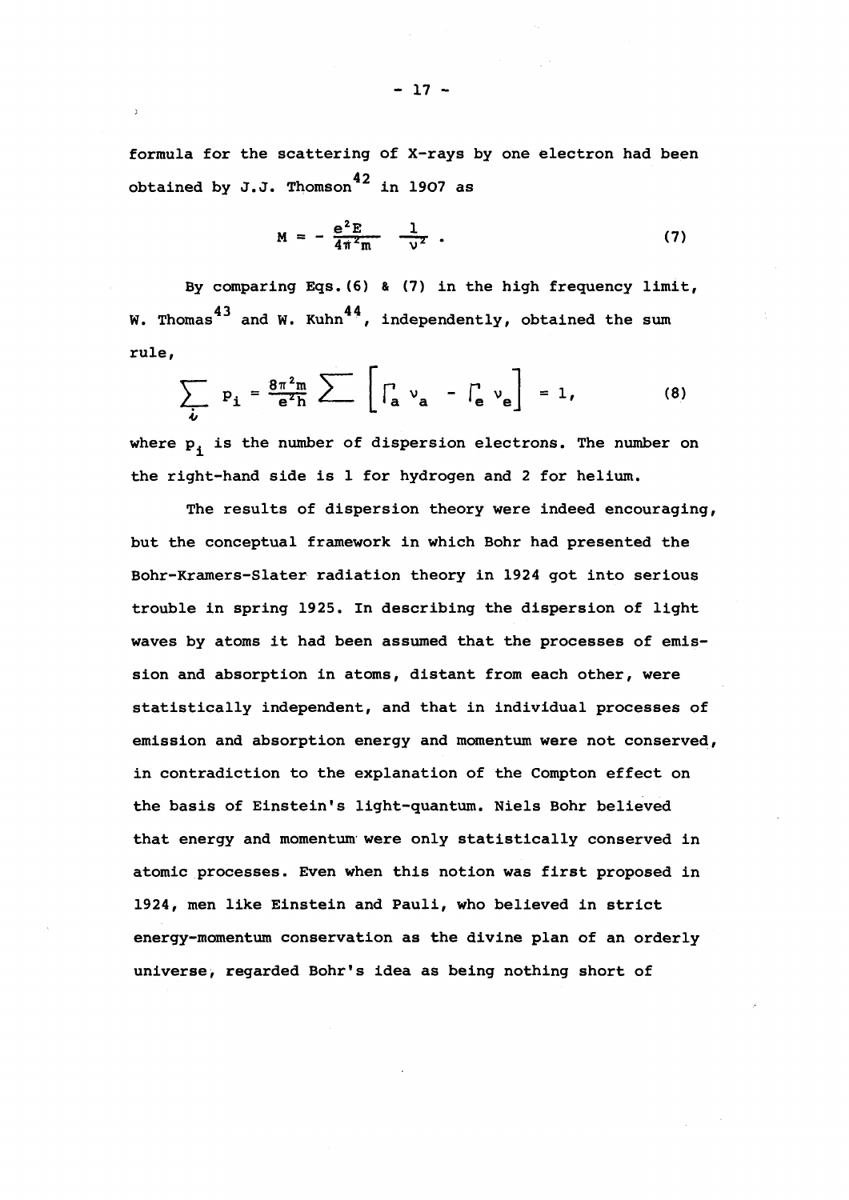formula for the scattering of X-rays by one electron had been obtained by J.J. Thomson[42] in 1907 as

$$M = -\frac{e^2 E}{4\pi^2 m} \frac{1}{\nu^2} . \qquad (7)$$

By comparing Eqs.(6) & (7) in the high frequency limit, W. Thomas[43] and W. Kuhn[44], independently, obtained the sum rule,

$$\sum_i p_i = \frac{8\pi^2 m}{e^2 h} \sum \left[ \Gamma_a \nu_a - \Gamma_e \nu_e \right] = 1, \qquad (8)$$

where $p_i$ is the number of dispersion electrons. The number on the right-hand side is 1 for hydrogen and 2 for helium.

The results of dispersion theory were indeed encouraging, but the conceptual framework in which Bohr had presented the Bohr-Kramers-Slater radiation theory in 1924 got into serious trouble in spring 1925. In describing the dispersion of light waves by atoms it had been assumed that the processes of emission and absorption in atoms, distant from each other, were statistically independent, and that in individual processes of emission and absorption energy and momentum were not conserved, in contradiction to the explanation of the Compton effect on the basis of Einstein's light-quantum. Niels Bohr believed that energy and momentum were only statistically conserved in atomic processes. Even when this notion was first proposed in 1924, men like Einstein and Pauli, who believed in strict energy-momentum conservation as the divine plan of an orderly universe, regarded Bohr's idea as being nothing short of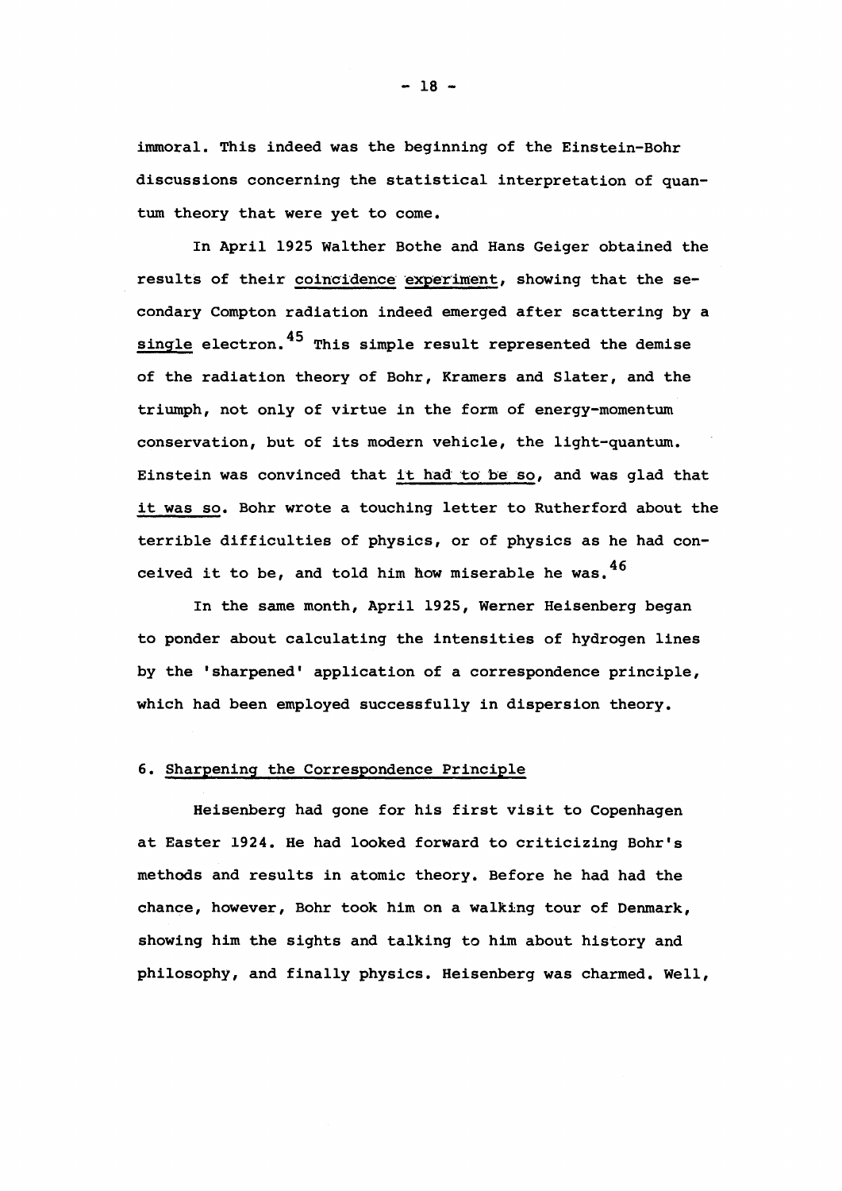immoral. This indeed was the beginning of the Einstein-Bohr discussions concerning the statistical interpretation of quantum theory that were yet to come.

In April 1925 Walther Bothe and Hans Geiger obtained the results of their <u>coincidence experiment</u>, showing that the secondary Compton radiation indeed emerged after scattering by a <u>single</u> electron.[45] This simple result represented the demise of the radiation theory of Bohr, Kramers and Slater, and the triumph, not only of virtue in the form of energy-momentum conservation, but of its modern vehicle, the light-quantum. Einstein was convinced that <u>it had to be so</u>, and was glad that <u>it was so</u>. Bohr wrote a touching letter to Rutherford about the terrible difficulties of physics, or of physics as he had conceived it to be, and told him how miserable he was.[46]

In the same month, April 1925, Werner Heisenberg began to ponder about calculating the intensities of hydrogen lines by the 'sharpened' application of a correspondence principle, which had been employed successfully in dispersion theory.

## 6. Sharpening the Correspondence Principle

Heisenberg had gone for his first visit to Copenhagen at Easter 1924. He had looked forward to criticizing Bohr's methods and results in atomic theory. Before he had had the chance, however, Bohr took him on a walking tour of Denmark, showing him the sights and talking to him about history and philosophy, and finally physics. Heisenberg was charmed. Well,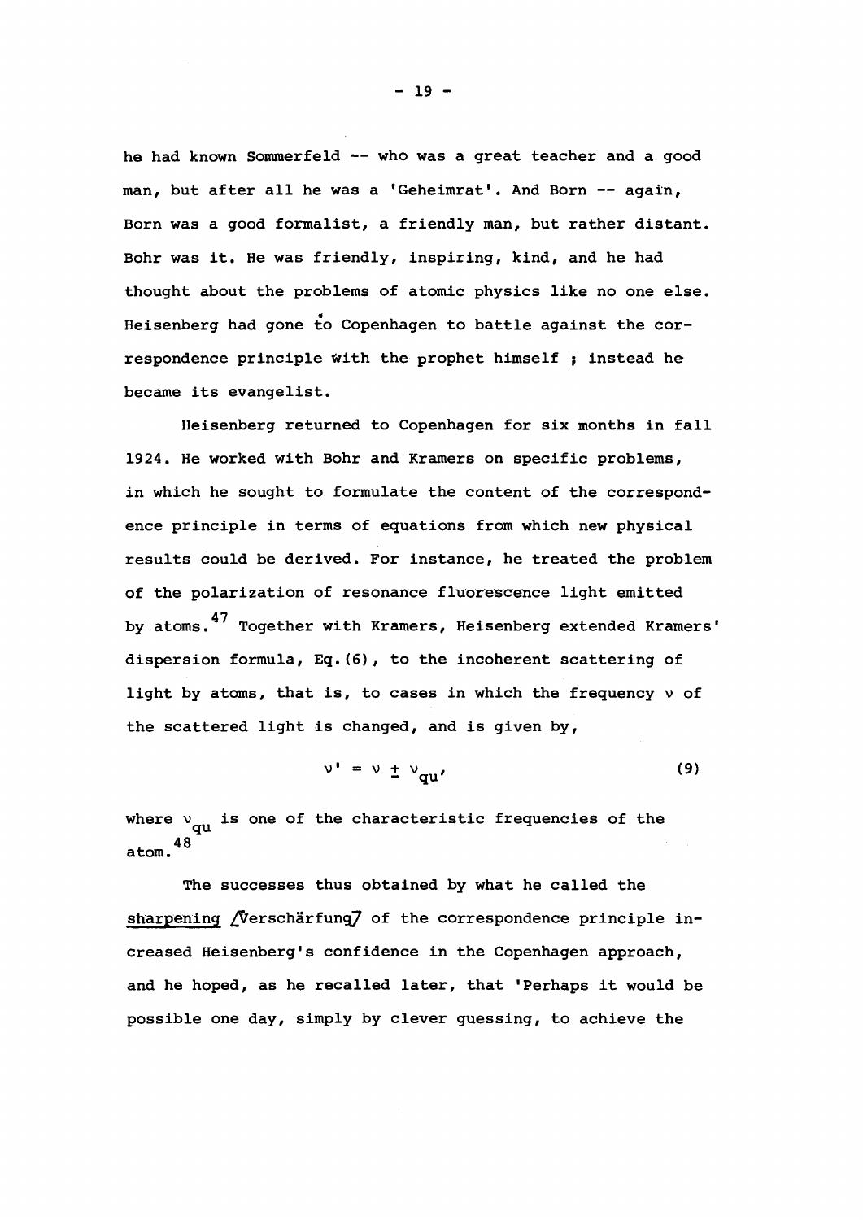he had known Sommerfeld -- who was a great teacher and a good man, but after all he was a 'Geheimrat'. And Born -- again, Born was a good formalist, a friendly man, but rather distant. Bohr was it. He was friendly, inspiring, kind, and he had thought about the problems of atomic physics like no one else. Heisenberg had gone to Copenhagen to battle against the correspondence principle with the prophet himself ; instead he became its evangelist.

Heisenberg returned to Copenhagen for six months in fall 1924. He worked with Bohr and Kramers on specific problems, in which he sought to formulate the content of the correspondence principle in terms of equations from which new physical results could be derived. For instance, he treated the problem of the polarization of resonance fluorescence light emitted by atoms.[47] Together with Kramers, Heisenberg extended Kramers' dispersion formula, Eq. (6), to the incoherent scattering of light by atoms, that is, to cases in which the frequency $\nu$ of the scattered light is changed, and is given by,

$$\nu' = \nu \pm \nu_{qu}, \tag{9}$$

where $\nu_{qu}$ is one of the characteristic frequencies of the atom.[48]

The successes thus obtained by what he called the <u>sharpening</u> [Verschärfung] of the correspondence principle increased Heisenberg's confidence in the Copenhagen approach, and he hoped, as he recalled later, that 'Perhaps it would be possible one day, simply by clever guessing, to achieve the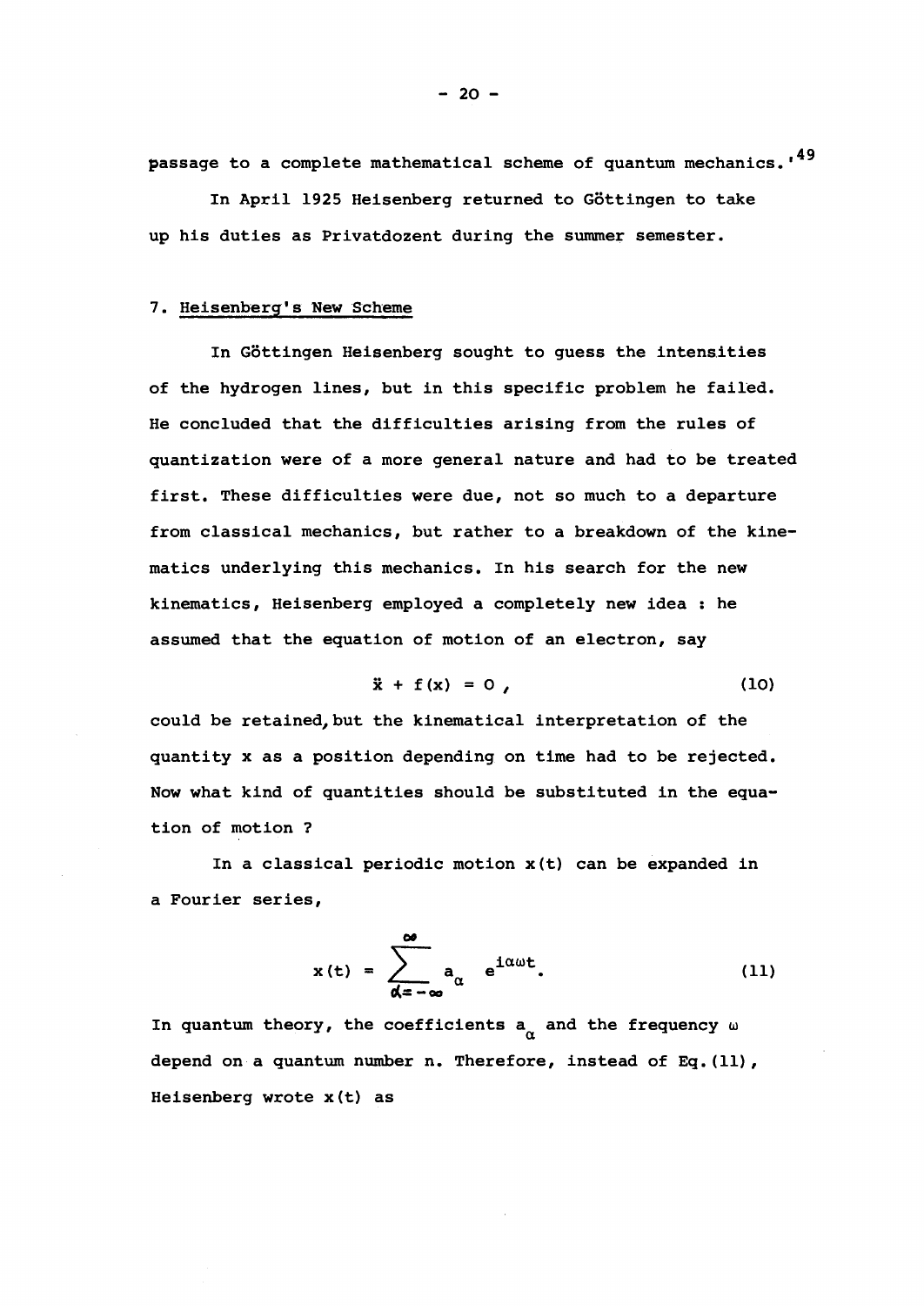passage to a complete mathematical scheme of quantum mechanics.'[49]

In April 1925 Heisenberg returned to Göttingen to take up his duties as Privatdozent during the summer semester.

## 7. Heisenberg's New Scheme

In Göttingen Heisenberg sought to guess the intensities of the hydrogen lines, but in this specific problem he failed. He concluded that the difficulties arising from the rules of quantization were of a more general nature and had to be treated first. These difficulties were due, not so much to a departure from classical mechanics, but rather to a breakdown of the kinematics underlying this mechanics. In his search for the new kinematics, Heisenberg employed a completely new idea : he assumed that the equation of motion of an electron, say

$$\ddot{x} + f(x) = 0 , \tag{10}$$

could be retained, but the kinematical interpretation of the quantity x as a position depending on time had to be rejected. Now what kind of quantities should be substituted in the equation of motion ?

In a classical periodic motion $x(t)$ can be expanded in a Fourier series,

$$x(t) = \sum_{\alpha=-\infty}^{\infty} a_{\alpha} \, e^{i\alpha\omega t}. \tag{11}$$

In quantum theory, the coefficients $a_{\alpha}$ and the frequency $\omega$ depend on a quantum number n. Therefore, instead of Eq.(11), Heisenberg wrote $x(t)$ as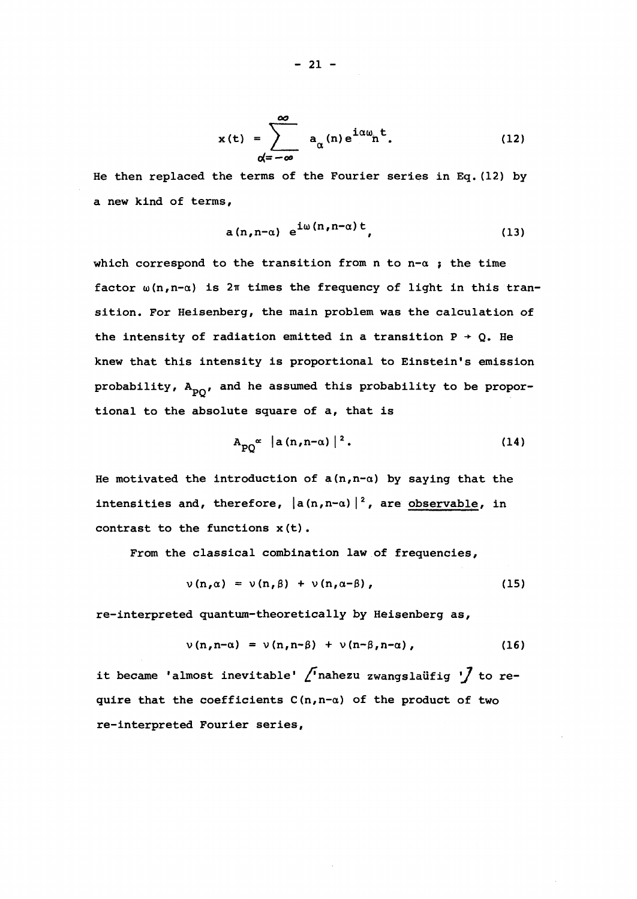$$x(t) = \sum_{\alpha=-\infty}^{\infty} a_\alpha(n) e^{i\alpha\omega_n t}. \tag{12}$$

He then replaced the terms of the Fourier series in Eq. (12) by a new kind of terms,

$$a(n,n-\alpha)\ e^{i\omega(n,n-\alpha)t}, \tag{13}$$

which correspond to the transition from n to n-α ; the time factor $\omega(n,n-\alpha)$ is $2\pi$ times the frequency of light in this transition. For Heisenberg, the main problem was the calculation of the intensity of radiation emitted in a transition $P \rightarrow Q$. He knew that this intensity is proportional to Einstein's emission probability, $A_{PQ}$, and he assumed this probability to be proportional to the absolute square of a, that is

$$A_{PQ} \propto |a(n,n-\alpha)|^2. \tag{14}$$

He motivated the introduction of $a(n,n-\alpha)$ by saying that the intensities and, therefore, $|a(n,n-\alpha)|^2$, are <u>observable</u>, in contrast to the functions $x(t)$.

From the classical combination law of frequencies,

$$\nu(n,\alpha) = \nu(n,\beta) + \nu(n,\alpha-\beta), \tag{15}$$

re-interpreted quantum-theoretically by Heisenberg as,

$$\nu(n,n-\alpha) = \nu(n,n-\beta) + \nu(n-\beta,n-\alpha), \tag{16}$$

it became 'almost inevitable' ['nahezu zwangslaüfig '] to require that the coefficients $C(n,n-\alpha)$ of the product of two re-interpreted Fourier series,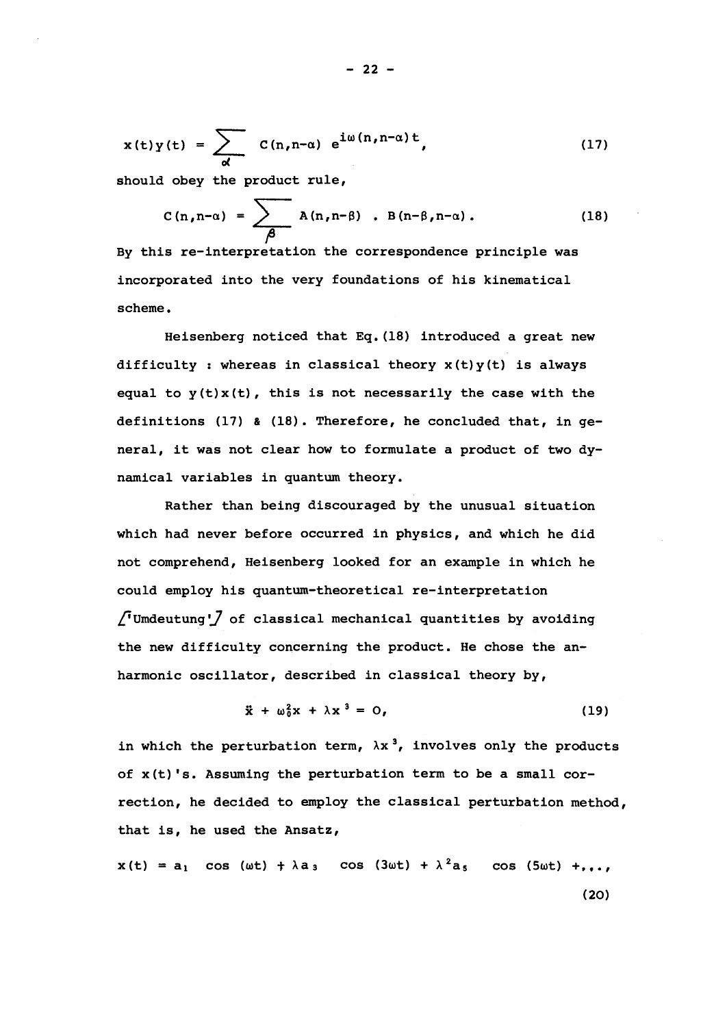$$x(t)y(t) = \sum_{\alpha} C(n,n-\alpha)\ e^{i\omega(n,n-\alpha)t}, \tag{17}$$

should obey the product rule,

$$C(n,n-\alpha) = \sum_{\beta} A(n,n-\beta)\ .\ B(n-\beta,n-\alpha). \tag{18}$$

By this re-interpretation the correspondence principle was incorporated into the very foundations of his kinematical scheme.

Heisenberg noticed that Eq.(18) introduced a great new difficulty : whereas in classical theory $x(t)y(t)$ is always equal to $y(t)x(t)$, this is not necessarily the case with the definitions (17) & (18). Therefore, he concluded that, in general, it was not clear how to formulate a product of two dynamical variables in quantum theory.

Rather than being discouraged by the unusual situation which had never before occurred in physics, and which he did not comprehend, Heisenberg looked for an example in which he could employ his quantum-theoretical re-interpretation ['Umdeutung'] of classical mechanical quantities by avoiding the new difficulty concerning the product. He chose the anharmonic oscillator, described in classical theory by,

$$\ddot{x} + \omega_0^2 x + \lambda x^3 = 0, \tag{19}$$

in which the perturbation term, $\lambda x^3$, involves only the products of $x(t)$'s. Assuming the perturbation term to be a small correction, he decided to employ the classical perturbation method, that is, he used the Ansatz,

$$x(t) = a_1 \cos(\omega t) + \lambda a_3 \cos(3\omega t) + \lambda^2 a_5 \cos(5\omega t) + ,.., \tag{20}$$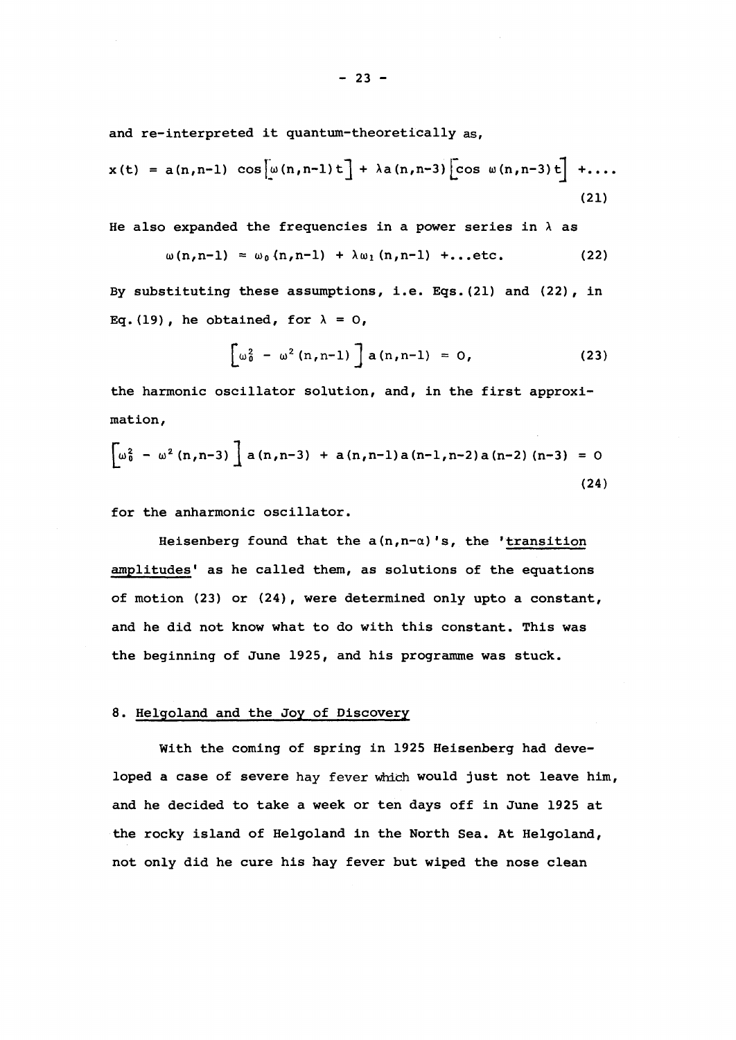and re-interpreted it quantum-theoretically as,

$$x(t) = a(n,n-1)\ \cos\left[\omega(n,n-1)t\right] + \lambda a(n,n-3)\left[\cos\ \omega(n,n-3)t\right] +.... \tag{21}$$

He also expanded the frequencies in a power series in $\lambda$ as

$$\omega(n,n-1) = \omega_0(n,n-1) + \lambda\omega_1(n,n-1) +...\text{etc.} \tag{22}$$

By substituting these assumptions, i.e. Eqs.(21) and (22), in Eq.(19), he obtained, for $\lambda = 0$,

$$\left[\omega_0^2 - \omega^2(n,n-1)\right]a(n,n-1) = 0, \tag{23}$$

the harmonic oscillator solution, and, in the first approximation,

$$\left[\omega_0^2 - \omega^2(n,n-3)\right]a(n,n-3) + a(n,n-1)a(n-1,n-2)a(n-2)(n-3) = 0 \tag{24}$$

for the anharmonic oscillator.

Heisenberg found that the $a(n,n-\alpha)$'s, the '<u>transition amplitudes</u>' as he called them, as solutions of the equations of motion (23) or (24), were determined only upto a constant, and he did not know what to do with this constant. This was the beginning of June 1925, and his programme was stuck.

## 8. Helgoland and the Joy of Discovery

With the coming of spring in 1925 Heisenberg had developed a case of severe hay fever which would just not leave him, and he decided to take a week or ten days off in June 1925 at the rocky island of Helgoland in the North Sea. At Helgoland, not only did he cure his hay fever but wiped the nose clean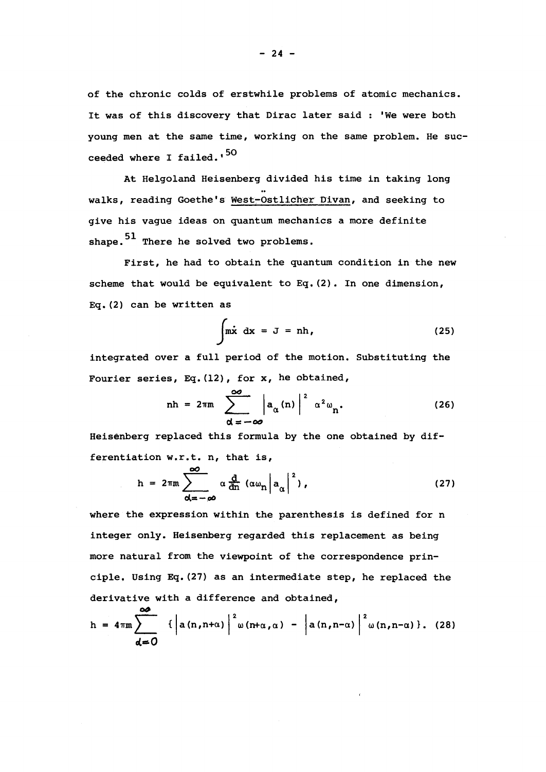of the chronic colds of erstwhile problems of atomic mechanics. It was of this discovery that Dirac later said : 'We were both young men at the same time, working on the same problem. He succeeded where I failed.'[50]

At Helgoland Heisenberg divided his time in taking long walks, reading Goethe's West-Östlicher Divan, and seeking to give his vague ideas on quantum mechanics a more definite shape.[51] There he solved two problems.

First, he had to obtain the quantum condition in the new scheme that would be equivalent to Eq.(2). In one dimension, Eq.(2) can be written as

$$\int m\dot{x}\, dx = J = nh, \tag{25}$$

integrated over a full period of the motion. Substituting the Fourier series, Eq.(12), for x, he obtained,

$$nh = 2\pi m \sum_{\alpha=-\infty}^{\infty} \left|a_{\alpha}(n)\right|^{2} \alpha^{2}\omega_{n}. \tag{26}$$

Heisenberg replaced this formula by the one obtained by differentiation w.r.t. n, that is,

$$h = 2\pi m \sum_{\alpha=-\infty}^{\infty} \alpha \frac{d}{dn}\left(\alpha\omega_{n}\left|a_{\alpha}\right|^{2}\right), \tag{27}$$

where the expression within the parenthesis is defined for n integer only. Heisenberg regarded this replacement as being more natural from the viewpoint of the correspondence principle. Using Eq.(27) as an intermediate step, he replaced the derivative with a difference and obtained,

$$h = 4\pi m \sum_{\alpha=0}^{\infty} \left\{\left|a(n,n+\alpha)\right|^{2}\omega(n+\alpha,\alpha) - \left|a(n,n-\alpha)\right|^{2}\omega(n,n-\alpha)\right\}. \tag{28}$$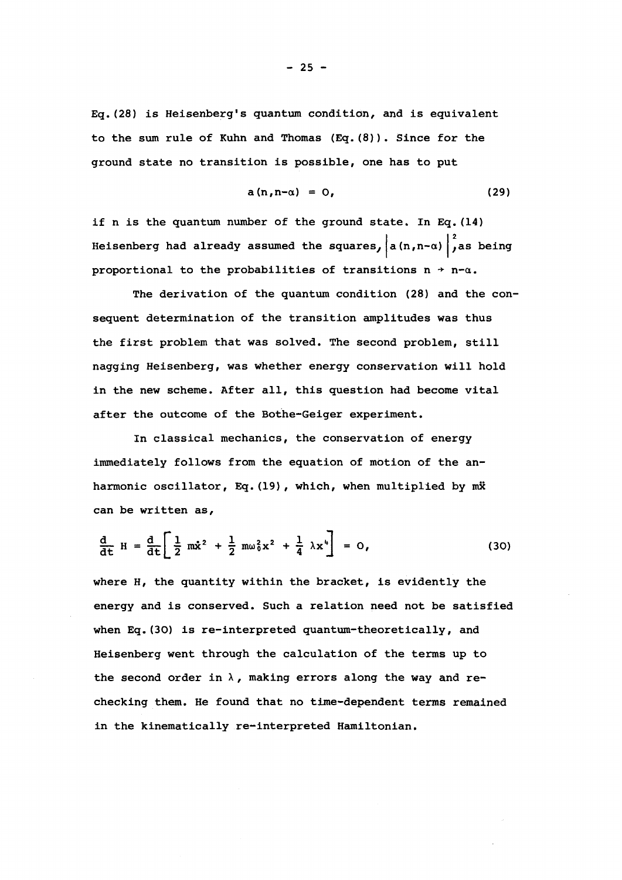Eq.(28) is Heisenberg's quantum condition, and is equivalent to the sum rule of Kuhn and Thomas (Eq.(8)). Since for the ground state no transition is possible, one has to put

$$a(n,n-\alpha) = 0, \tag{29}$$

if n is the quantum number of the ground state. In Eq.(14) Heisenberg had already assumed the squares, $|a(n,n-\alpha)|^2$, as being proportional to the probabilities of transitions $n \rightarrow n-\alpha$.

The derivation of the quantum condition (28) and the consequent determination of the transition amplitudes was thus the first problem that was solved. The second problem, still nagging Heisenberg, was whether energy conservation will hold in the new scheme. After all, this question had become vital after the outcome of the Bothe-Geiger experiment.

In classical mechanics, the conservation of energy immediately follows from the equation of motion of the anharmonic oscillator, Eq.(19), which, when multiplied by $m\dot{x}$ can be written as,

$$\frac{d}{dt} H = \frac{d}{dt}\left[\frac{1}{2} m\dot{x}^2 + \frac{1}{2} m\omega_0^2 x^2 + \frac{1}{4} \lambda x^4\right] = 0, \tag{30}$$

where H, the quantity within the bracket, is evidently the energy and is conserved. Such a relation need not be satisfied when Eq.(30) is re-interpreted quantum-theoretically, and Heisenberg went through the calculation of the terms up to the second order in $\lambda$, making errors along the way and re-checking them. He found that no time-dependent terms remained in the kinematically re-interpreted Hamiltonian.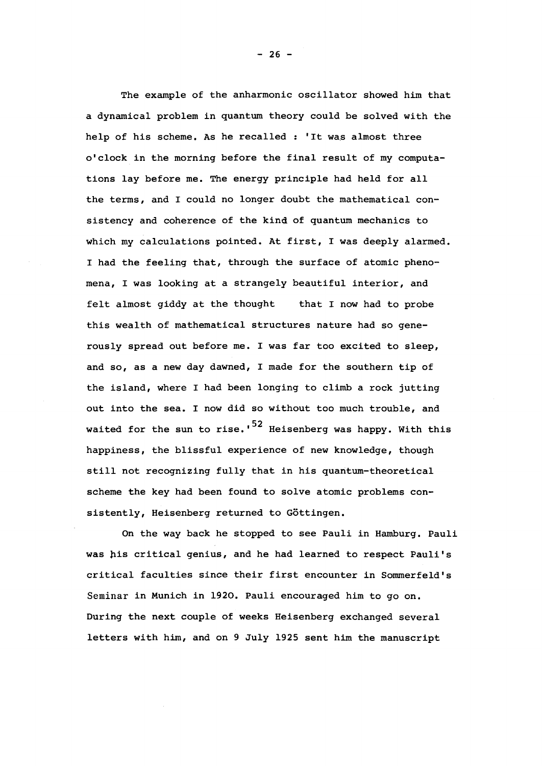The example of the anharmonic oscillator showed him that a dynamical problem in quantum theory could be solved with the help of his scheme. As he recalled : 'It was almost three o'clock in the morning before the final result of my computations lay before me. The energy principle had held for all the terms, and I could no longer doubt the mathematical consistency and coherence of the kind of quantum mechanics to which my calculations pointed. At first, I was deeply alarmed. I had the feeling that, through the surface of atomic phenomena, I was looking at a strangely beautiful interior, and felt almost giddy at the thought that I now had to probe this wealth of mathematical structures nature had so generously spread out before me. I was far too excited to sleep, and so, as a new day dawned, I made for the southern tip of the island, where I had been longing to climb a rock jutting out into the sea. I now did so without too much trouble, and waited for the sun to rise.'[52] Heisenberg was happy. With this happiness, the blissful experience of new knowledge, though still not recognizing fully that in his quantum-theoretical scheme the key had been found to solve atomic problems consistently, Heisenberg returned to Göttingen.

On the way back he stopped to see Pauli in Hamburg. Pauli was his critical genius, and he had learned to respect Pauli's critical faculties since their first encounter in Sommerfeld's Seminar in Munich in 1920. Pauli encouraged him to go on. During the next couple of weeks Heisenberg exchanged several letters with him, and on 9 July 1925 sent him the manuscript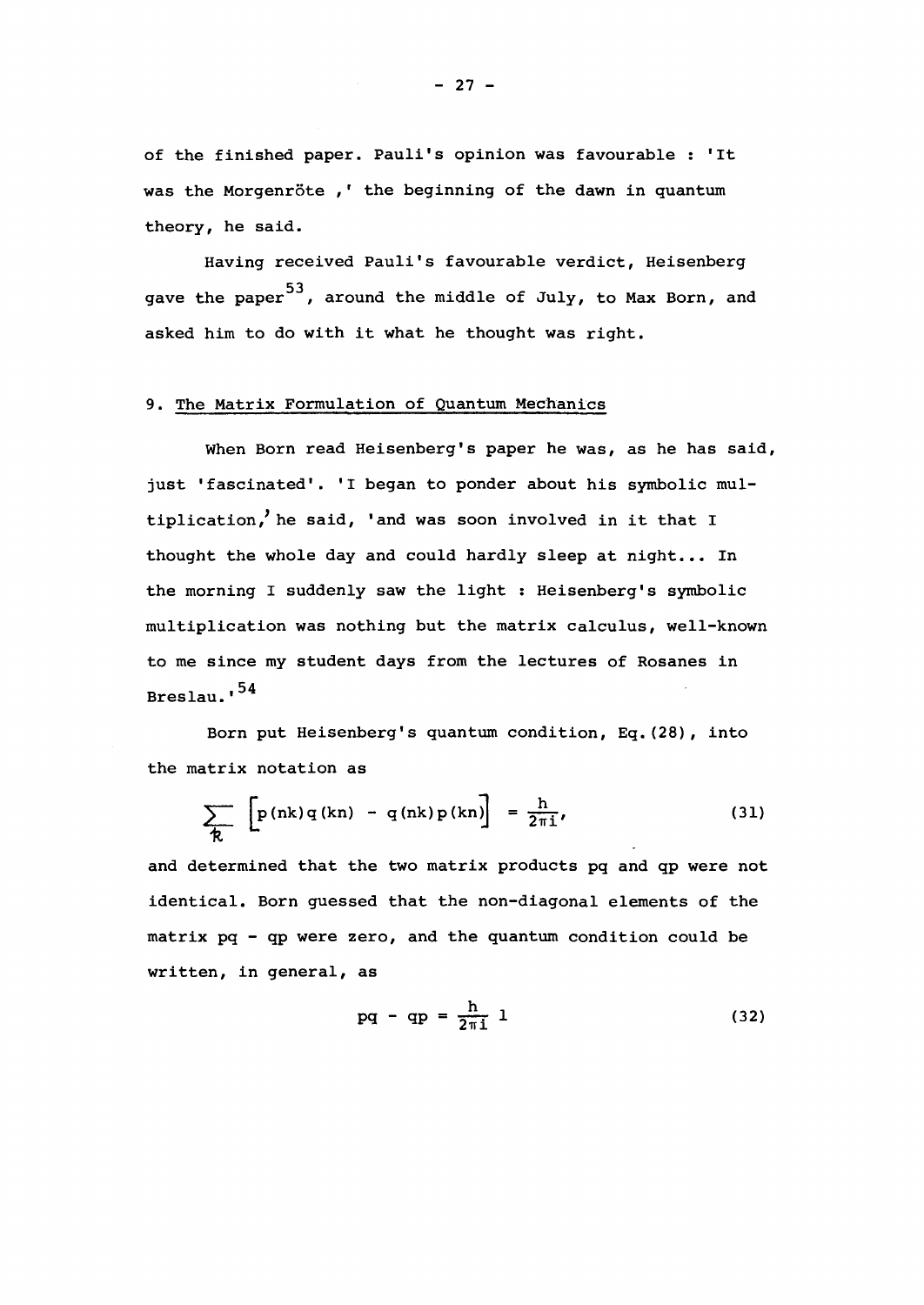of the finished paper. Pauli's opinion was favourable : 'It was the Morgenröte ,' the beginning of the dawn in quantum theory, he said.

Having received Pauli's favourable verdict, Heisenberg gave the paper[53], around the middle of July, to Max Born, and asked him to do with it what he thought was right.

## 9. The Matrix Formulation of Quantum Mechanics

When Born read Heisenberg's paper he was, as he has said, just 'fascinated'. 'I began to ponder about his symbolic multiplication,' he said, 'and was soon involved in it that I thought the whole day and could hardly sleep at night... In the morning I suddenly saw the light : Heisenberg's symbolic multiplication was nothing but the matrix calculus, well-known to me since my student days from the lectures of Rosanes in Breslau.'[54]

Born put Heisenberg's quantum condition, Eq.(28), into the matrix notation as

$$\sum_{k} \left[ p(nk)q(kn) - q(nk)p(kn) \right] = \frac{h}{2\pi i}, \tag{31}$$

and determined that the two matrix products pq and qp were not identical. Born guessed that the non-diagonal elements of the matrix pq - qp were zero, and the quantum condition could be written, in general, as

$$pq - qp = \frac{h}{2\pi i}\, 1 \tag{32}$$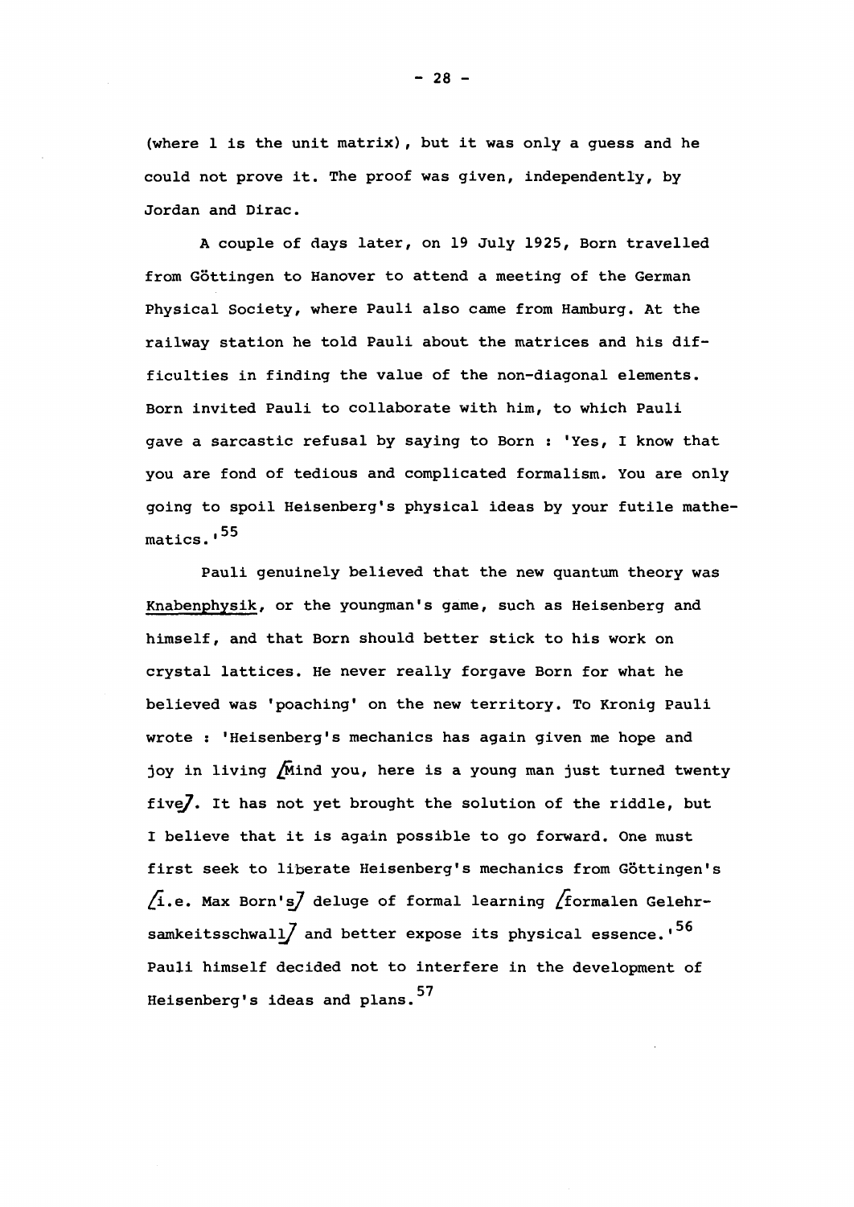(where 1 is the unit matrix), but it was only a guess and he could not prove it. The proof was given, independently, by Jordan and Dirac.

A couple of days later, on 19 July 1925, Born travelled from Göttingen to Hanover to attend a meeting of the German Physical Society, where Pauli also came from Hamburg. At the railway station he told Pauli about the matrices and his difficulties in finding the value of the non-diagonal elements. Born invited Pauli to collaborate with him, to which Pauli gave a sarcastic refusal by saying to Born : 'Yes, I know that you are fond of tedious and complicated formalism. You are only going to spoil Heisenberg's physical ideas by your futile mathematics.'[55]

Pauli genuinely believed that the new quantum theory was Knabenphysik, or the youngman's game, such as Heisenberg and himself, and that Born should better stick to his work on crystal lattices. He never really forgave Born for what he believed was 'poaching' on the new territory. To Kronig Pauli wrote : 'Heisenberg's mechanics has again given me hope and joy in living [Mind you, here is a young man just turned twenty five]. It has not yet brought the solution of the riddle, but I believe that it is again possible to go forward. One must first seek to liberate Heisenberg's mechanics from Göttingen's [i.e. Max Born's] deluge of formal learning [formalen Gelehrsamkeitsschwall] and better expose its physical essence.'[56] Pauli himself decided not to interfere in the development of Heisenberg's ideas and plans.[57]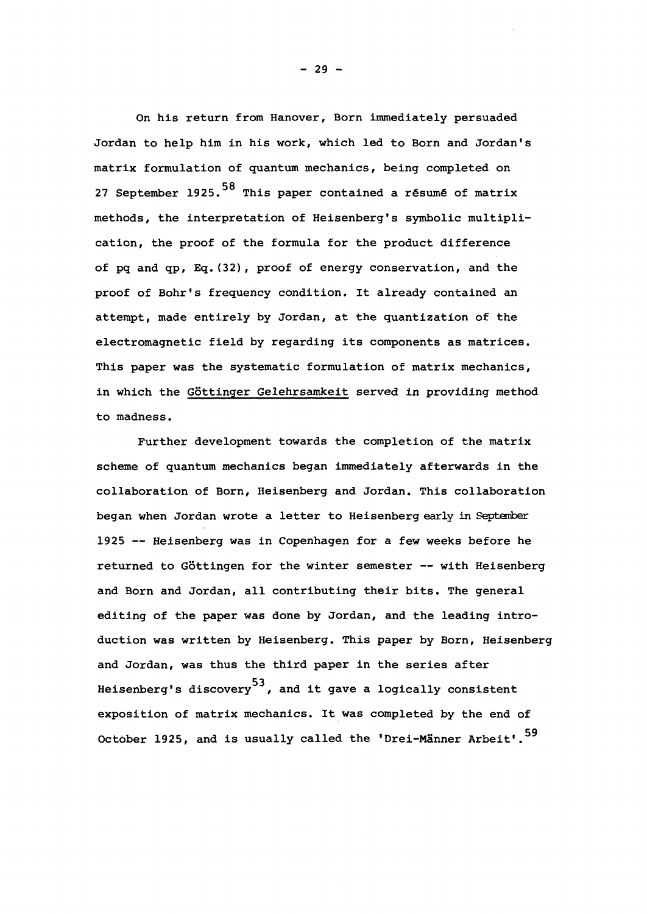On his return from Hanover, Born immediately persuaded Jordan to help him in his work, which led to Born and Jordan's matrix formulation of quantum mechanics, being completed on 27 September 1925.[58] This paper contained a résumé of matrix methods, the interpretation of Heisenberg's symbolic multiplication, the proof of the formula for the product difference of pq and qp, Eq.(32), proof of energy conservation, and the proof of Bohr's frequency condition. It already contained an attempt, made entirely by Jordan, at the quantization of the electromagnetic field by regarding its components as matrices. This paper was the systematic formulation of matrix mechanics, in which the Göttinger Gelehrsamkeit served in providing method to madness.

Further development towards the completion of the matrix scheme of quantum mechanics began immediately afterwards in the collaboration of Born, Heisenberg and Jordan. This collaboration began when Jordan wrote a letter to Heisenberg early in September 1925 -- Heisenberg was in Copenhagen for a few weeks before he returned to Göttingen for the winter semester -- with Heisenberg and Born and Jordan, all contributing their bits. The general editing of the paper was done by Jordan, and the leading introduction was written by Heisenberg. This paper by Born, Heisenberg and Jordan, was thus the third paper in the series after Heisenberg's discovery[53], and it gave a logically consistent exposition of matrix mechanics. It was completed by the end of October 1925, and is usually called the 'Drei-Männer Arbeit'.[59]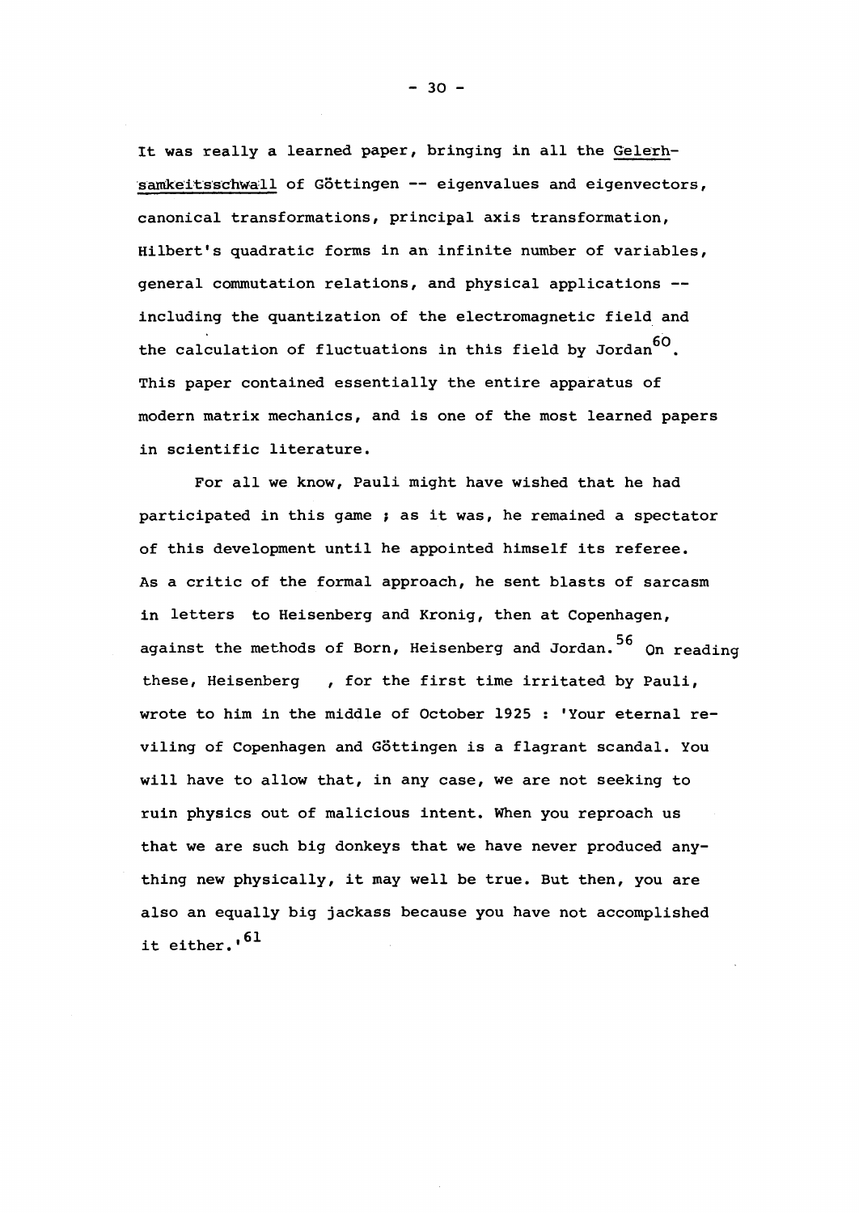It was really a learned paper, bringing in all the Gelerhsamkeitsschwall of Göttingen -- eigenvalues and eigenvectors, canonical transformations, principal axis transformation, Hilbert's quadratic forms in an infinite number of variables, general commutation relations, and physical applications -- including the quantization of the electromagnetic field and the calculation of fluctuations in this field by Jordan[60]. This paper contained essentially the entire apparatus of modern matrix mechanics, and is one of the most learned papers in scientific literature.

For all we know, Pauli might have wished that he had participated in this game ; as it was, he remained a spectator of this development until he appointed himself its referee. As a critic of the formal approach, he sent blasts of sarcasm in letters to Heisenberg and Kronig, then at Copenhagen, against the methods of Born, Heisenberg and Jordan.[56] On reading these, Heisenberg , for the first time irritated by Pauli, wrote to him in the middle of October 1925 : 'Your eternal reviling of Copenhagen and Göttingen is a flagrant scandal. You will have to allow that, in any case, we are not seeking to ruin physics out of malicious intent. When you reproach us that we are such big donkeys that we have never produced anything new physically, it may well be true. But then, you are also an equally big jackass because you have not accomplished it either.'[61]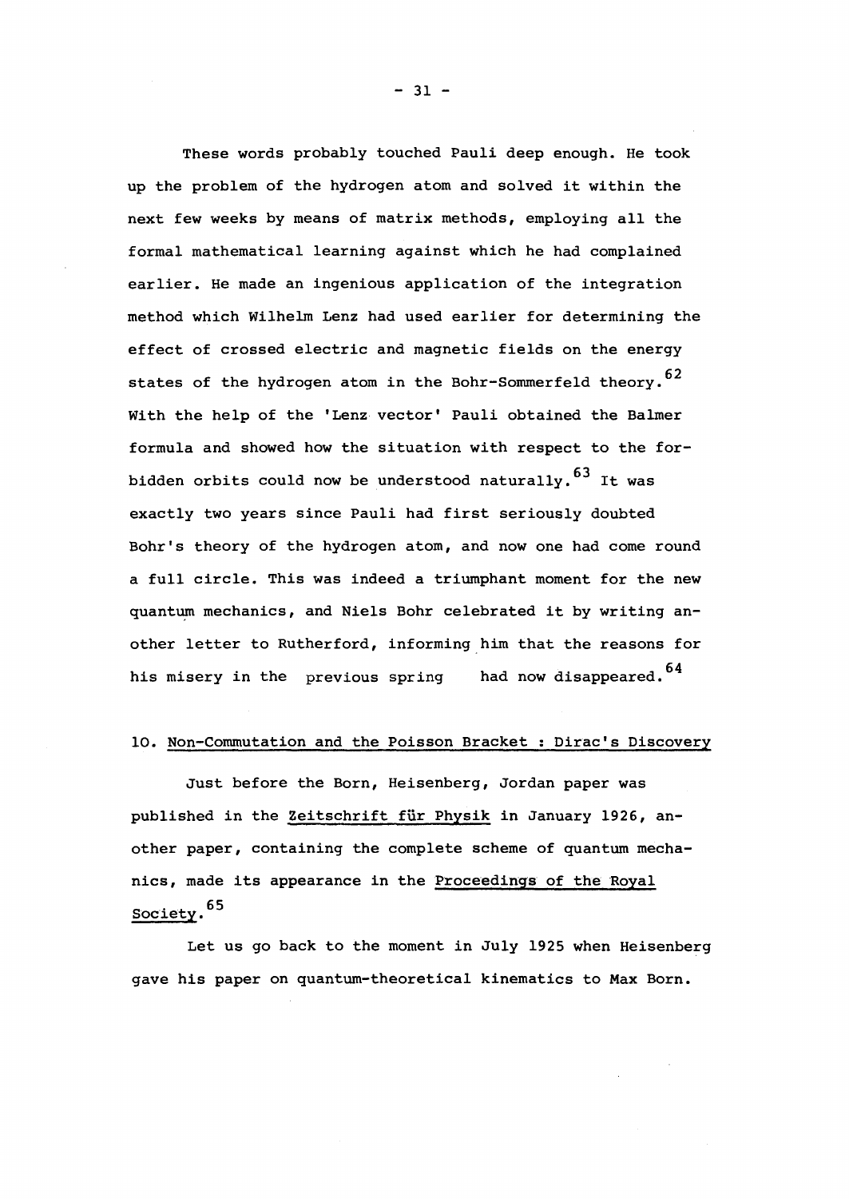These words probably touched Pauli deep enough. He took up the problem of the hydrogen atom and solved it within the next few weeks by means of matrix methods, employing all the formal mathematical learning against which he had complained earlier. He made an ingenious application of the integration method which Wilhelm Lenz had used earlier for determining the effect of crossed electric and magnetic fields on the energy states of the hydrogen atom in the Bohr-Sommerfeld theory.[62] With the help of the 'Lenz vector' Pauli obtained the Balmer formula and showed how the situation with respect to the forbidden orbits could now be understood naturally.[63] It was exactly two years since Pauli had first seriously doubted Bohr's theory of the hydrogen atom, and now one had come round a full circle. This was indeed a triumphant moment for the new quantum mechanics, and Niels Bohr celebrated it by writing another letter to Rutherford, informing him that the reasons for his misery in the previous spring had now disappeared.[64]

## 10. Non-Commutation and the Poisson Bracket : Dirac's Discovery

Just before the Born, Heisenberg, Jordan paper was published in the Zeitschrift für Physik in January 1926, another paper, containing the complete scheme of quantum mechanics, made its appearance in the Proceedings of the Royal Society.[65]

Let us go back to the moment in July 1925 when Heisenberg gave his paper on quantum-theoretical kinematics to Max Born.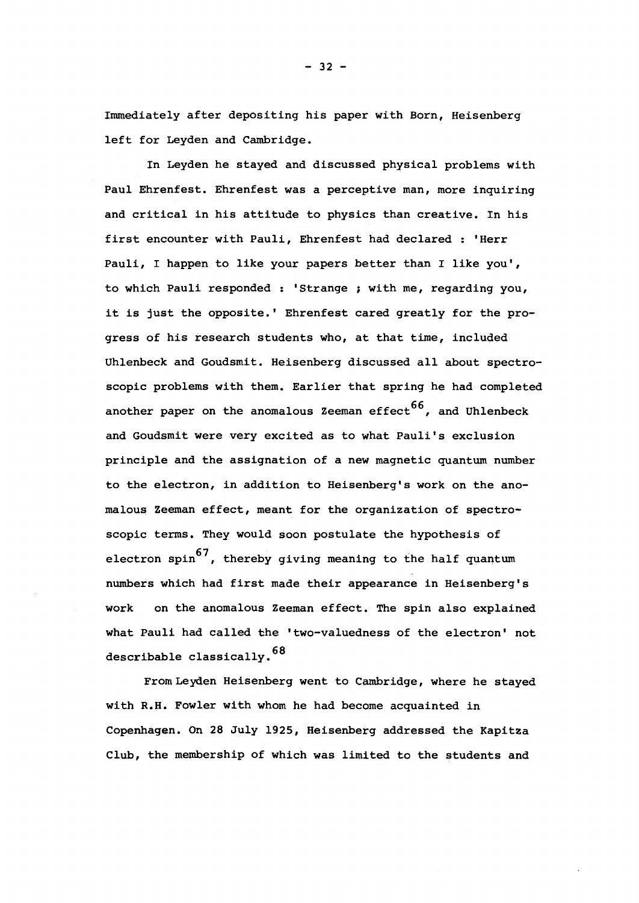Immediately after depositing his paper with Born, Heisenberg left for Leyden and Cambridge.

In Leyden he stayed and discussed physical problems with Paul Ehrenfest. Ehrenfest was a perceptive man, more inquiring and critical in his attitude to physics than creative. In his first encounter with Pauli, Ehrenfest had declared : 'Herr Pauli, I happen to like your papers better than I like you', to which Pauli responded : 'Strange ; with me, regarding you, it is just the opposite.' Ehrenfest cared greatly for the progress of his research students who, at that time, included Uhlenbeck and Goudsmit. Heisenberg discussed all about spectroscopic problems with them. Earlier that spring he had completed another paper on the anomalous Zeeman effect[66], and Uhlenbeck and Goudsmit were very excited as to what Pauli's exclusion principle and the assignation of a new magnetic quantum number to the electron, in addition to Heisenberg's work on the anomalous Zeeman effect, meant for the organization of spectroscopic terms. They would soon postulate the hypothesis of electron spin[67], thereby giving meaning to the half quantum numbers which had first made their appearance in Heisenberg's work on the anomalous Zeeman effect. The spin also explained what Pauli had called the 'two-valuedness of the electron' not describable classically.[68]

From Leyden Heisenberg went to Cambridge, where he stayed with R.H. Fowler with whom he had become acquainted in Copenhagen. On 28 July 1925, Heisenberg addressed the Kapitza Club, the membership of which was limited to the students and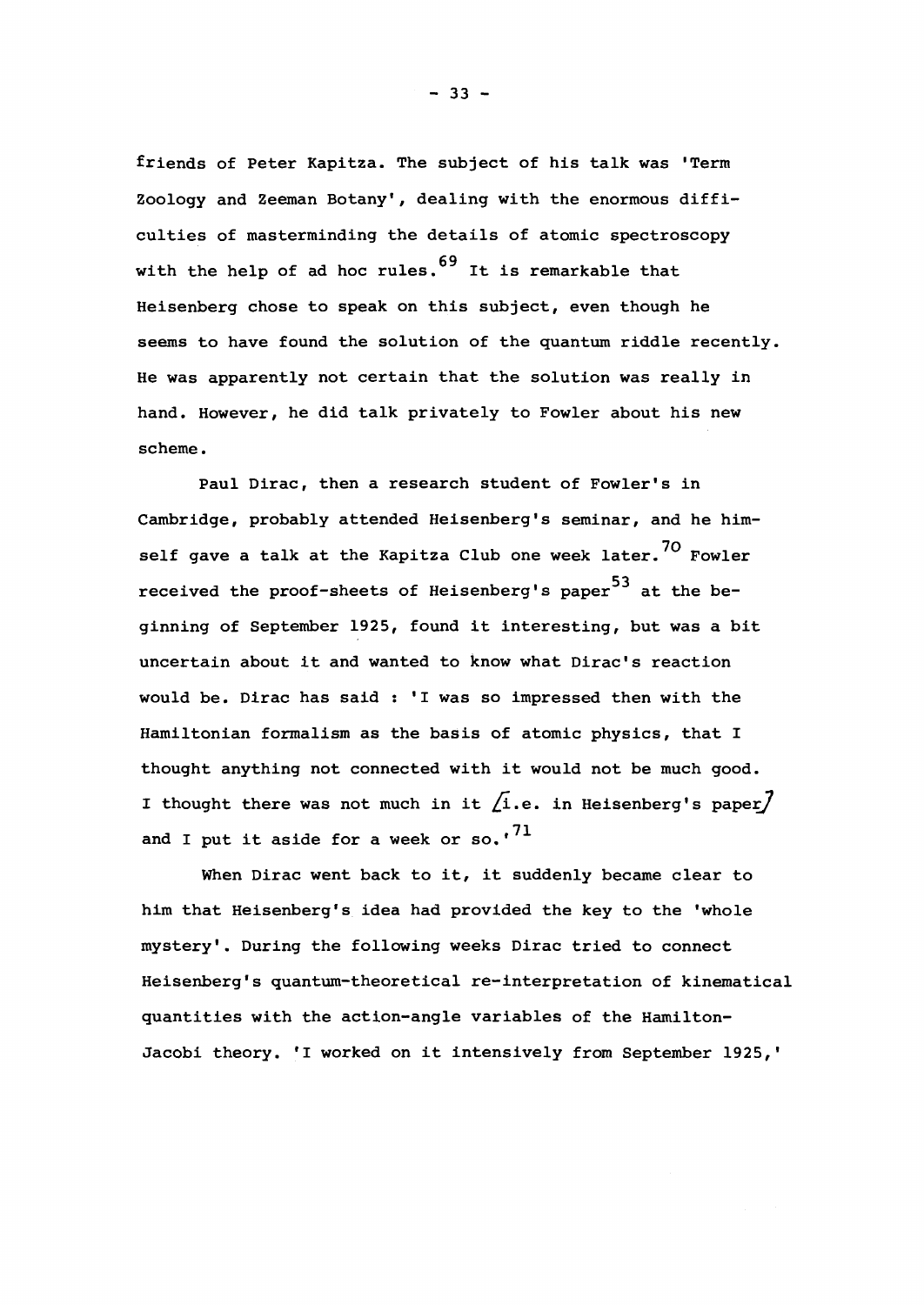friends of Peter Kapitza. The subject of his talk was 'Term Zoology and Zeeman Botany', dealing with the enormous difficulties of masterminding the details of atomic spectroscopy with the help of ad hoc rules.[69] It is remarkable that Heisenberg chose to speak on this subject, even though he seems to have found the solution of the quantum riddle recently. He was apparently not certain that the solution was really in hand. However, he did talk privately to Fowler about his new scheme.

Paul Dirac, then a research student of Fowler's in Cambridge, probably attended Heisenberg's seminar, and he himself gave a talk at the Kapitza Club one week later.[70] Fowler received the proof-sheets of Heisenberg's paper[53] at the beginning of September 1925, found it interesting, but was a bit uncertain about it and wanted to know what Dirac's reaction would be. Dirac has said : 'I was so impressed then with the Hamiltonian formalism as the basis of atomic physics, that I thought anything not connected with it would not be much good. I thought there was not much in it [i.e. in Heisenberg's paper] and I put it aside for a week or so.'[71]

When Dirac went back to it, it suddenly became clear to him that Heisenberg's idea had provided the key to the 'whole mystery'. During the following weeks Dirac tried to connect Heisenberg's quantum-theoretical re-interpretation of kinematical quantities with the action-angle variables of the Hamilton-Jacobi theory. 'I worked on it intensively from September 1925,'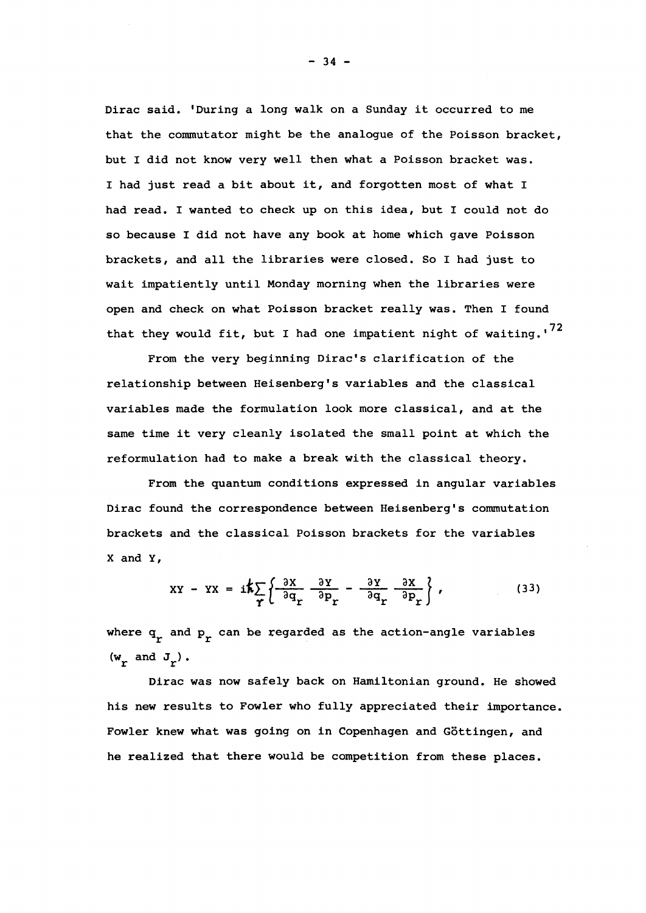Dirac said. 'During a long walk on a Sunday it occurred to me that the commutator might be the analogue of the Poisson bracket, but I did not know very well then what a Poisson bracket was. I had just read a bit about it, and forgotten most of what I had read. I wanted to check up on this idea, but I could not do so because I did not have any book at home which gave Poisson brackets, and all the libraries were closed. So I had just to wait impatiently until Monday morning when the libraries were open and check on what Poisson bracket really was. Then I found that they would fit, but I had one impatient night of waiting.'[72]

From the very beginning Dirac's clarification of the relationship between Heisenberg's variables and the classical variables made the formulation look more classical, and at the same time it very cleanly isolated the small point at which the reformulation had to make a break with the classical theory.

From the quantum conditions expressed in angular variables Dirac found the correspondence between Heisenberg's commutation brackets and the classical Poisson brackets for the variables X and Y,

$$XY - YX = i\hbar \sum_{r} \left\{ \frac{\partial X}{\partial q_r} \frac{\partial Y}{\partial p_r} - \frac{\partial Y}{\partial q_r} \frac{\partial X}{\partial p_r} \right\}, \tag{33}$$

where $q_r$ and $p_r$ can be regarded as the action-angle variables ($w_r$ and $J_r$).

Dirac was now safely back on Hamiltonian ground. He showed his new results to Fowler who fully appreciated their importance. Fowler knew what was going on in Copenhagen and Göttingen, and he realized that there would be competition from these places.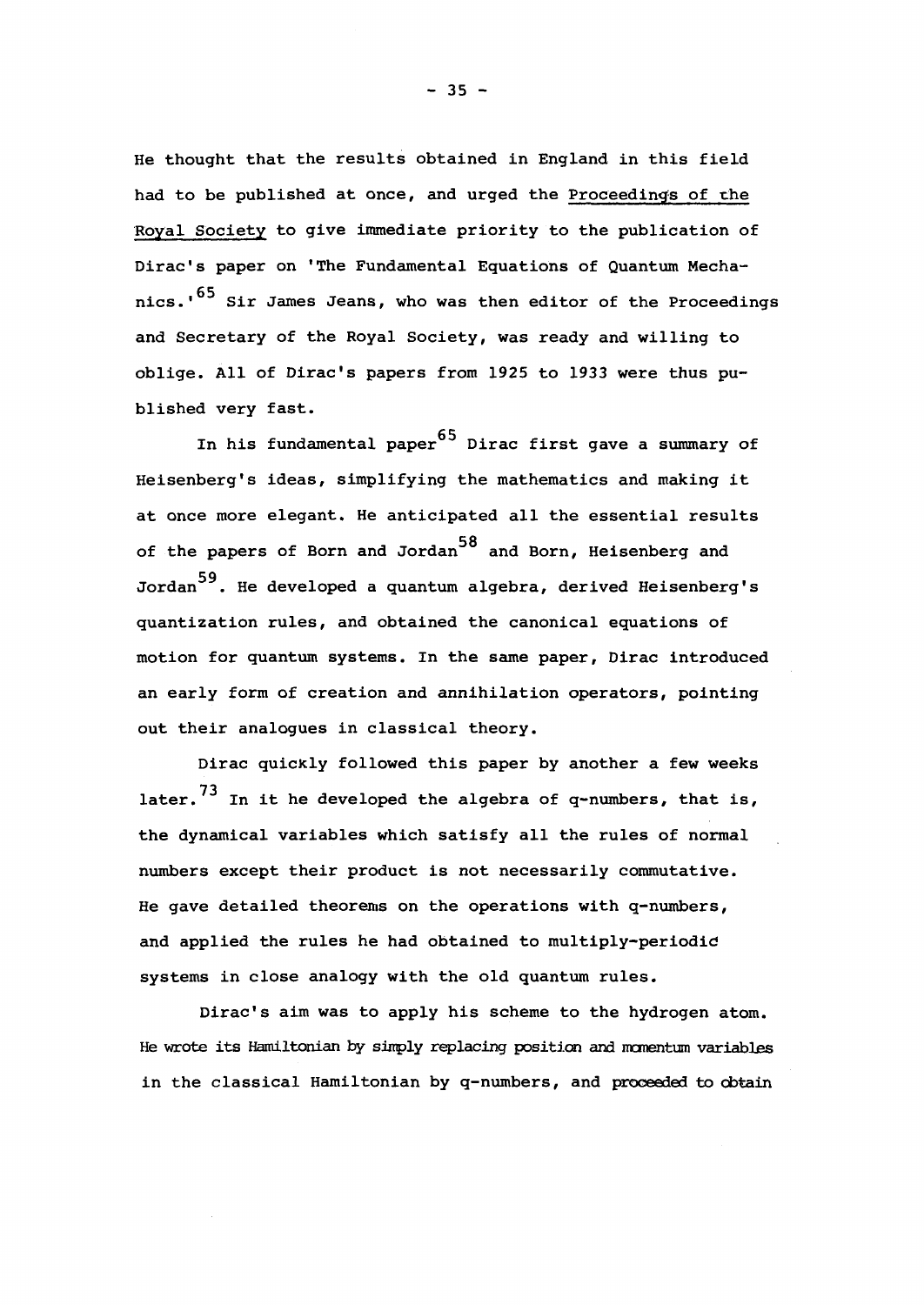He thought that the results obtained in England in this field had to be published at once, and urged the Proceedings of the Royal Society to give immediate priority to the publication of Dirac's paper on 'The Fundamental Equations of Quantum Mechanics.'[65] Sir James Jeans, who was then editor of the Proceedings and Secretary of the Royal Society, was ready and willing to oblige. All of Dirac's papers from 1925 to 1933 were thus published very fast.

In his fundamental paper[65] Dirac first gave a summary of Heisenberg's ideas, simplifying the mathematics and making it at once more elegant. He anticipated all the essential results of the papers of Born and Jordan[58] and Born, Heisenberg and Jordan[59]. He developed a quantum algebra, derived Heisenberg's quantization rules, and obtained the canonical equations of motion for quantum systems. In the same paper, Dirac introduced an early form of creation and annihilation operators, pointing out their analogues in classical theory.

Dirac quickly followed this paper by another a few weeks later.[73] In it he developed the algebra of q-numbers, that is, the dynamical variables which satisfy all the rules of normal numbers except their product is not necessarily commutative. He gave detailed theorems on the operations with q-numbers, and applied the rules he had obtained to multiply-periodic systems in close analogy with the old quantum rules.

Dirac's aim was to apply his scheme to the hydrogen atom. He wrote its Hamiltonian by simply replacing position and momentum variables in the classical Hamiltonian by q-numbers, and proceeded to obtain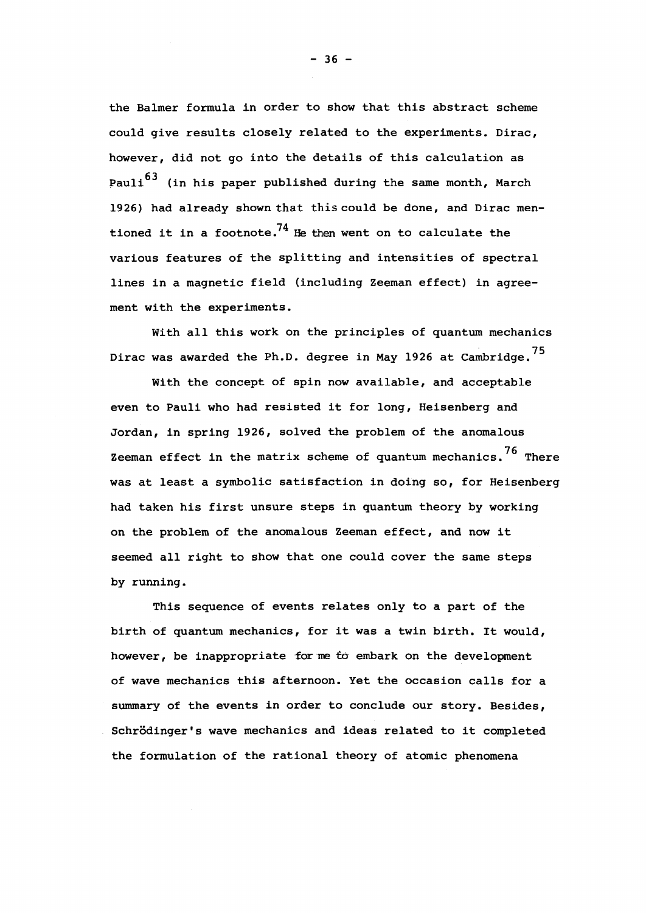the Balmer formula in order to show that this abstract scheme could give results closely related to the experiments. Dirac, however, did not go into the details of this calculation as Pauli[63] (in his paper published during the same month, March 1926) had already shown that this could be done, and Dirac mentioned it in a footnote.[74] He then went on to calculate the various features of the splitting and intensities of spectral lines in a magnetic field (including Zeeman effect) in agreement with the experiments.

With all this work on the principles of quantum mechanics Dirac was awarded the Ph.D. degree in May 1926 at Cambridge.[75]

With the concept of spin now available, and acceptable even to Pauli who had resisted it for long, Heisenberg and Jordan, in spring 1926, solved the problem of the anomalous Zeeman effect in the matrix scheme of quantum mechanics.[76] There was at least a symbolic satisfaction in doing so, for Heisenberg had taken his first unsure steps in quantum theory by working on the problem of the anomalous Zeeman effect, and now it seemed all right to show that one could cover the same steps by running.

This sequence of events relates only to a part of the birth of quantum mechanics, for it was a twin birth. It would, however, be inappropriate for me to embark on the development of wave mechanics this afternoon. Yet the occasion calls for a summary of the events in order to conclude our story. Besides, Schrödinger's wave mechanics and ideas related to it completed the formulation of the rational theory of atomic phenomena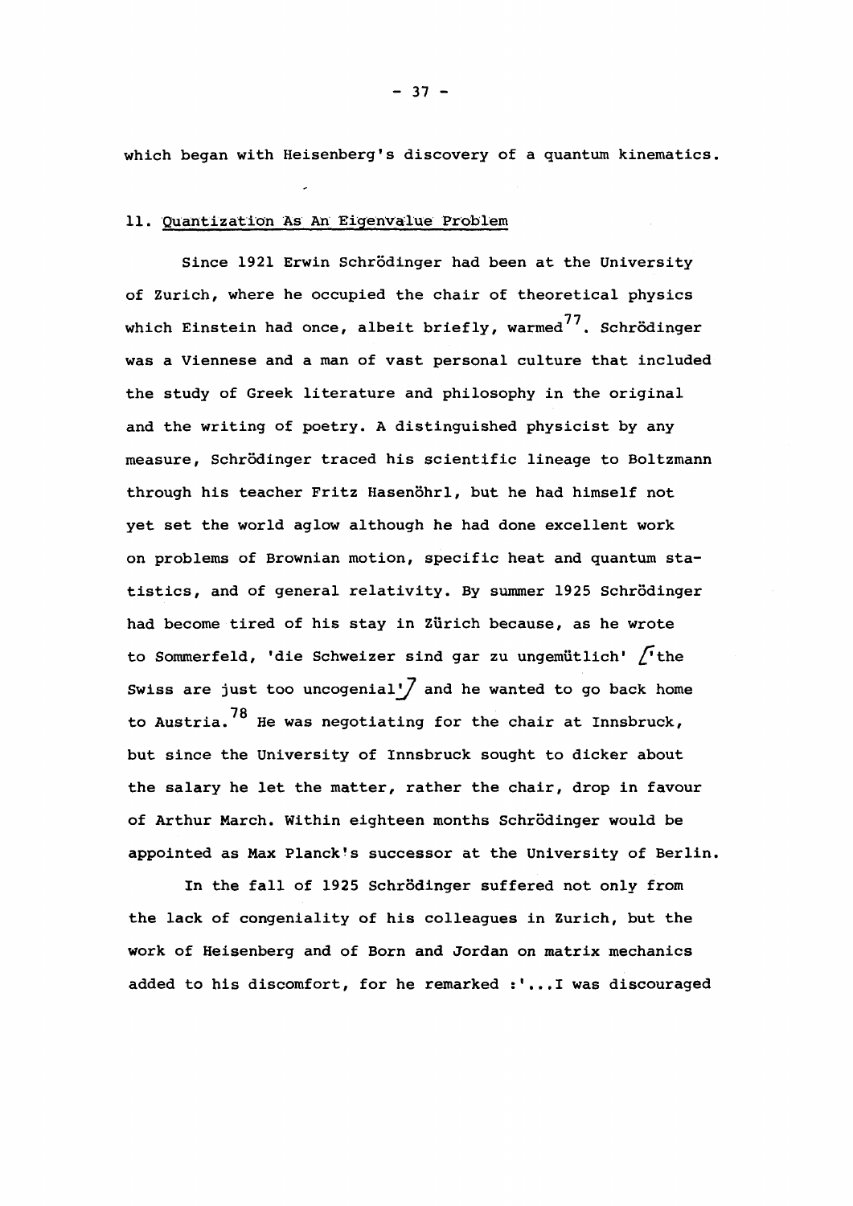which began with Heisenberg's discovery of a quantum kinematics.

## 11. Quantization As An Eigenvalue Problem

Since 1921 Erwin Schrödinger had been at the University of Zurich, where he occupied the chair of theoretical physics which Einstein had once, albeit briefly, warmed[77]. Schrödinger was a Viennese and a man of vast personal culture that included the study of Greek literature and philosophy in the original and the writing of poetry. A distinguished physicist by any measure, Schrödinger traced his scientific lineage to Boltzmann through his teacher Fritz Hasenöhrl, but he had himself not yet set the world aglow although he had done excellent work on problems of Brownian motion, specific heat and quantum statistics, and of general relativity. By summer 1925 Schrödinger had become tired of his stay in Zürich because, as he wrote to Sommerfeld, 'die Schweizer sind gar zu ungemütlich' /'the Swiss are just too uncogenial'/ and he wanted to go back home to Austria.[78] He was negotiating for the chair at Innsbruck, but since the University of Innsbruck sought to dicker about the salary he let the matter, rather the chair, drop in favour of Arthur March. Within eighteen months Schrödinger would be appointed as Max Planck's successor at the University of Berlin.

In the fall of 1925 Schrödinger suffered not only from the lack of congeniality of his colleagues in Zurich, but the work of Heisenberg and of Born and Jordan on matrix mechanics added to his discomfort, for he remarked :'...I was discouraged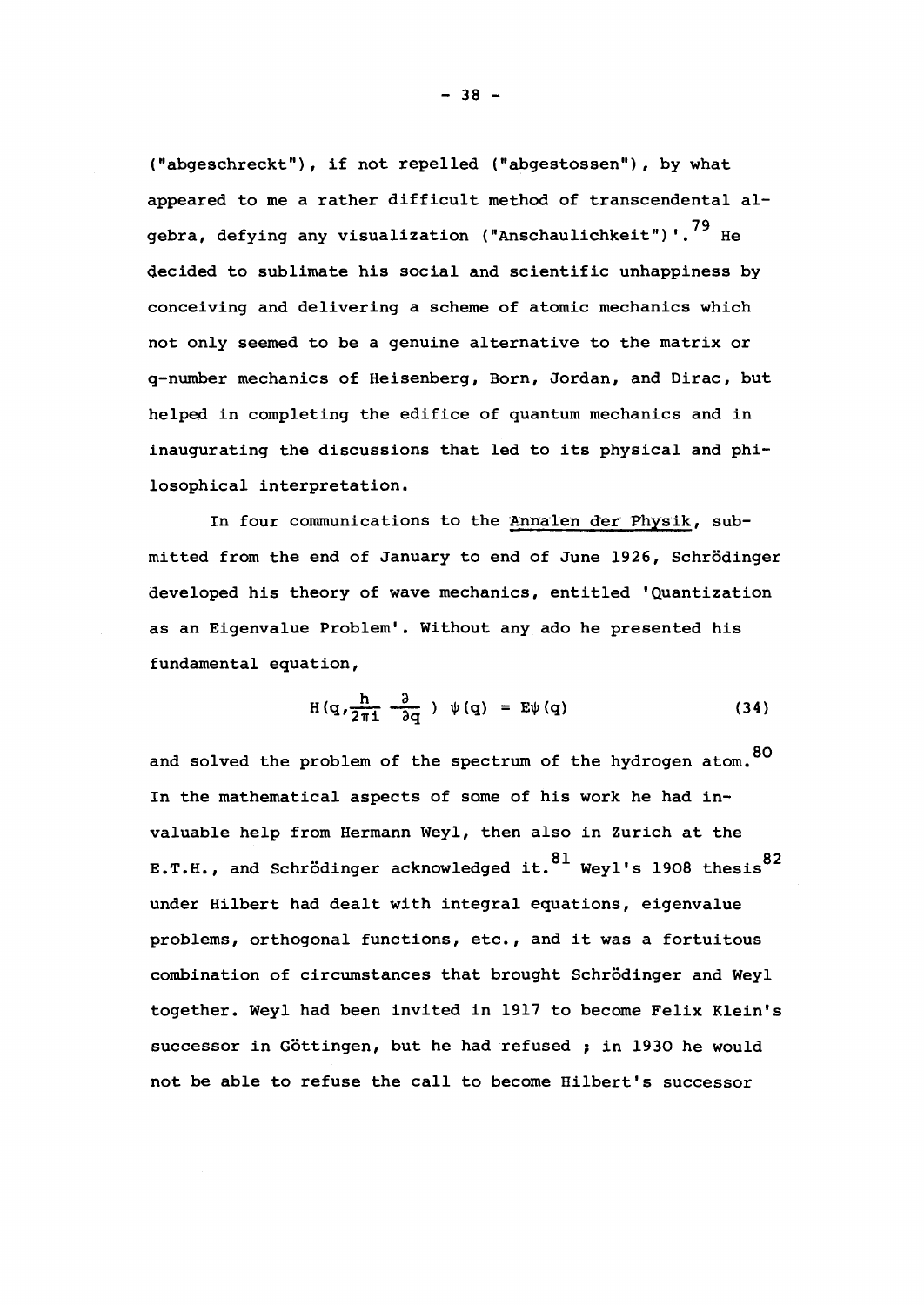("abgeschreckt"), if not repelled ("abgestossen"), by what appeared to me a rather difficult method of transcendental algebra, defying any visualization ("Anschaulichkeit")'.[79] He decided to sublimate his social and scientific unhappiness by conceiving and delivering a scheme of atomic mechanics which not only seemed to be a genuine alternative to the matrix or q-number mechanics of Heisenberg, Born, Jordan, and Dirac, but helped in completing the edifice of quantum mechanics and in inaugurating the discussions that led to its physical and philosophical interpretation.

In four communications to the Annalen der Physik, submitted from the end of January to end of June 1926, Schrödinger developed his theory of wave mechanics, entitled 'Quantization as an Eigenvalue Problem'. Without any ado he presented his fundamental equation,

$$H(q, \frac{h}{2\pi i}\frac{\partial}{\partial q})\ \psi(q) = E\psi(q) \tag{34}$$

and solved the problem of the spectrum of the hydrogen atom.[80] In the mathematical aspects of some of his work he had invaluable help from Hermann Weyl, then also in Zurich at the E.T.H., and Schrödinger acknowledged it.[81] Weyl's 1908 thesis[82] under Hilbert had dealt with integral equations, eigenvalue problems, orthogonal functions, etc., and it was a fortuitous combination of circumstances that brought Schrödinger and Weyl together. Weyl had been invited in 1917 to become Felix Klein's successor in Göttingen, but he had refused ; in 1930 he would not be able to refuse the call to become Hilbert's successor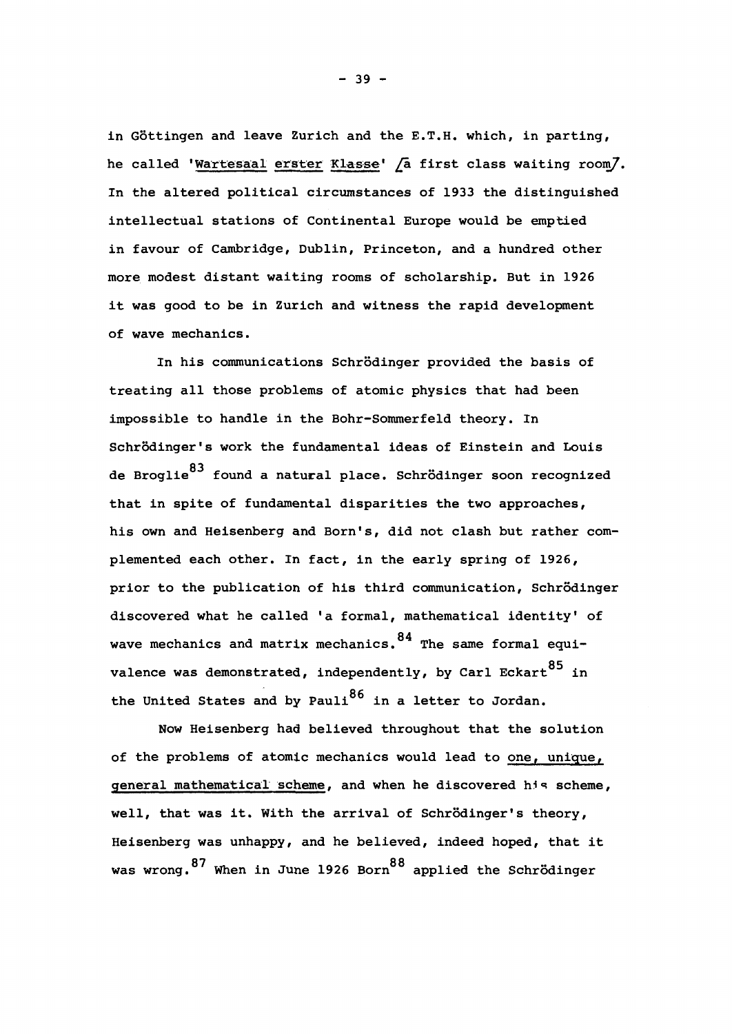in Göttingen and leave Zurich and the E.T.H. which, in parting, he called '_Wartesaal erster Klasse_' [a first class waiting room]. In the altered political circumstances of 1933 the distinguished intellectual stations of Continental Europe would be emptied in favour of Cambridge, Dublin, Princeton, and a hundred other more modest distant waiting rooms of scholarship. But in 1926 it was good to be in Zurich and witness the rapid development of wave mechanics.

In his communications Schrödinger provided the basis of treating all those problems of atomic physics that had been impossible to handle in the Bohr-Sommerfeld theory. In Schrödinger's work the fundamental ideas of Einstein and Louis de Broglie[83] found a natural place. Schrödinger soon recognized that in spite of fundamental disparities the two approaches, his own and Heisenberg and Born's, did not clash but rather complemented each other. In fact, in the early spring of 1926, prior to the publication of his third communication, Schrödinger discovered what he called 'a formal, mathematical identity' of wave mechanics and matrix mechanics.[84] The same formal equivalence was demonstrated, independently, by Carl Eckart[85] in the United States and by Pauli[86] in a letter to Jordan.

Now Heisenberg had believed throughout that the solution of the problems of atomic mechanics would lead to _one, unique, general mathematical scheme_, and when he discovered his scheme, well, that was it. With the arrival of Schrödinger's theory, Heisenberg was unhappy, and he believed, indeed hoped, that it was wrong.[87] When in June 1926 Born[88] applied the Schrödinger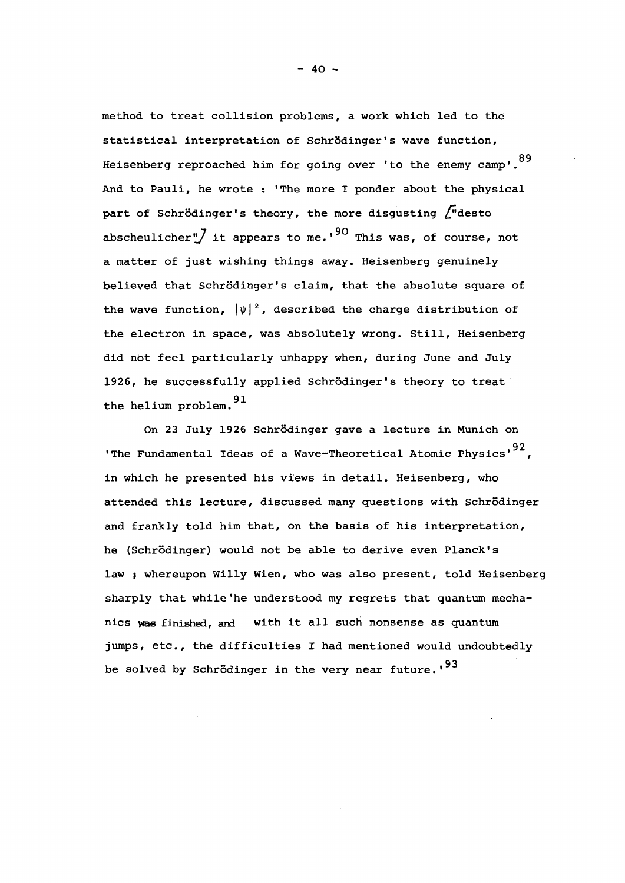method to treat collision problems, a work which led to the statistical interpretation of Schrödinger's wave function, Heisenberg reproached him for going over 'to the enemy camp'.[89] And to Pauli, he wrote : 'The more I ponder about the physical part of Schrödinger's theory, the more disgusting ["desto abscheulicher"] it appears to me.'[90] This was, of course, not a matter of just wishing things away. Heisenberg genuinely believed that Schrödinger's claim, that the absolute square of the wave function, $|\psi|^2$, described the charge distribution of the electron in space, was absolutely wrong. Still, Heisenberg did not feel particularly unhappy when, during June and July 1926, he successfully applied Schrödinger's theory to treat the helium problem.[91]

On 23 July 1926 Schrödinger gave a lecture in Munich on 'The Fundamental Ideas of a Wave-Theoretical Atomic Physics'[92], in which he presented his views in detail. Heisenberg, who attended this lecture, discussed many questions with Schrödinger and frankly told him that, on the basis of his interpretation, he (Schrödinger) would not be able to derive even Planck's law ; whereupon Willy Wien, who was also present, told Heisenberg sharply that while 'he understood my regrets that quantum mechanics was finished, and with it all such nonsense as quantum jumps, etc., the difficulties I had mentioned would undoubtedly be solved by Schrödinger in the very near future.'[93]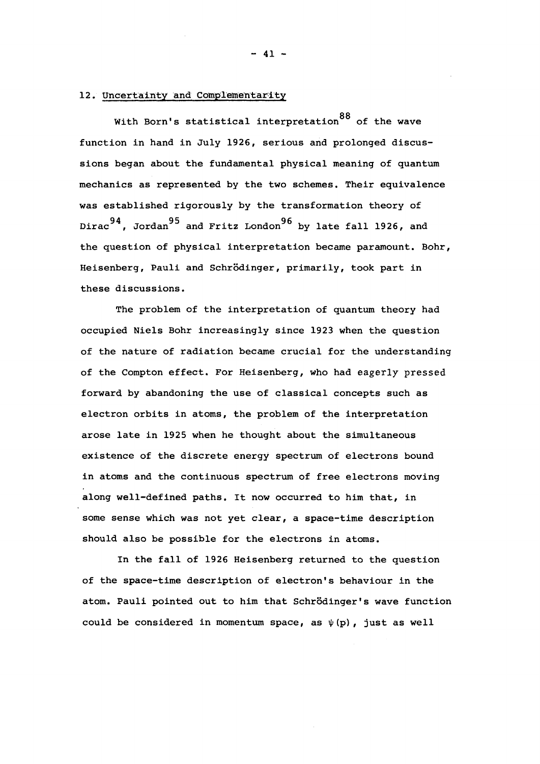## 12. Uncertainty and Complementarity

With Born's statistical interpretation[88] of the wave function in hand in July 1926, serious and prolonged discussions began about the fundamental physical meaning of quantum mechanics as represented by the two schemes. Their equivalence was established rigorously by the transformation theory of Dirac[94], Jordan[95] and Fritz London[96] by late fall 1926, and the question of physical interpretation became paramount. Bohr, Heisenberg, Pauli and Schrödinger, primarily, took part in these discussions.

The problem of the interpretation of quantum theory had occupied Niels Bohr increasingly since 1923 when the question of the nature of radiation became crucial for the understanding of the Compton effect. For Heisenberg, who had eagerly pressed forward by abandoning the use of classical concepts such as electron orbits in atoms, the problem of the interpretation arose late in 1925 when he thought about the simultaneous existence of the discrete energy spectrum of electrons bound in atoms and the continuous spectrum of free electrons moving along well-defined paths. It now occurred to him that, in some sense which was not yet clear, a space-time description should also be possible for the electrons in atoms.

In the fall of 1926 Heisenberg returned to the question of the space-time description of electron's behaviour in the atom. Pauli pointed out to him that Schrödinger's wave function could be considered in momentum space, as $\psi(p)$, just as well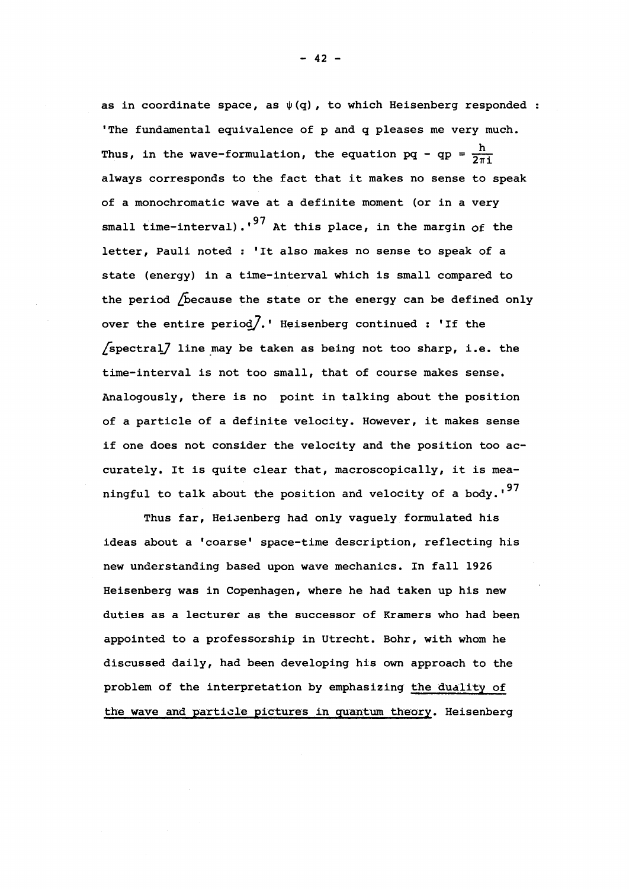as in coordinate space, as $\psi(q)$, to which Heisenberg responded : 'The fundamental equivalence of p and q pleases me very much. Thus, in the wave-formulation, the equation $pq - qp = \frac{h}{2\pi i}$ always corresponds to the fact that it makes no sense to speak of a monochromatic wave at a definite moment (or in a very small time-interval).'[97] At this place, in the margin of the letter, Pauli noted : 'It also makes no sense to speak of a state (energy) in a time-interval which is small compared to the period /because the state or the energy can be defined only over the entire period/.' Heisenberg continued : 'If the /spectral/ line may be taken as being not too sharp, i.e. the time-interval is not too small, that of course makes sense. Analogously, there is no point in talking about the position of a particle of a definite velocity. However, it makes sense if one does not consider the velocity and the position too accurately. It is quite clear that, macroscopically, it is meaningful to talk about the position and velocity of a body.'[97]

Thus far, Heisenberg had only vaguely formulated his ideas about a 'coarse' space-time description, reflecting his new understanding based upon wave mechanics. In fall 1926 Heisenberg was in Copenhagen, where he had taken up his new duties as a lecturer as the successor of Kramers who had been appointed to a professorship in Utrecht. Bohr, with whom he discussed daily, had been developing his own approach to the problem of the interpretation by emphasizing the duality of the wave and particle pictures in quantum theory. Heisenberg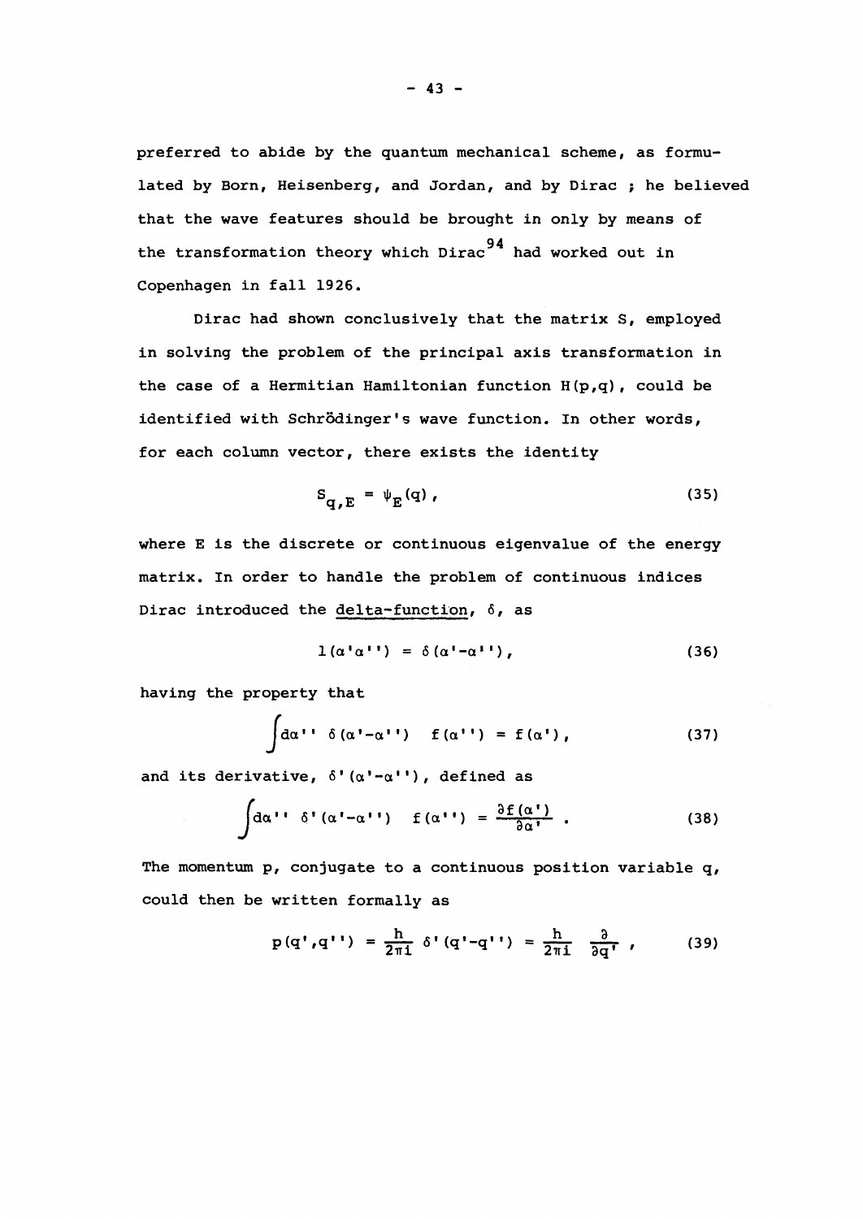preferred to abide by the quantum mechanical scheme, as formulated by Born, Heisenberg, and Jordan, and by Dirac ; he believed that the wave features should be brought in only by means of the transformation theory which Dirac[94] had worked out in Copenhagen in fall 1926.

Dirac had shown conclusively that the matrix S, employed in solving the problem of the principal axis transformation in the case of a Hermitian Hamiltonian function $H(p,q)$, could be identified with Schrödinger's wave function. In other words, for each column vector, there exists the identity

$$S_{q,E} = \psi_E(q)\,, \tag{35}$$

where E is the discrete or continuous eigenvalue of the energy matrix. In order to handle the problem of continuous indices Dirac introduced the <u>delta-function</u>, $\delta$, as

$$1(\alpha'\alpha'') = \delta(\alpha'-\alpha'')\,, \tag{36}$$

having the property that

$$\int d\alpha''\ \delta(\alpha'-\alpha'')\ \ f(\alpha'') = f(\alpha')\,, \tag{37}$$

and its derivative, $\delta'(\alpha'-\alpha'')$, defined as

$$\int d\alpha''\ \delta'(\alpha'-\alpha'')\ \ f(\alpha'') = \frac{\partial f(\alpha')}{\partial \alpha'}\ . \tag{38}$$

The momentum p, conjugate to a continuous position variable q, could then be written formally as

$$p(q',q'') = \frac{h}{2\pi i}\ \delta'(q'-q'') = \frac{h}{2\pi i}\ \frac{\partial}{\partial q'}\ , \tag{39}$$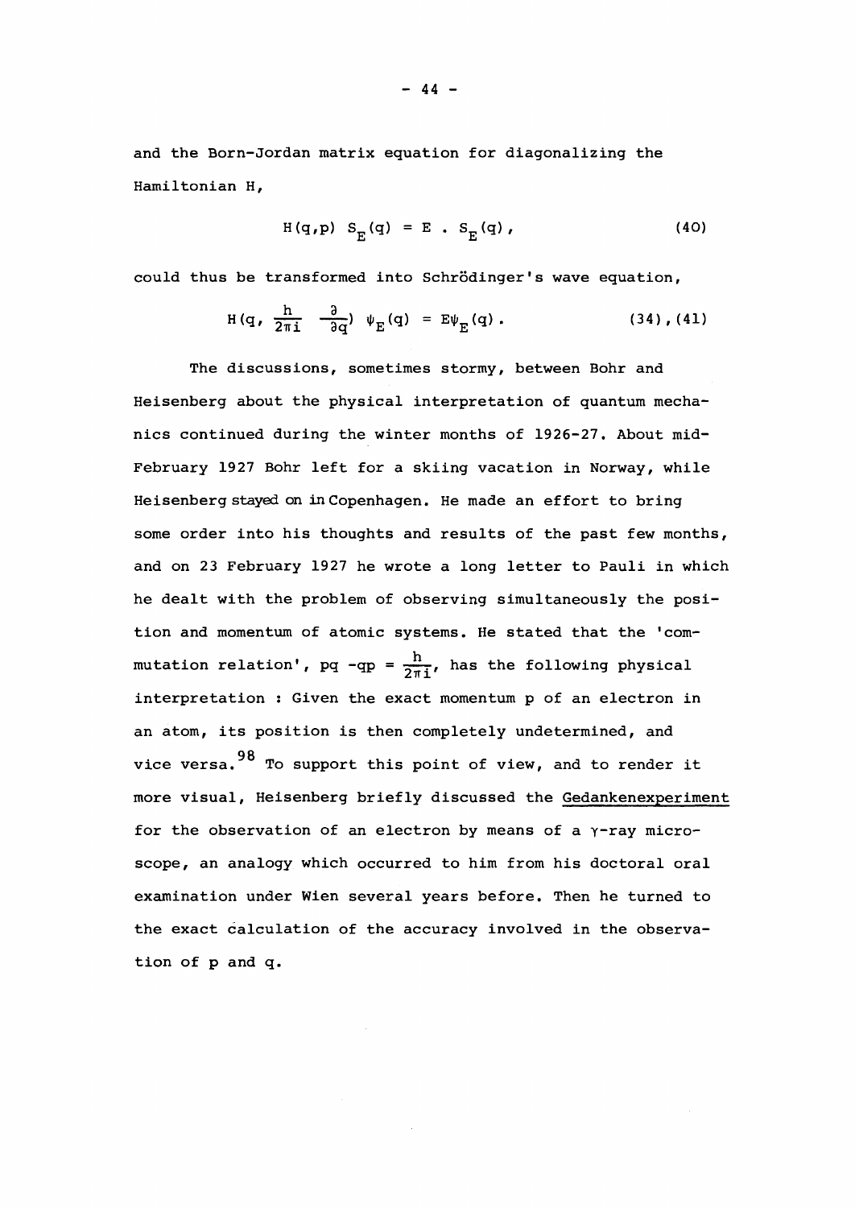and the Born-Jordan matrix equation for diagonalizing the Hamiltonian H,

$$H(q,p)\ S_E(q) = E\ .\ S_E(q), \qquad (40)$$

could thus be transformed into Schrödinger's wave equation,

$$H(q, \frac{h}{2\pi i}\ \frac{\partial}{\partial q})\ \psi_E(q) = E\psi_E(q). \qquad (34),(41)$$

The discussions, sometimes stormy, between Bohr and Heisenberg about the physical interpretation of quantum mechanics continued during the winter months of 1926-27. About mid-February 1927 Bohr left for a skiing vacation in Norway, while Heisenberg stayed on in Copenhagen. He made an effort to bring some order into his thoughts and results of the past few months, and on 23 February 1927 he wrote a long letter to Pauli in which he dealt with the problem of observing simultaneously the position and momentum of atomic systems. He stated that the 'commutation relation', $pq - qp = \frac{h}{2\pi i}$, has the following physical interpretation : Given the exact momentum p of an electron in an atom, its position is then completely undetermined, and vice versa.[98] To support this point of view, and to render it more visual, Heisenberg briefly discussed the Gedankenexperiment for the observation of an electron by means of a $\gamma$-ray microscope, an analogy which occurred to him from his doctoral oral examination under Wien several years before. Then he turned to the exact calculation of the accuracy involved in the observation of p and q.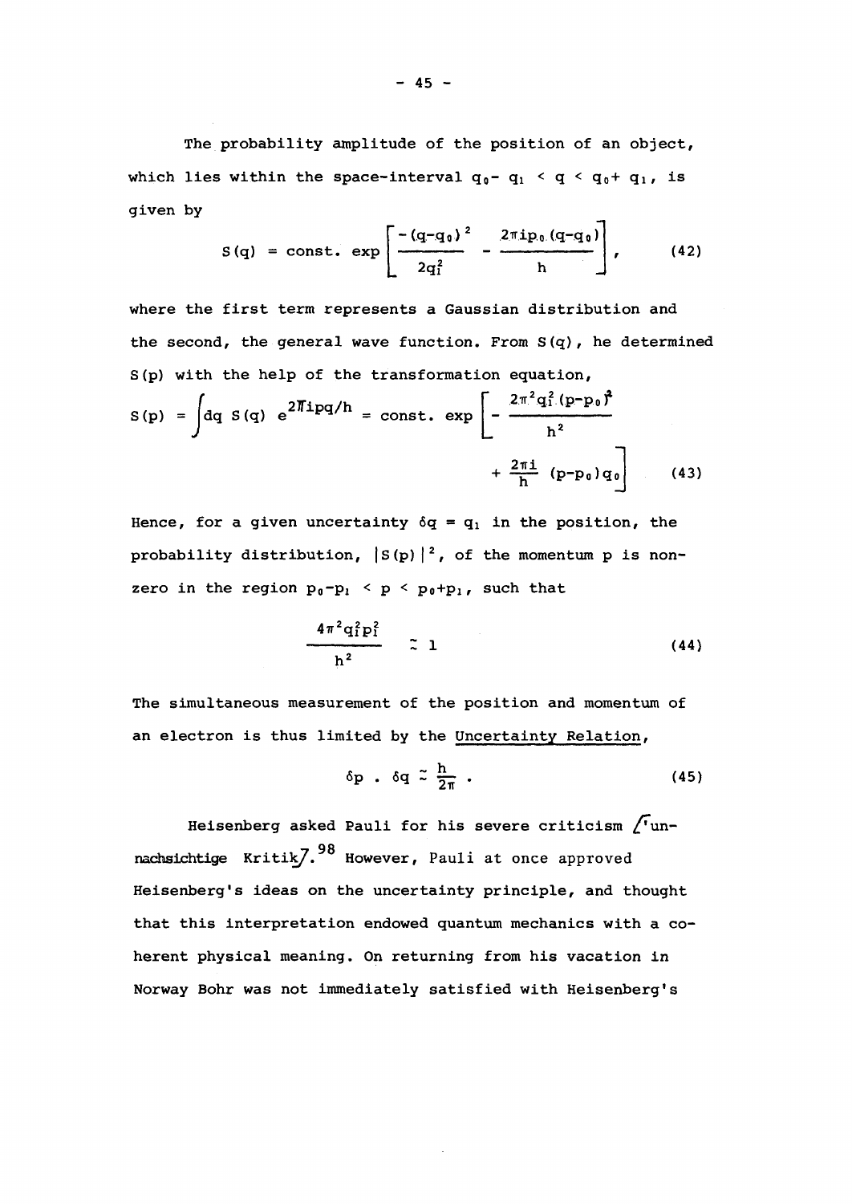The probability amplitude of the position of an object, which lies within the space-interval $q_0 - q_1 < q < q_0 + q_1$, is given by

$$S(q) = \text{const. } \exp\left[\frac{-(q-q_0)^2}{2q_1^2} - \frac{2\pi i p_0 (q-q_0)}{h}\right], \qquad (42)$$

where the first term represents a Gaussian distribution and the second, the general wave function. From $S(q)$, he determined $S(p)$ with the help of the transformation equation,

$$S(p) = \int dq\, S(q)\, e^{2\pi i pq/h} = \text{const. } \exp\left[-\frac{2\pi^2 q_1^2 (p-p_0)^2}{h^2} + \frac{2\pi i}{h}(p-p_0)q_0\right] \qquad (43)$$

Hence, for a given uncertainty $\delta q = q_1$ in the position, the probability distribution, $|S(p)|^2$, of the momentum p is non-zero in the region $p_0 - p_1 < p < p_0 + p_1$, such that

$$\frac{4\pi^2 q_1^2 p_1^2}{h^2} \simeq 1 \qquad (44)$$

The simultaneous measurement of the position and momentum of an electron is thus limited by the Uncertainty Relation,

$$\delta p \,.\, \delta q \simeq \frac{h}{2\pi} \,. \qquad (45)$$

Heisenberg asked Pauli for his severe criticism ['unnachsichtige Kritik].[98] However, Pauli at once approved Heisenberg's ideas on the uncertainty principle, and thought that this interpretation endowed quantum mechanics with a coherent physical meaning. On returning from his vacation in Norway Bohr was not immediately satisfied with Heisenberg's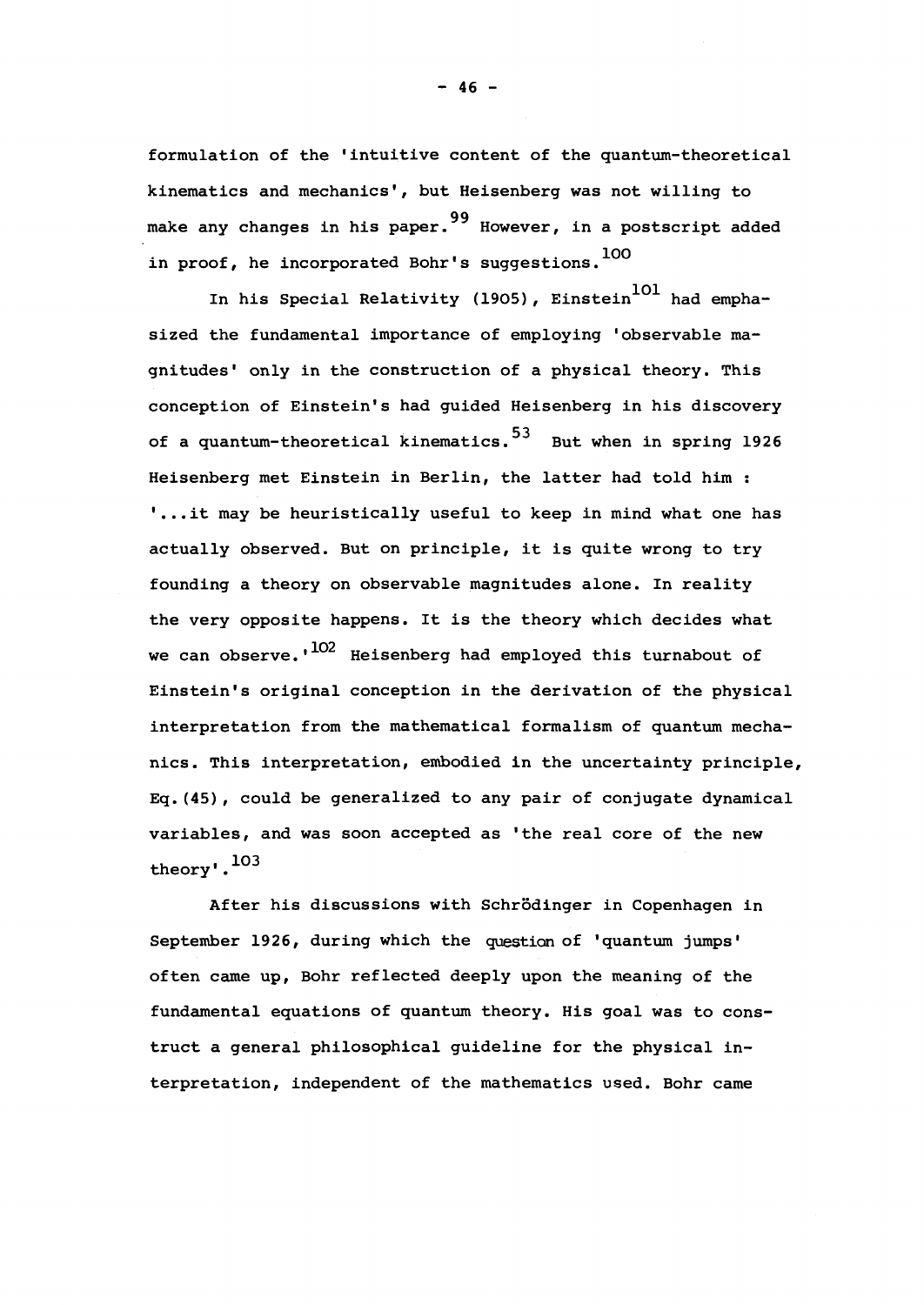formulation of the 'intuitive content of the quantum-theoretical kinematics and mechanics', but Heisenberg was not willing to make any changes in his paper.[99] However, in a postscript added in proof, he incorporated Bohr's suggestions.[100]

In his Special Relativity (1905), Einstein[101] had emphasized the fundamental importance of employing 'observable magnitudes' only in the construction of a physical theory. This conception of Einstein's had guided Heisenberg in his discovery of a quantum-theoretical kinematics.[53] But when in spring 1926 Heisenberg met Einstein in Berlin, the latter had told him : '...it may be heuristically useful to keep in mind what one has actually observed. But on principle, it is quite wrong to try founding a theory on observable magnitudes alone. In reality the very opposite happens. It is the theory which decides what we can observe.'[102] Heisenberg had employed this turnabout of Einstein's original conception in the derivation of the physical interpretation from the mathematical formalism of quantum mechanics. This interpretation, embodied in the uncertainty principle, Eq.(45), could be generalized to any pair of conjugate dynamical variables, and was soon accepted as 'the real core of the new theory'.[103]

After his discussions with Schrödinger in Copenhagen in September 1926, during which the question of 'quantum jumps' often came up, Bohr reflected deeply upon the meaning of the fundamental equations of quantum theory. His goal was to construct a general philosophical guideline for the physical interpretation, independent of the mathematics used. Bohr came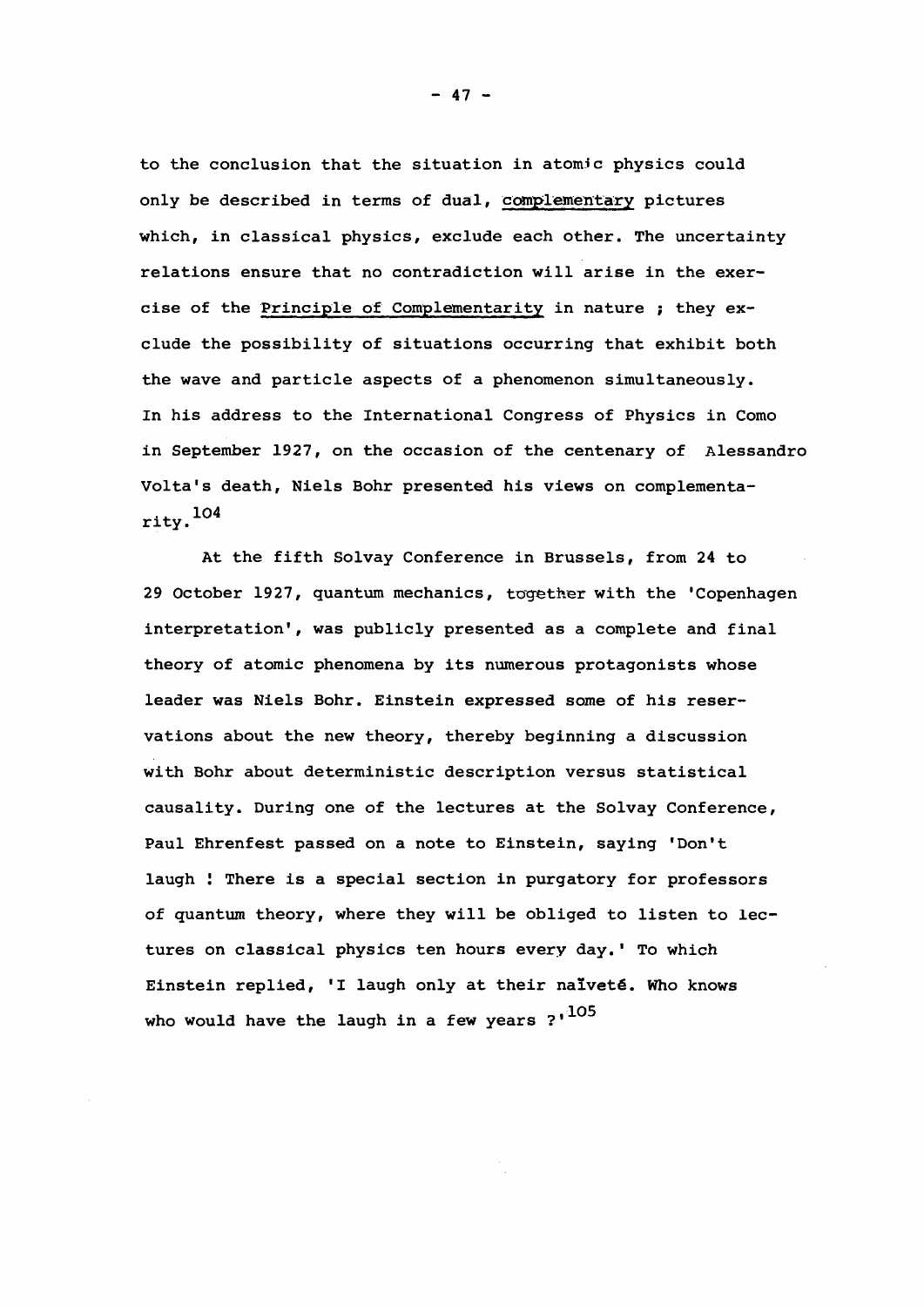to the conclusion that the situation in atomic physics could only be described in terms of dual, complementary pictures which, in classical physics, exclude each other. The uncertainty relations ensure that no contradiction will arise in the exercise of the Principle of Complementarity in nature ; they exclude the possibility of situations occurring that exhibit both the wave and particle aspects of a phenomenon simultaneously. In his address to the International Congress of Physics in Como in September 1927, on the occasion of the centenary of Alessandro Volta's death, Niels Bohr presented his views on complementarity.[104]

At the fifth Solvay Conference in Brussels, from 24 to 29 October 1927, quantum mechanics, together with the 'Copenhagen interpretation', was publicly presented as a complete and final theory of atomic phenomena by its numerous protagonists whose leader was Niels Bohr. Einstein expressed some of his reservations about the new theory, thereby beginning a discussion with Bohr about deterministic description versus statistical causality. During one of the lectures at the Solvay Conference, Paul Ehrenfest passed on a note to Einstein, saying 'Don't laugh ! There is a special section in purgatory for professors of quantum theory, where they will be obliged to listen to lectures on classical physics ten hours every day.' To which Einstein replied, 'I laugh only at their naïveté. Who knows who would have the laugh in a few years ?'[105]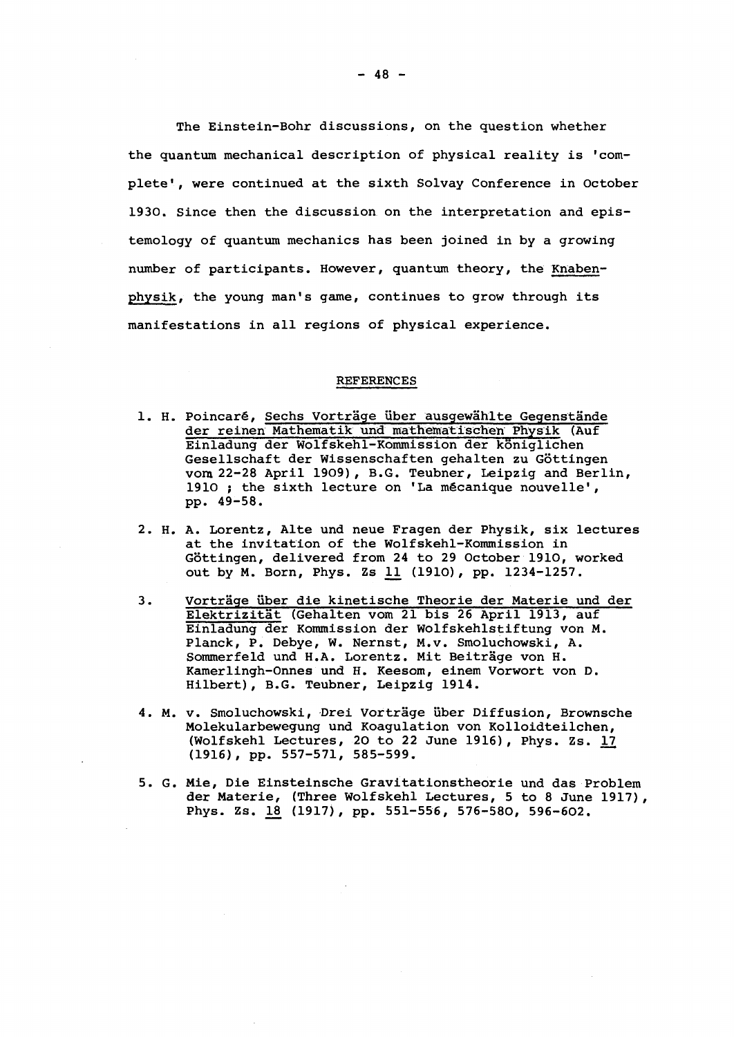The Einstein-Bohr discussions, on the question whether the quantum mechanical description of physical reality is 'complete', were continued at the sixth Solvay Conference in October 1930. Since then the discussion on the interpretation and epistemology of quantum mechanics has been joined in by a growing number of participants. However, quantum theory, the Knabenphysik, the young man's game, continues to grow through its manifestations in all regions of physical experience.

## REFERENCES

1. H. Poincaré, Sechs Vorträge über ausgewählte Gegenstände der reinen Mathematik und mathematischen Physik (Auf Einladung der Wolfskehl-Kommission der königlichen Gesellschaft der Wissenschaften gehalten zu Göttingen vom 22-28 April 1909), B.G. Teubner, Leipzig and Berlin, 1910 ; the sixth lecture on 'La mécanique nouvelle', pp. 49-58.

2. H. A. Lorentz, Alte und neue Fragen der Physik, six lectures at the invitation of the Wolfskehl-Kommission in Göttingen, delivered from 24 to 29 October 1910, worked out by M. Born, Phys. Zs 11 (1910), pp. 1234-1257.

3. Vorträge über die kinetische Theorie der Materie und der Elektrizität (Gehalten vom 21 bis 26 April 1913, auf Einladung der Kommission der Wolfskehlstiftung von M. Planck, P. Debye, W. Nernst, M.v. Smoluchowski, A. Sommerfeld und H.A. Lorentz. Mit Beiträge von H. Kamerlingh-Onnes und H. Keesom, einem Vorwort von D. Hilbert), B.G. Teubner, Leipzig 1914.

4. M. v. Smoluchowski, Drei Vorträge über Diffusion, Brownsche Molekularbewegung und Koagulation von Kolloidteilchen, (Wolfskehl Lectures, 20 to 22 June 1916), Phys. Zs. 17 (1916), pp. 557-571, 585-599.

5. G. Mie, Die Einsteinsche Gravitationstheorie und das Problem der Materie, (Three Wolfskehl Lectures, 5 to 8 June 1917), Phys. Zs. 18 (1917), pp. 551-556, 576-580, 596-602.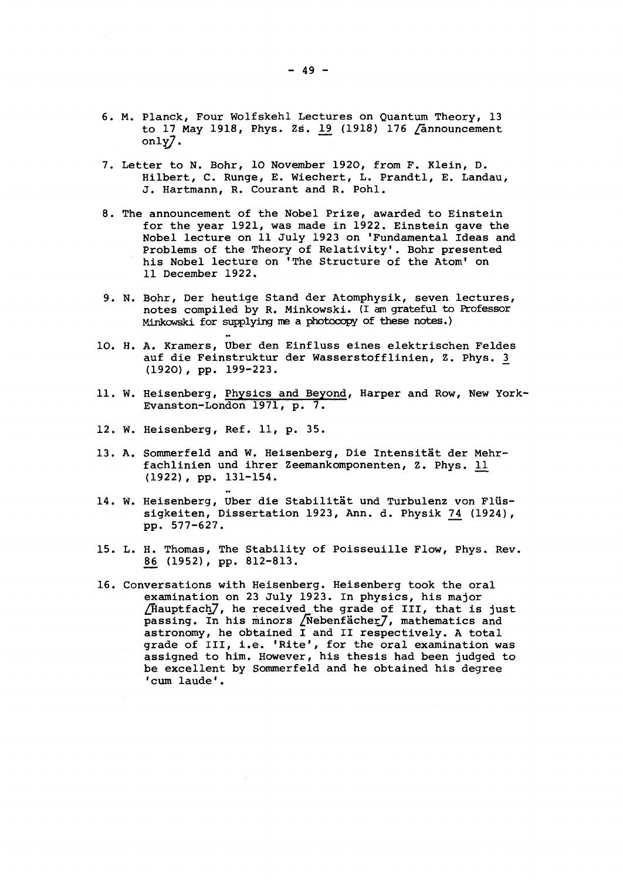6. M. Planck, Four Wolfskehl Lectures on Quantum Theory, 13 to 17 May 1918, Phys. Zs. 19 (1918) 176 /announcement only/.

7. Letter to N. Bohr, 10 November 1920, from F. Klein, D. Hilbert, C. Runge, E. Wiechert, L. Prandtl, E. Landau, J. Hartmann, R. Courant and R. Pohl.

8. The announcement of the Nobel Prize, awarded to Einstein for the year 1921, was made in 1922. Einstein gave the Nobel lecture on 11 July 1923 on 'Fundamental Ideas and Problems of the Theory of Relativity'. Bohr presented his Nobel lecture on 'The Structure of the Atom' on 11 December 1922.

9. N. Bohr, Der heutige Stand der Atomphysik, seven lectures, notes compiled by R. Minkowski. (I am grateful to Professor Minkowski for supplying me a photocopy of these notes.)

10. H. A. Kramers, Über den Einfluss eines elektrischen Feldes auf die Feinstruktur der Wasserstofflinien, Z. Phys. 3 (1920), pp. 199-223.

11. W. Heisenberg, Physics and Beyond, Harper and Row, New York-Evanston-London 1971, p. 7.

12. W. Heisenberg, Ref. 11, p. 35.

13. A. Sommerfeld and W. Heisenberg, Die Intensität der Mehrfachlinien und ihrer Zeemankomponenten, Z. Phys. 11 (1922), pp. 131-154.

14. W. Heisenberg, Über die Stabilität und Turbulenz von Flüssigkeiten, Dissertation 1923, Ann. d. Physik 74 (1924), pp. 577-627.

15. L. H. Thomas, The Stability of Poisseuille Flow, Phys. Rev. 86 (1952), pp. 812-813.

16. Conversations with Heisenberg. Heisenberg took the oral examination on 23 July 1923. In physics, his major /Hauptfach/, he received the grade of III, that is just passing. In his minors /Nebenfächer/, mathematics and astronomy, he obtained I and II respectively. A total grade of III, i.e. 'Rite', for the oral examination was assigned to him. However, his thesis had been judged to be excellent by Sommerfeld and he obtained his degree 'cum laude'.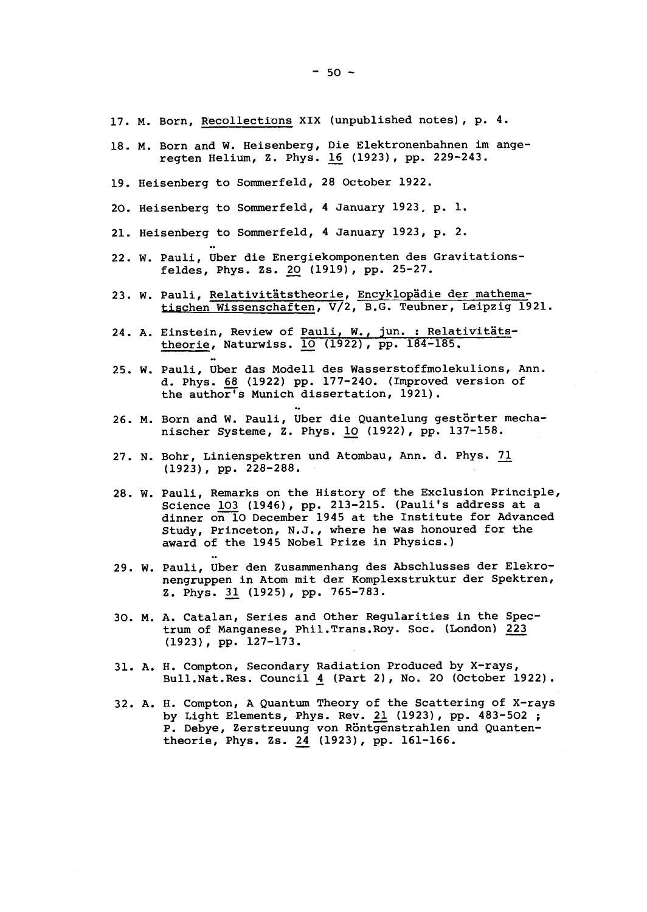17. M. Born, Recollections XIX (unpublished notes), p. 4.

18. M. Born and W. Heisenberg, Die Elektronenbahnen im angeregten Helium, Z. Phys. 16 (1923), pp. 229-243.

19. Heisenberg to Sommerfeld, 28 October 1922.

20. Heisenberg to Sommerfeld, 4 January 1923, p. 1.

21. Heisenberg to Sommerfeld, 4 January 1923, p. 2.

22. W. Pauli, Über die Energiekomponenten des Gravitationsfeldes, Phys. Zs. 20 (1919), pp. 25-27.

23. W. Pauli, Relativitätstheorie, Encyklopädie der mathematischen Wissenschaften, V/2, B.G. Teubner, Leipzig 1921.

24. A. Einstein, Review of Pauli, W., jun. : Relativitätstheorie, Naturwiss. 10 (1922), pp. 184-185.

25. W. Pauli, Über das Modell des Wasserstoffmolekulions, Ann. d. Phys. 68 (1922) pp. 177-240. (Improved version of the author's Munich dissertation, 1921).

26. M. Born and W. Pauli, Über die Quantelung gestörter mechanischer Systeme, Z. Phys. 10 (1922), pp. 137-158.

27. N. Bohr, Linienspektren und Atombau, Ann. d. Phys. 71 (1923), pp. 228-288.

28. W. Pauli, Remarks on the History of the Exclusion Principle, Science 103 (1946), pp. 213-215. (Pauli's address at a dinner on 10 December 1945 at the Institute for Advanced Study, Princeton, N.J., where he was honoured for the award of the 1945 Nobel Prize in Physics.)

29. W. Pauli, Über den Zusammenhang des Abschlusses der Elekronengruppen in Atom mit der Komplexstruktur der Spektren, Z. Phys. 31 (1925), pp. 765-783.

30. M. A. Catalan, Series and Other Regularities in the Spectrum of Manganese, Phil.Trans.Roy. Soc. (London) 223 (1923), pp. 127-173.

31. A. H. Compton, Secondary Radiation Produced by X-rays, Bull.Nat.Res. Council 4 (Part 2), No. 20 (October 1922).

32. A. H. Compton, A Quantum Theory of the Scattering of X-rays by Light Elements, Phys. Rev. 21 (1923), pp. 483-502 ; P. Debye, Zerstreuung von Röntgenstrahlen und Quantentheorie, Phys. Zs. 24 (1923), pp. 161-166.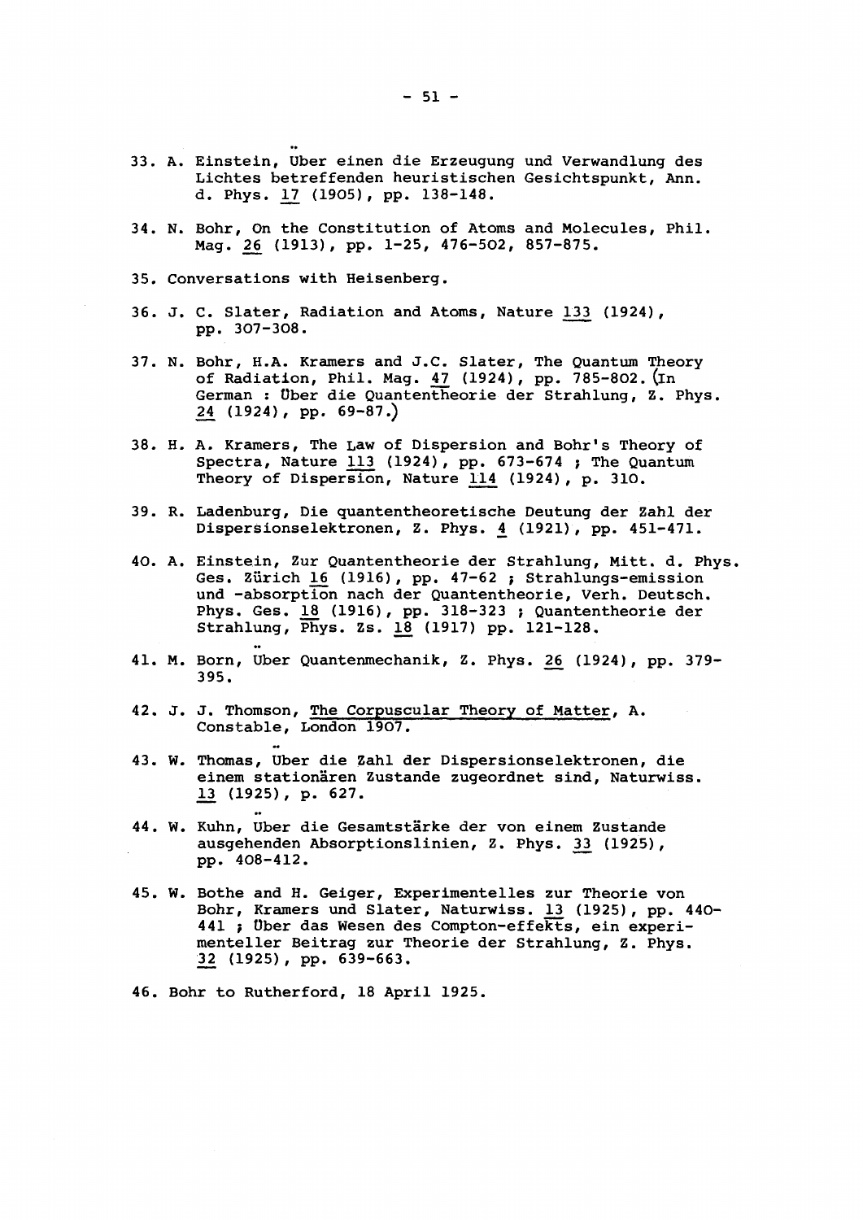33. A. Einstein, Über einen die Erzeugung und Verwandlung des Lichtes betreffenden heuristischen Gesichtspunkt, Ann. d. Phys. 17 (1905), pp. 138-148.

34. N. Bohr, On the Constitution of Atoms and Molecules, Phil. Mag. 26 (1913), pp. 1-25, 476-502, 857-875.

35. Conversations with Heisenberg.

36. J. C. Slater, Radiation and Atoms, Nature 133 (1924), pp. 307-308.

37. N. Bohr, H.A. Kramers and J.C. Slater, The Quantum Theory of Radiation, Phil. Mag. 47 (1924), pp. 785-802. (In German : Über die Quantentheorie der Strahlung, Z. Phys. 24 (1924), pp. 69-87.)

38. H. A. Kramers, The Law of Dispersion and Bohr's Theory of Spectra, Nature 113 (1924), pp. 673-674 ; The Quantum Theory of Dispersion, Nature 114 (1924), p. 310.

39. R. Ladenburg, Die quantentheoretische Deutung der Zahl der Dispersionselektronen, Z. Phys. 4 (1921), pp. 451-471.

40. A. Einstein, Zur Quantentheorie der Strahlung, Mitt. d. Phys. Ges. Zürich 16 (1916), pp. 47-62 ; Strahlungs-emission und -absorption nach der Quantentheorie, Verh. Deutsch. Phys. Ges. 18 (1916), pp. 318-323 ; Quantentheorie der Strahlung, Phys. Zs. 18 (1917) pp. 121-128.

41. M. Born, Über Quantenmechanik, Z. Phys. 26 (1924), pp. 379-395.

42. J. J. Thomson, The Corpuscular Theory of Matter, A. Constable, London 1907.

43. W. Thomas, Über die Zahl der Dispersionselektronen, die einem stationären Zustande zugeordnet sind, Naturwiss. 13 (1925), p. 627.

44. W. Kuhn, Über die Gesamtstärke der von einem Zustande ausgehenden Absorptionslinien, Z. Phys. 33 (1925), pp. 408-412.

45. W. Bothe and H. Geiger, Experimentelles zur Theorie von Bohr, Kramers und Slater, Naturwiss. 13 (1925), pp. 440-441 ; Über das Wesen des Compton-effekts, ein experimenteller Beitrag zur Theorie der Strahlung, Z. Phys. 32 (1925), pp. 639-663.

46. Bohr to Rutherford, 18 April 1925.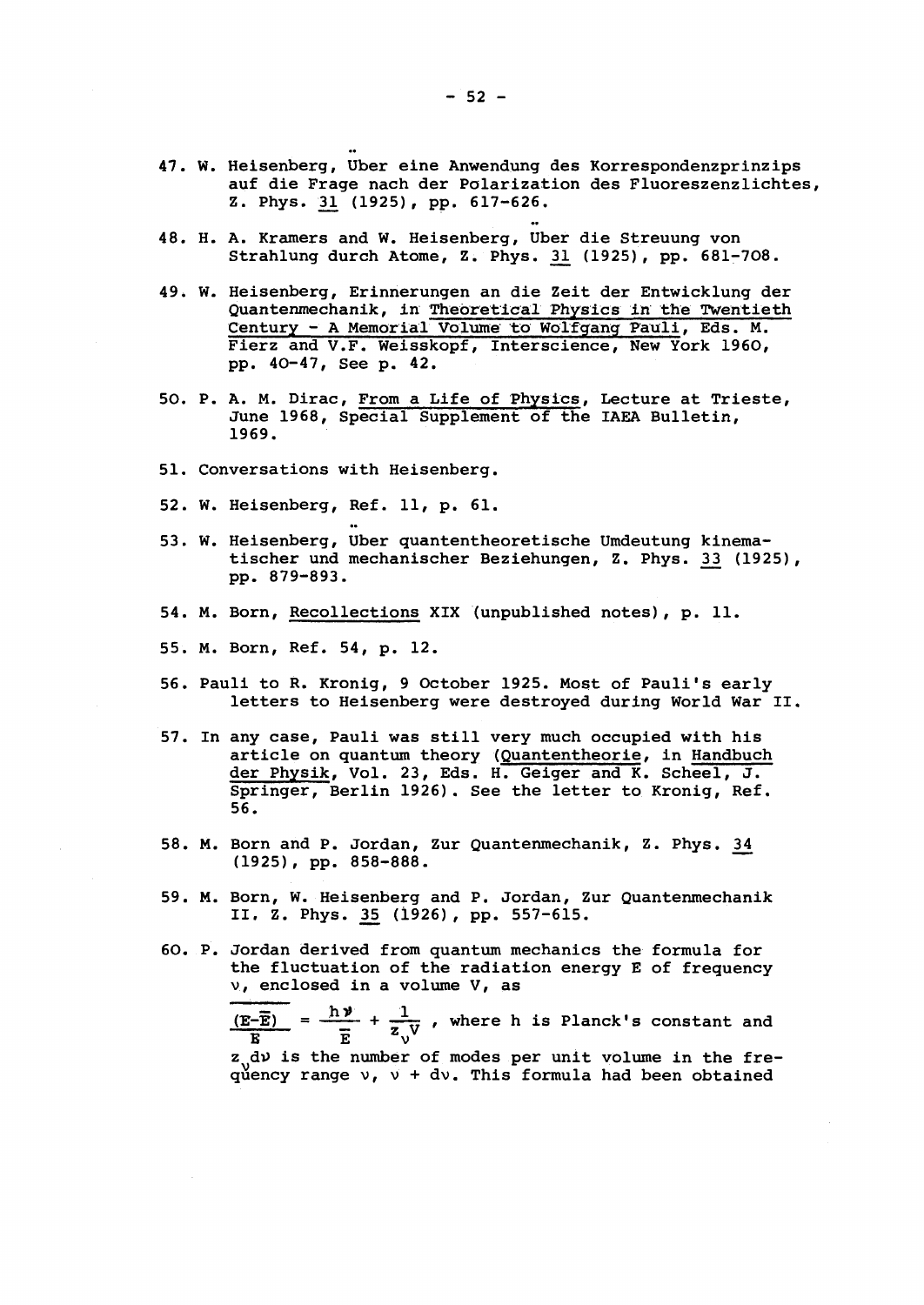47. W. Heisenberg, Über eine Anwendung des Korrespondenzprinzips auf die Frage nach der Polarization des Fluoreszenzlichtes, Z. Phys. 31 (1925), pp. 617-626.

48. H. A. Kramers and W. Heisenberg, Über die Streuung von Strahlung durch Atome, Z. Phys. 31 (1925), pp. 681-708.

49. W. Heisenberg, Erinnerungen an die Zeit der Entwicklung der Quantenmechanik, in Theoretical Physics in the Twentieth Century - A Memorial Volume to Wolfgang Pauli, Eds. M. Fierz and V.F. Weisskopf, Interscience, New York 1960, pp. 40-47, See p. 42.

50. P. A. M. Dirac, From a Life of Physics, Lecture at Trieste, June 1968, Special Supplement of the IAEA Bulletin, 1969.

51. Conversations with Heisenberg.

52. W. Heisenberg, Ref. 11, p. 61.

53. W. Heisenberg, Über quantentheoretische Umdeutung kinematischer und mechanischer Beziehungen, Z. Phys. 33 (1925), pp. 879-893.

54. M. Born, Recollections XIX (unpublished notes), p. 11.

55. M. Born, Ref. 54, p. 12.

56. Pauli to R. Kronig, 9 October 1925. Most of Pauli's early letters to Heisenberg were destroyed during World War II.

57. In any case, Pauli was still very much occupied with his article on quantum theory (Quantentheorie, in Handbuch der Physik, Vol. 23, Eds. H. Geiger and K. Scheel, J. Springer, Berlin 1926). See the letter to Kronig, Ref. 56.

58. M. Born and P. Jordan, Zur Quantenmechanik, Z. Phys. 34 (1925), pp. 858-888.

59. M. Born, W. Heisenberg and P. Jordan, Zur Quantenmechanik II. Z. Phys. 35 (1926), pp. 557-615.

60. P. Jordan derived from quantum mechanics the formula for the fluctuation of the radiation energy E of frequency $\nu$, enclosed in a volume V, as

$$\frac{\overline{(E-\overline{E})}}{\overline{E}} = \frac{h\nu}{\overline{E}} + \frac{1}{z_\nu V}$$

, where h is Planck's constant and $z_\nu d\nu$ is the number of modes per unit volume in the frequency range $\nu$, $\nu + d\nu$. This formula had been obtained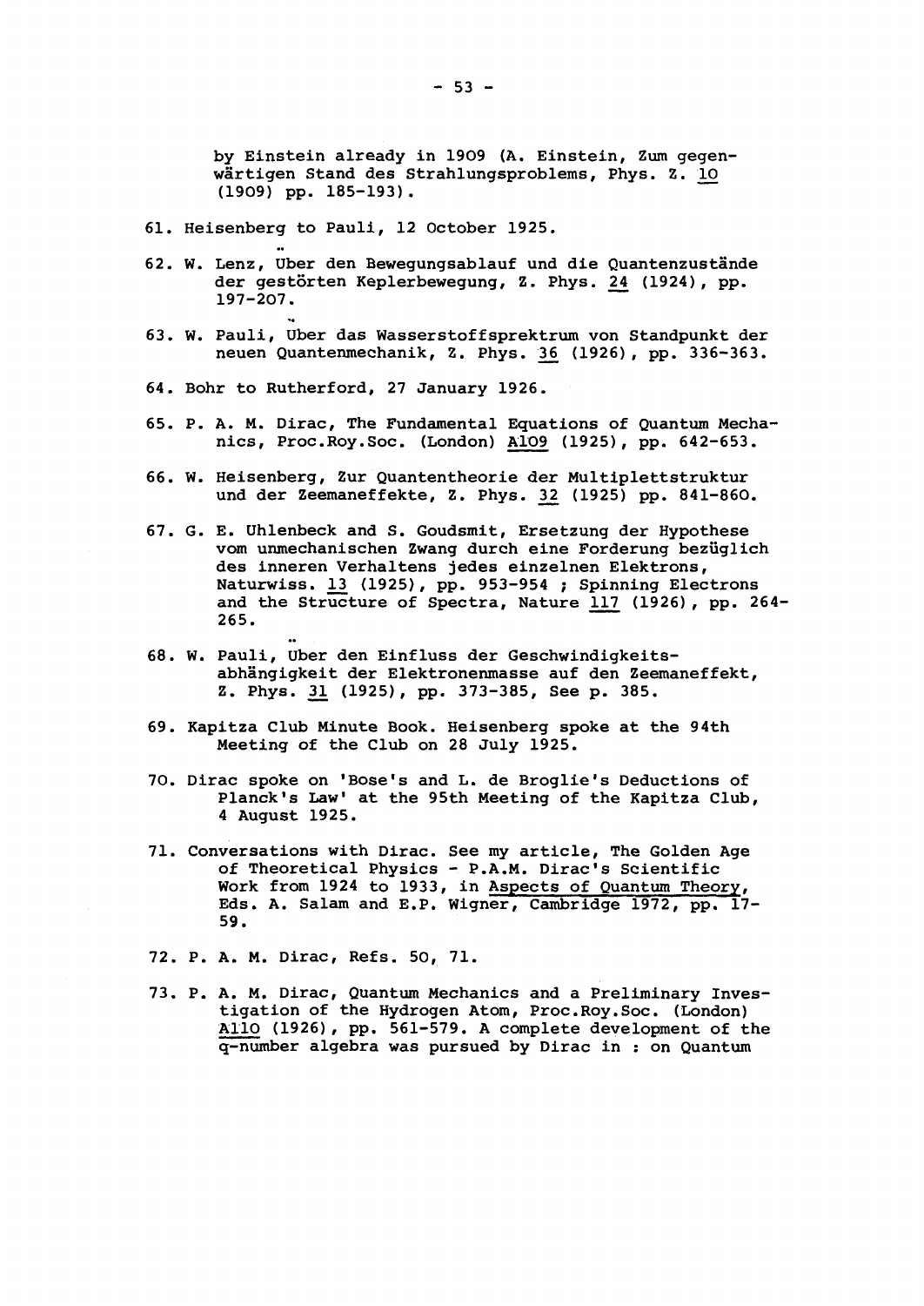by Einstein already in 1909 (A. Einstein, Zum gegenwärtigen Stand des Strahlungsproblems, Phys. Z. 10 (1909) pp. 185-193).

61. Heisenberg to Pauli, 12 October 1925.

62. W. Lenz, Über den Bewegungsablauf und die Quantenzustände der gestörten Keplerbewegung, Z. Phys. 24 (1924), pp. 197-207.

63. W. Pauli, Über das Wasserstoffsprektrum von Standpunkt der neuen Quantenmechanik, Z. Phys. 36 (1926), pp. 336-363.

64. Bohr to Rutherford, 27 January 1926.

65. P. A. M. Dirac, The Fundamental Equations of Quantum Mechanics, Proc.Roy.Soc. (London) A109 (1925), pp. 642-653.

66. W. Heisenberg, Zur Quantentheorie der Multiplettstruktur und der Zeemaneffekte, Z. Phys. 32 (1925) pp. 841-860.

67. G. E. Uhlenbeck and S. Goudsmit, Ersetzung der Hypothese vom unmechanischen Zwang durch eine Forderung bezüglich des inneren Verhaltens jedes einzelnen Elektrons, Naturwiss. 13 (1925), pp. 953-954 ; Spinning Electrons and the Structure of Spectra, Nature 117 (1926), pp. 264-265.

68. W. Pauli, Über den Einfluss der Geschwindigkeitsabhängigkeit der Elektronenmasse auf den Zeemaneffekt, Z. Phys. 31 (1925), pp. 373-385, See p. 385.

69. Kapitza Club Minute Book. Heisenberg spoke at the 94th Meeting of the Club on 28 July 1925.

70. Dirac spoke on 'Bose's and L. de Broglie's Deductions of Planck's Law' at the 95th Meeting of the Kapitza Club, 4 August 1925.

71. Conversations with Dirac. See my article, The Golden Age of Theoretical Physics - P.A.M. Dirac's Scientific Work from 1924 to 1933, in Aspects of Quantum Theory, Eds. A. Salam and E.P. Wigner, Cambridge 1972, pp. 17-59.

72. P. A. M. Dirac, Refs. 50, 71.

73. P. A. M. Dirac, Quantum Mechanics and a Preliminary Investigation of the Hydrogen Atom, Proc.Roy.Soc. (London) A110 (1926), pp. 561-579. A complete development of the q-number algebra was pursued by Dirac in : on Quantum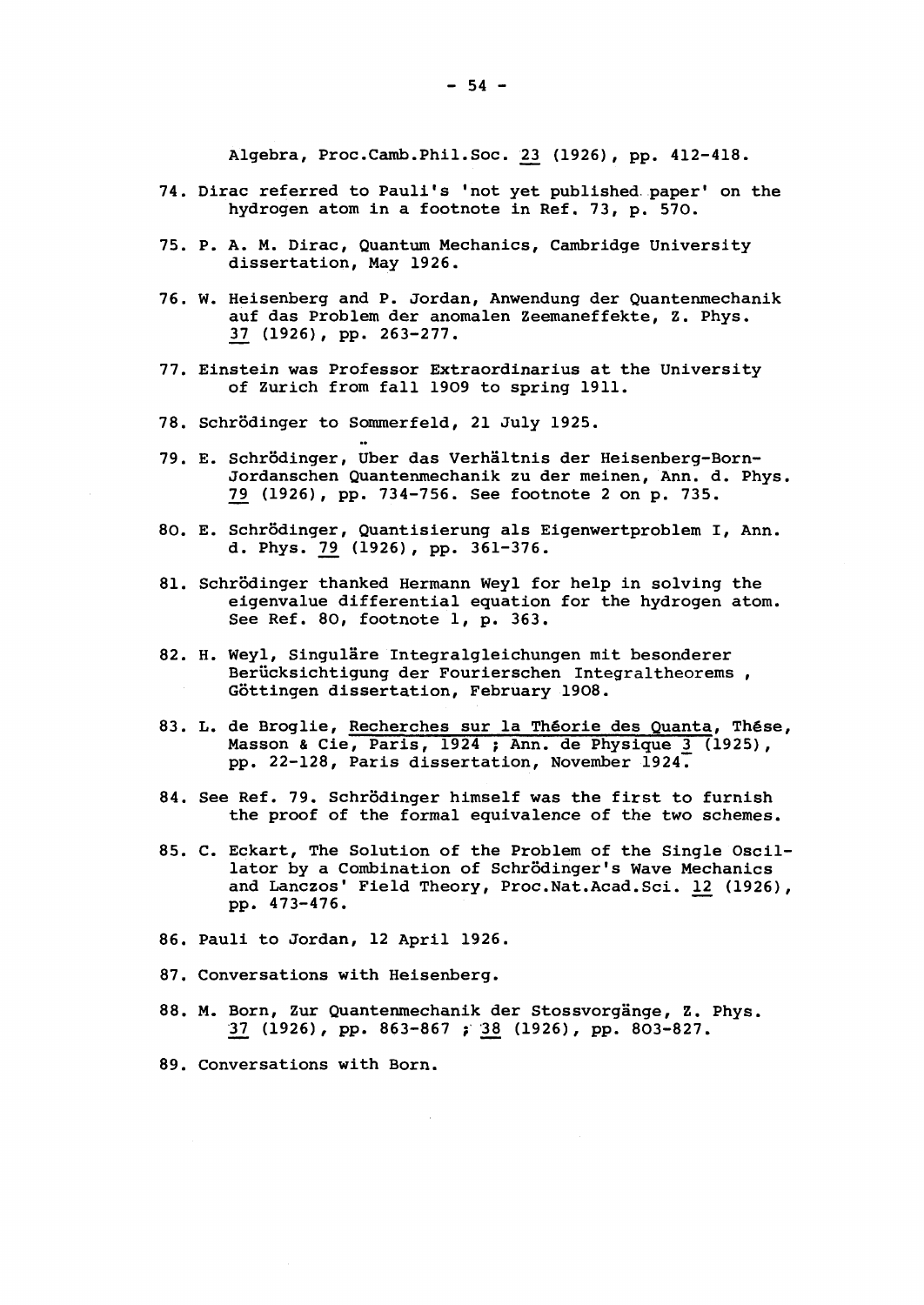Algebra, Proc.Camb.Phil.Soc. 23 (1926), pp. 412-418.

74. Dirac referred to Pauli's 'not yet published paper' on the hydrogen atom in a footnote in Ref. 73, p. 570.

75. P. A. M. Dirac, Quantum Mechanics, Cambridge University dissertation, May 1926.

76. W. Heisenberg and P. Jordan, Anwendung der Quantenmechanik auf das Problem der anomalen Zeemaneffekte, Z. Phys. 37 (1926), pp. 263-277.

77. Einstein was Professor Extraordinarius at the University of Zurich from fall 1909 to spring 1911.

78. Schrödinger to Sommerfeld, 21 July 1925.

79. E. Schrödinger, Über das Verhältnis der Heisenberg-Born-Jordanschen Quantenmechanik zu der meinen, Ann. d. Phys. 79 (1926), pp. 734-756. See footnote 2 on p. 735.

80. E. Schrödinger, Quantisierung als Eigenwertproblem I, Ann. d. Phys. 79 (1926), pp. 361-376.

81. Schrödinger thanked Hermann Weyl for help in solving the eigenvalue differential equation for the hydrogen atom. See Ref. 80, footnote 1, p. 363.

82. H. Weyl, Singuläre Integralgleichungen mit besonderer Berücksichtigung der Fourierschen Integraltheorems, Göttingen dissertation, February 1908.

83. L. de Broglie, Recherches sur la Théorie des Quanta, Thése, Masson & Cie, Paris, 1924 ; Ann. de Physique 3 (1925), pp. 22-128, Paris dissertation, November 1924.

84. See Ref. 79. Schrödinger himself was the first to furnish the proof of the formal equivalence of the two schemes.

85. C. Eckart, The Solution of the Problem of the Single Oscillator by a Combination of Schrödinger's Wave Mechanics and Lanczos' Field Theory, Proc.Nat.Acad.Sci. 12 (1926), pp. 473-476.

86. Pauli to Jordan, 12 April 1926.

87. Conversations with Heisenberg.

88. M. Born, Zur Quantenmechanik der Stossvorgänge, Z. Phys. 37 (1926), pp. 863-867 ; 38 (1926), pp. 803-827.

89. Conversations with Born.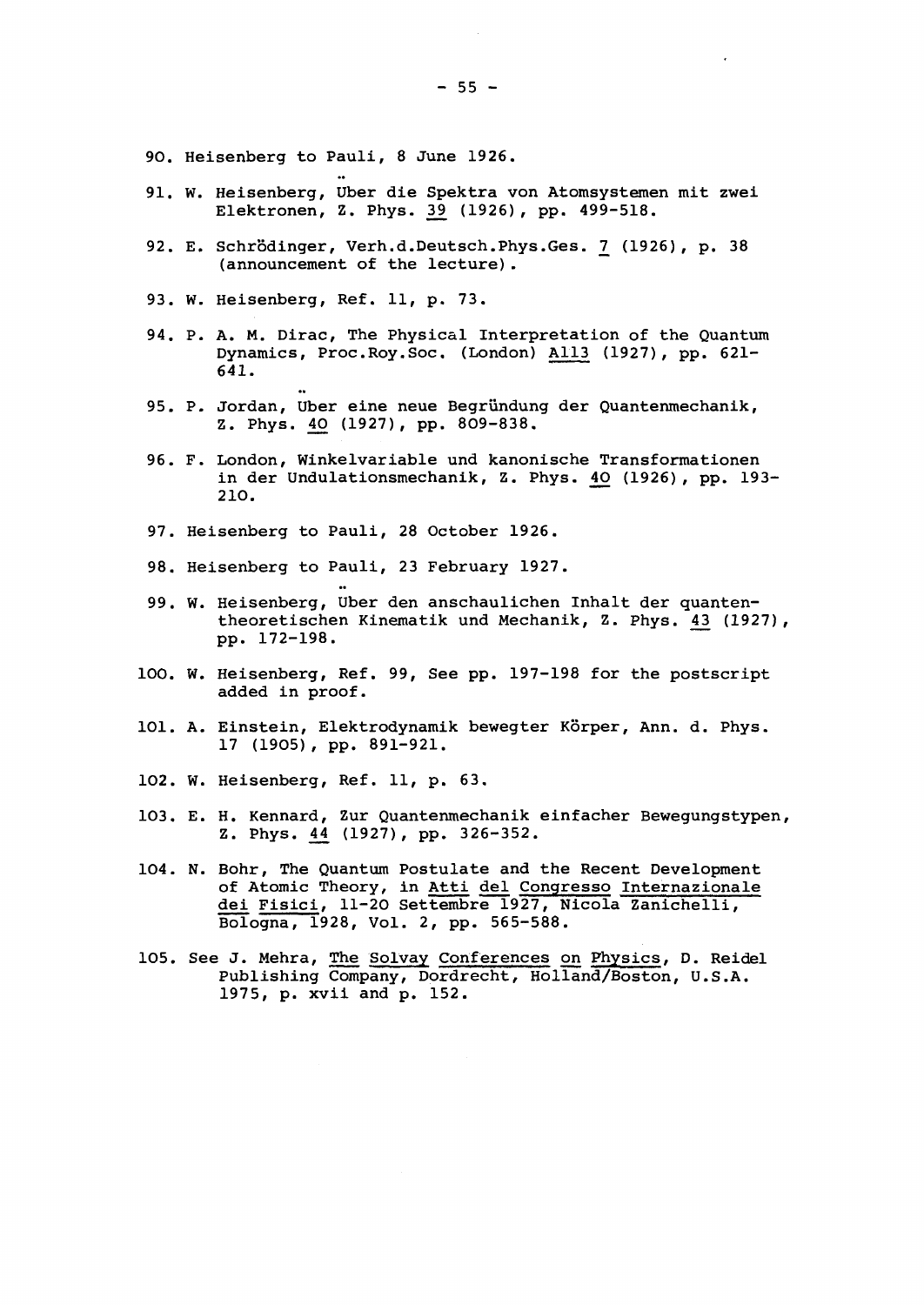90. Heisenberg to Pauli, 8 June 1926.

91. W. Heisenberg, Über die Spektra von Atomsystemen mit zwei Elektronen, Z. Phys. 39 (1926), pp. 499-518.

92. E. Schrödinger, Verh.d.Deutsch.Phys.Ges. 7 (1926), p. 38 (announcement of the lecture).

93. W. Heisenberg, Ref. 11, p. 73.

94. P. A. M. Dirac, The Physical Interpretation of the Quantum Dynamics, Proc.Roy.Soc. (London) A113 (1927), pp. 621-641.

95. P. Jordan, Über eine neue Begründung der Quantenmechanik, Z. Phys. 40 (1927), pp. 809-838.

96. F. London, Winkelvariable und kanonische Transformationen in der Undulationsmechanik, Z. Phys. 40 (1926), pp. 193-210.

97. Heisenberg to Pauli, 28 October 1926.

98. Heisenberg to Pauli, 23 February 1927.

99. W. Heisenberg, Über den anschaulichen Inhalt der quantentheoretischen Kinematik und Mechanik, Z. Phys. 43 (1927), pp. 172-198.

100. W. Heisenberg, Ref. 99, See pp. 197-198 for the postscript added in proof.

101. A. Einstein, Elektrodynamik bewegter Körper, Ann. d. Phys. 17 (1905), pp. 891-921.

102. W. Heisenberg, Ref. 11, p. 63.

103. E. H. Kennard, Zur Quantenmechanik einfacher Bewegungstypen, Z. Phys. 44 (1927), pp. 326-352.

104. N. Bohr, The Quantum Postulate and the Recent Development of Atomic Theory, in *Atti del Congresso Internazionale dei Fisici*, 11-20 Settembre 1927, Nicola Zanichelli, Bologna, 1928, Vol. 2, pp. 565-588.

105. See J. Mehra, *The Solvay Conferences on Physics*, D. Reidel Publishing Company, Dordrecht, Holland/Boston, U.S.A. 1975, p. xvii and p. 152.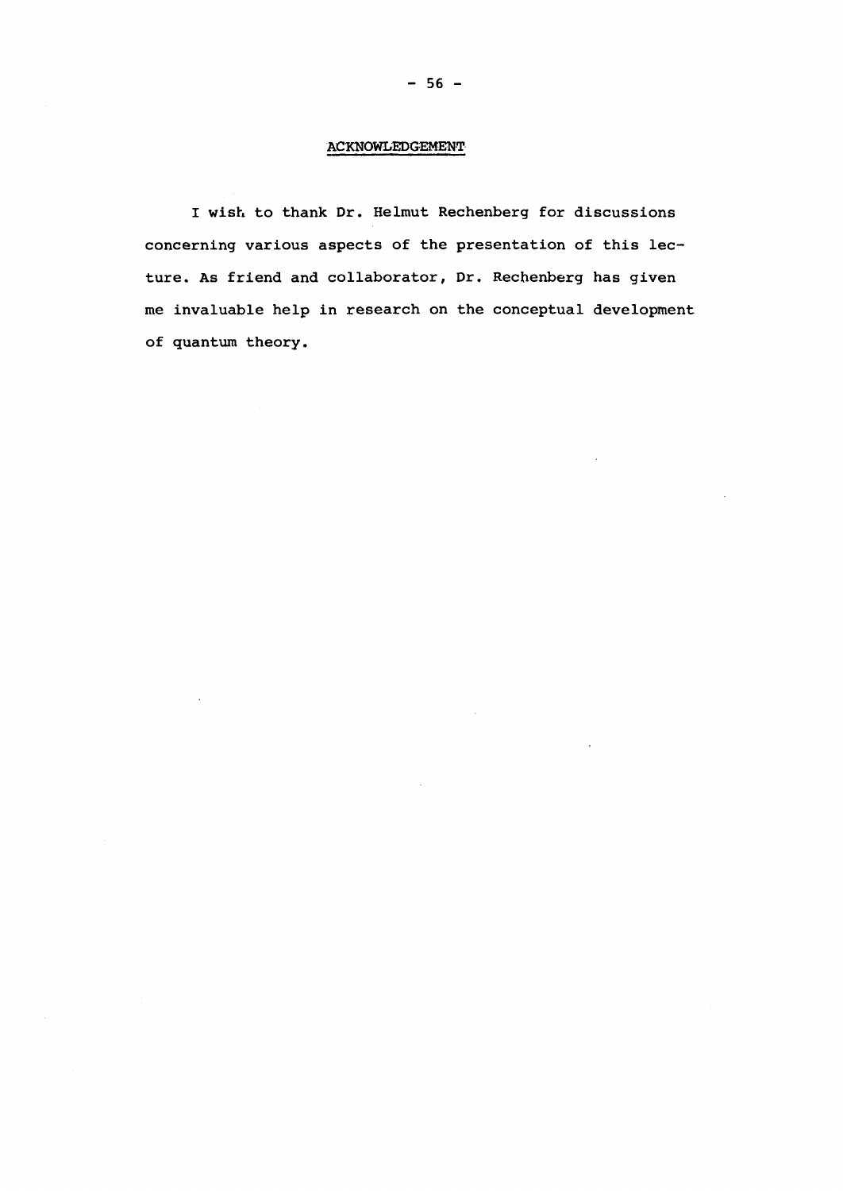## ACKNOWLEDGEMENT

I wish to thank Dr. Helmut Rechenberg for discussions concerning various aspects of the presentation of this lecture. As friend and collaborator, Dr. Rechenberg has given me invaluable help in research on the conceptual development of quantum theory.